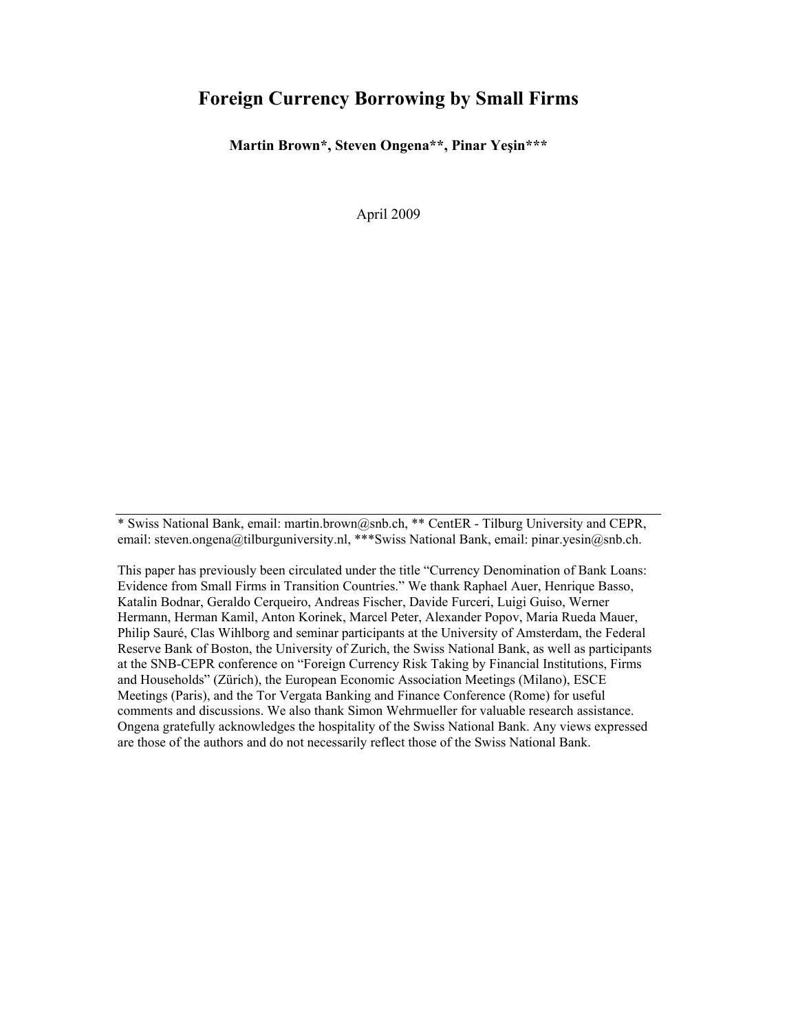# Foreign Currency Borrowing by Small Firms

**Martin Brown*, Steven Ongena**, Pinar Yeşin*****

April 2009

---

* Swiss National Bank, email: martin.brown@snb.ch, ** CentER - Tilburg University and CEPR, email: steven.ongena@tilburguniversity.nl, ***Swiss National Bank, email: pinar.yesin@snb.ch.

This paper has previously been circulated under the title "Currency Denomination of Bank Loans: Evidence from Small Firms in Transition Countries." We thank Raphael Auer, Henrique Basso, Katalin Bodnar, Geraldo Cerqueiro, Andreas Fischer, Davide Furceri, Luigi Guiso, Werner Hermann, Herman Kamil, Anton Korinek, Marcel Peter, Alexander Popov, Maria Rueda Mauer, Philip Sauré, Clas Wihlborg and seminar participants at the University of Amsterdam, the Federal Reserve Bank of Boston, the University of Zurich, the Swiss National Bank, as well as participants at the SNB-CEPR conference on "Foreign Currency Risk Taking by Financial Institutions, Firms and Households" (Zürich), the European Economic Association Meetings (Milano), ESCE Meetings (Paris), and the Tor Vergata Banking and Finance Conference (Rome) for useful comments and discussions. We also thank Simon Wehrmueller for valuable research assistance. Ongena gratefully acknowledges the hospitality of the Swiss National Bank. Any views expressed are those of the authors and do not necessarily reflect those of the Swiss National Bank.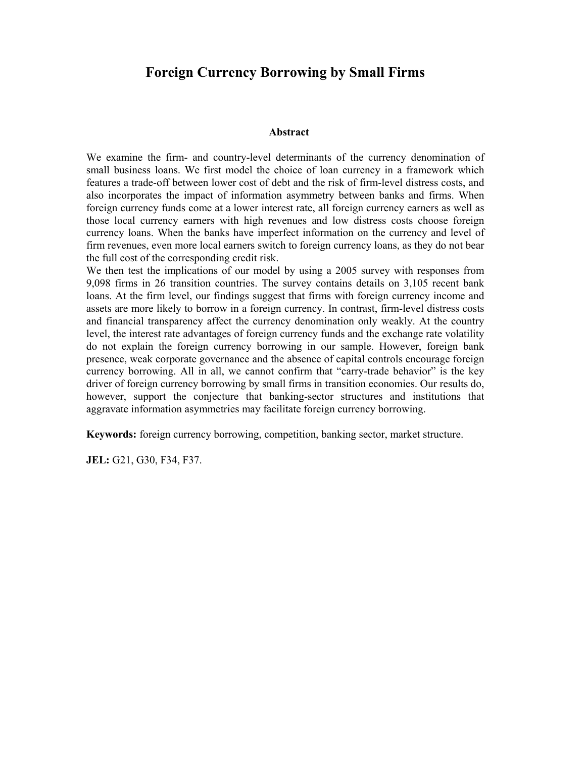# Foreign Currency Borrowing by Small Firms

**Abstract**

We examine the firm- and country-level determinants of the currency denomination of small business loans. We first model the choice of loan currency in a framework which features a trade-off between lower cost of debt and the risk of firm-level distress costs, and also incorporates the impact of information asymmetry between banks and firms. When foreign currency funds come at a lower interest rate, all foreign currency earners as well as those local currency earners with high revenues and low distress costs choose foreign currency loans. When the banks have imperfect information on the currency and level of firm revenues, even more local earners switch to foreign currency loans, as they do not bear the full cost of the corresponding credit risk.

We then test the implications of our model by using a 2005 survey with responses from 9,098 firms in 26 transition countries. The survey contains details on 3,105 recent bank loans. At the firm level, our findings suggest that firms with foreign currency income and assets are more likely to borrow in a foreign currency. In contrast, firm-level distress costs and financial transparency affect the currency denomination only weakly. At the country level, the interest rate advantages of foreign currency funds and the exchange rate volatility do not explain the foreign currency borrowing in our sample. However, foreign bank presence, weak corporate governance and the absence of capital controls encourage foreign currency borrowing. All in all, we cannot confirm that "carry-trade behavior" is the key driver of foreign currency borrowing by small firms in transition economies. Our results do, however, support the conjecture that banking-sector structures and institutions that aggravate information asymmetries may facilitate foreign currency borrowing.

**Keywords:** foreign currency borrowing, competition, banking sector, market structure.

**JEL:** G21, G30, F34, F37.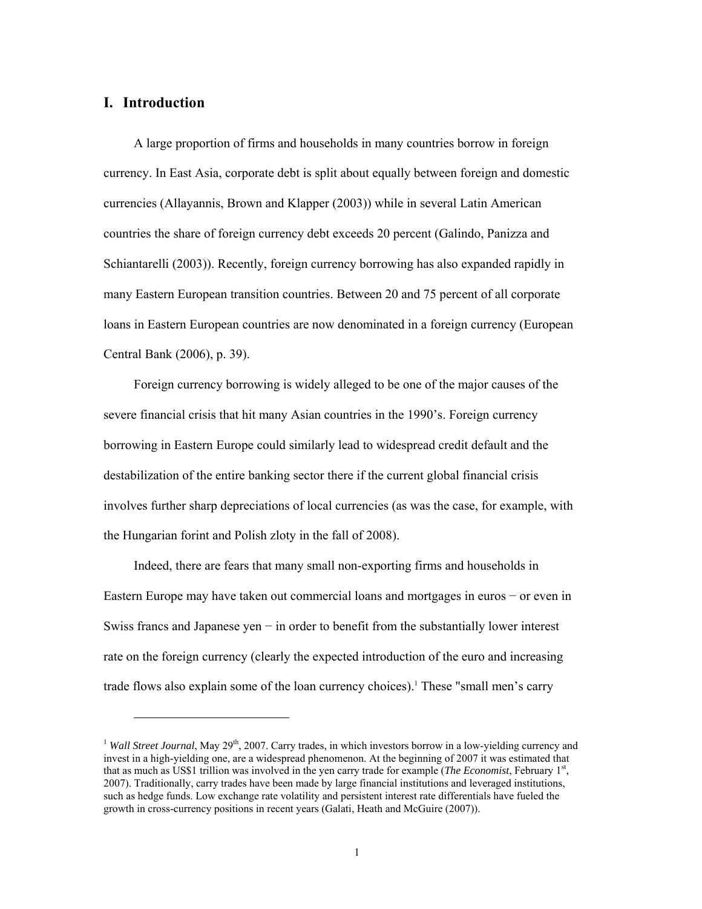# I. Introduction

A large proportion of firms and households in many countries borrow in foreign currency. In East Asia, corporate debt is split about equally between foreign and domestic currencies (Allayannis, Brown and Klapper (2003)) while in several Latin American countries the share of foreign currency debt exceeds 20 percent (Galindo, Panizza and Schiantarelli (2003)). Recently, foreign currency borrowing has also expanded rapidly in many Eastern European transition countries. Between 20 and 75 percent of all corporate loans in Eastern European countries are now denominated in a foreign currency (European Central Bank (2006), p. 39).

Foreign currency borrowing is widely alleged to be one of the major causes of the severe financial crisis that hit many Asian countries in the 1990's. Foreign currency borrowing in Eastern Europe could similarly lead to widespread credit default and the destabilization of the entire banking sector there if the current global financial crisis involves further sharp depreciations of local currencies (as was the case, for example, with the Hungarian forint and Polish zloty in the fall of 2008).

Indeed, there are fears that many small non-exporting firms and households in Eastern Europe may have taken out commercial loans and mortgages in euros − or even in Swiss francs and Japanese yen − in order to benefit from the substantially lower interest rate on the foreign currency (clearly the expected introduction of the euro and increasing trade flows also explain some of the loan currency choices).[1] These "small men's carry

---

[1] *Wall Street Journal*, May 29th, 2007. Carry trades, in which investors borrow in a low-yielding currency and invest in a high-yielding one, are a widespread phenomenon. At the beginning of 2007 it was estimated that that as much as US$1 trillion was involved in the yen carry trade for example (*The Economist*, February 1st, 2007). Traditionally, carry trades have been made by large financial institutions and leveraged institutions, such as hedge funds. Low exchange rate volatility and persistent interest rate differentials have fueled the growth in cross-currency positions in recent years (Galati, Heath and McGuire (2007)).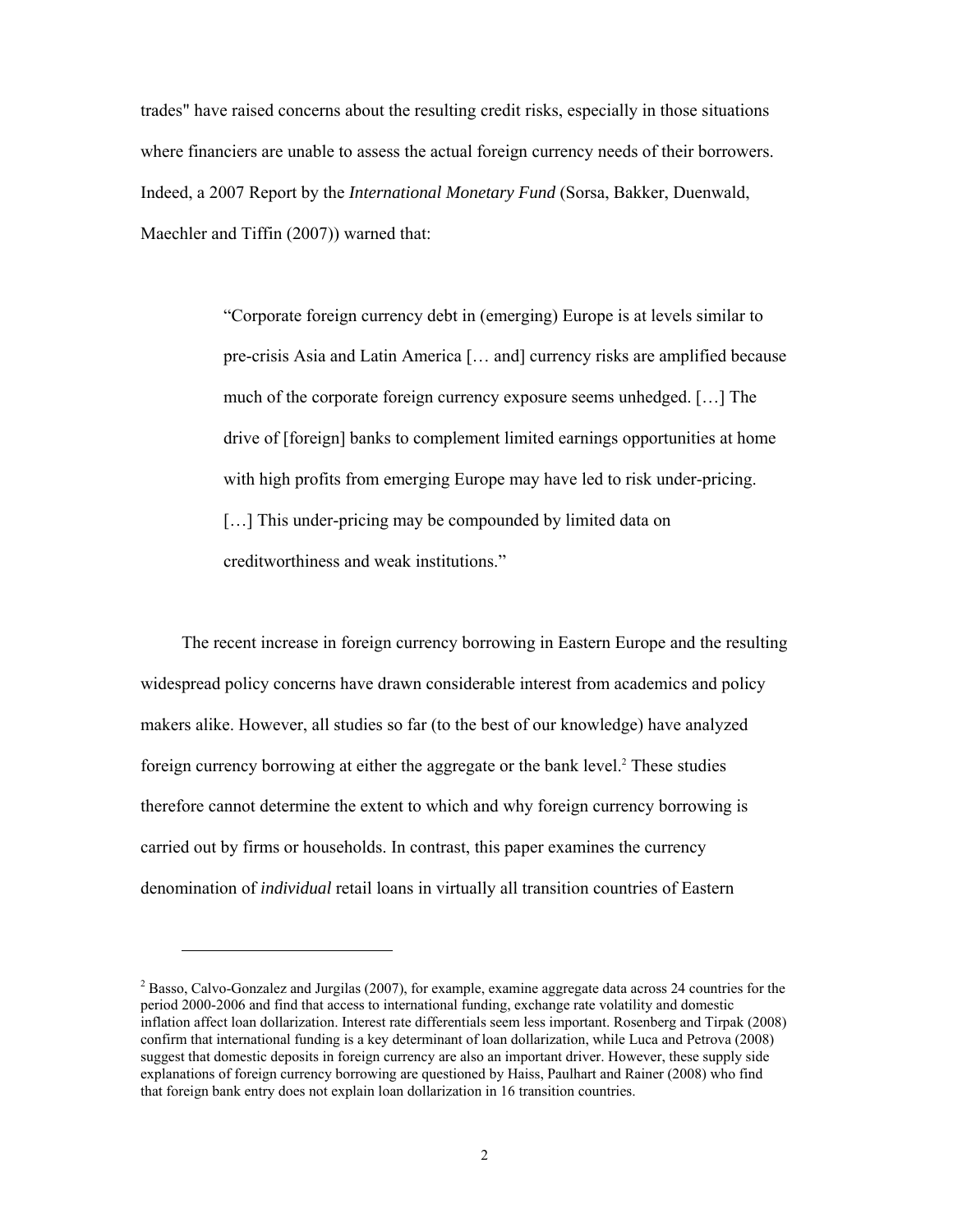trades" have raised concerns about the resulting credit risks, especially in those situations where financiers are unable to assess the actual foreign currency needs of their borrowers. Indeed, a 2007 Report by the *International Monetary Fund* (Sorsa, Bakker, Duenwald, Maechler and Tiffin (2007)) warned that:

> "Corporate foreign currency debt in (emerging) Europe is at levels similar to pre-crisis Asia and Latin America [… and] currency risks are amplified because much of the corporate foreign currency exposure seems unhedged. […] The drive of [foreign] banks to complement limited earnings opportunities at home with high profits from emerging Europe may have led to risk under-pricing. […] This under-pricing may be compounded by limited data on creditworthiness and weak institutions."

The recent increase in foreign currency borrowing in Eastern Europe and the resulting widespread policy concerns have drawn considerable interest from academics and policy makers alike. However, all studies so far (to the best of our knowledge) have analyzed foreign currency borrowing at either the aggregate or the bank level.[2] These studies therefore cannot determine the extent to which and why foreign currency borrowing is carried out by firms or households. In contrast, this paper examines the currency denomination of *individual* retail loans in virtually all transition countries of Eastern

[2] Basso, Calvo-Gonzalez and Jurgilas (2007), for example, examine aggregate data across 24 countries for the period 2000-2006 and find that access to international funding, exchange rate volatility and domestic inflation affect loan dollarization. Interest rate differentials seem less important. Rosenberg and Tirpak (2008) confirm that international funding is a key determinant of loan dollarization, while Luca and Petrova (2008) suggest that domestic deposits in foreign currency are also an important driver. However, these supply side explanations of foreign currency borrowing are questioned by Haiss, Paulhart and Rainer (2008) who find that foreign bank entry does not explain loan dollarization in 16 transition countries.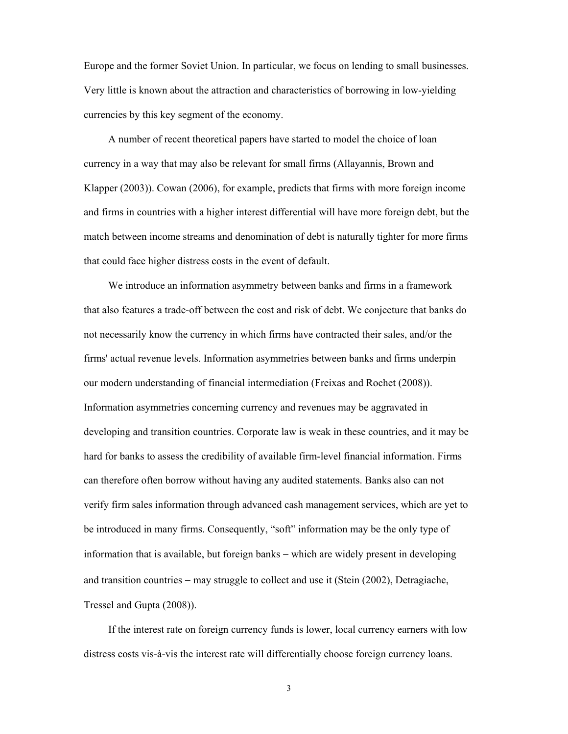Europe and the former Soviet Union. In particular, we focus on lending to small businesses. Very little is known about the attraction and characteristics of borrowing in low-yielding currencies by this key segment of the economy.

A number of recent theoretical papers have started to model the choice of loan currency in a way that may also be relevant for small firms (Allayannis, Brown and Klapper (2003)). Cowan (2006), for example, predicts that firms with more foreign income and firms in countries with a higher interest differential will have more foreign debt, but the match between income streams and denomination of debt is naturally tighter for more firms that could face higher distress costs in the event of default.

We introduce an information asymmetry between banks and firms in a framework that also features a trade-off between the cost and risk of debt. We conjecture that banks do not necessarily know the currency in which firms have contracted their sales, and/or the firms' actual revenue levels. Information asymmetries between banks and firms underpin our modern understanding of financial intermediation (Freixas and Rochet (2008)). Information asymmetries concerning currency and revenues may be aggravated in developing and transition countries. Corporate law is weak in these countries, and it may be hard for banks to assess the credibility of available firm-level financial information. Firms can therefore often borrow without having any audited statements. Banks also can not verify firm sales information through advanced cash management services, which are yet to be introduced in many firms. Consequently, "soft" information may be the only type of information that is available, but foreign banks – which are widely present in developing and transition countries – may struggle to collect and use it (Stein (2002), Detragiache, Tressel and Gupta (2008)).

If the interest rate on foreign currency funds is lower, local currency earners with low distress costs vis-à-vis the interest rate will differentially choose foreign currency loans.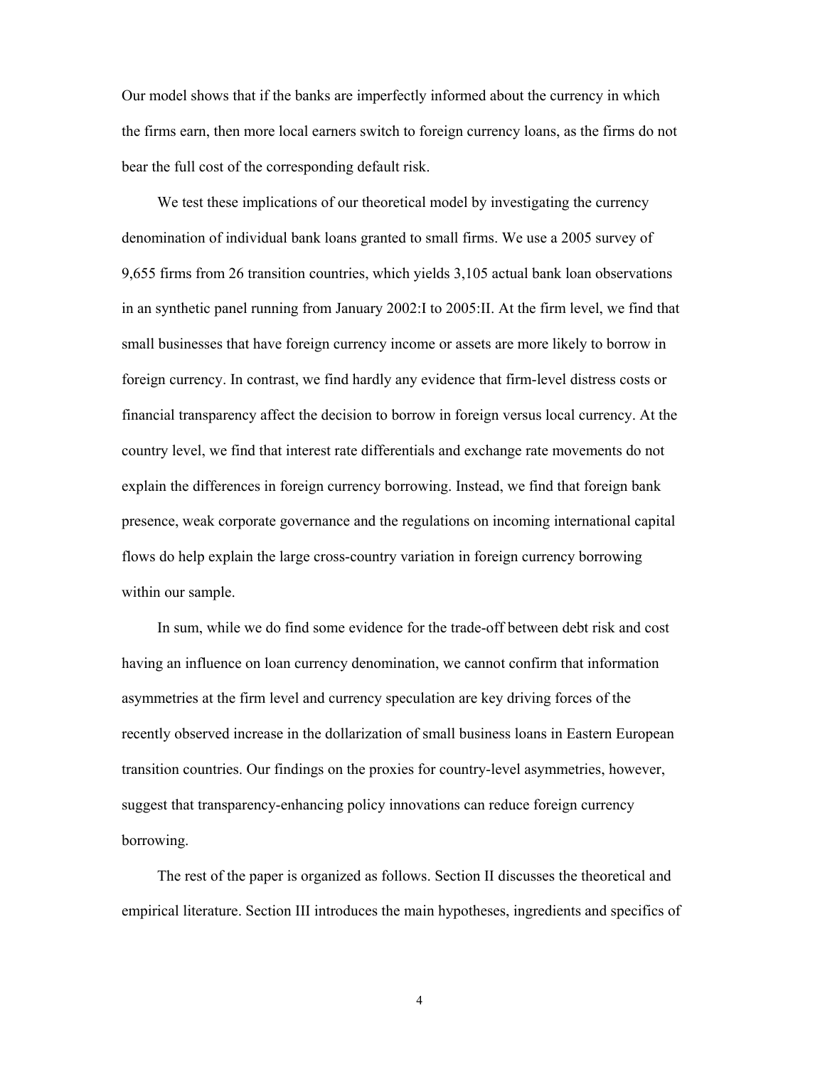Our model shows that if the banks are imperfectly informed about the currency in which the firms earn, then more local earners switch to foreign currency loans, as the firms do not bear the full cost of the corresponding default risk.

We test these implications of our theoretical model by investigating the currency denomination of individual bank loans granted to small firms. We use a 2005 survey of 9,655 firms from 26 transition countries, which yields 3,105 actual bank loan observations in an synthetic panel running from January 2002:I to 2005:II. At the firm level, we find that small businesses that have foreign currency income or assets are more likely to borrow in foreign currency. In contrast, we find hardly any evidence that firm-level distress costs or financial transparency affect the decision to borrow in foreign versus local currency. At the country level, we find that interest rate differentials and exchange rate movements do not explain the differences in foreign currency borrowing. Instead, we find that foreign bank presence, weak corporate governance and the regulations on incoming international capital flows do help explain the large cross-country variation in foreign currency borrowing within our sample.

In sum, while we do find some evidence for the trade-off between debt risk and cost having an influence on loan currency denomination, we cannot confirm that information asymmetries at the firm level and currency speculation are key driving forces of the recently observed increase in the dollarization of small business loans in Eastern European transition countries. Our findings on the proxies for country-level asymmetries, however, suggest that transparency-enhancing policy innovations can reduce foreign currency borrowing.

The rest of the paper is organized as follows. Section II discusses the theoretical and empirical literature. Section III introduces the main hypotheses, ingredients and specifics of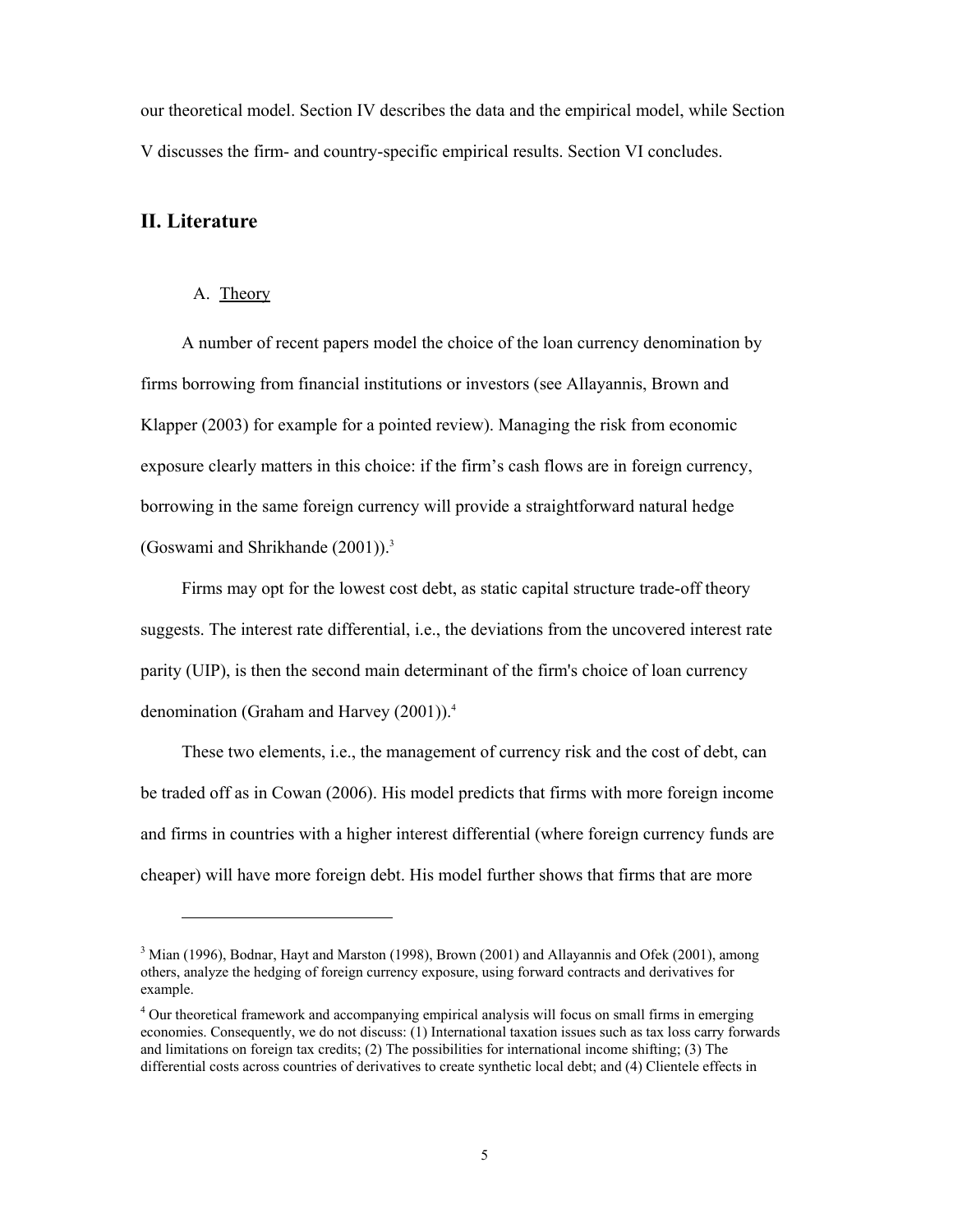our theoretical model. Section IV describes the data and the empirical model, while Section V discusses the firm- and country-specific empirical results. Section VI concludes.

## II. Literature

### A. Theory

A number of recent papers model the choice of the loan currency denomination by firms borrowing from financial institutions or investors (see Allayannis, Brown and Klapper (2003) for example for a pointed review). Managing the risk from economic exposure clearly matters in this choice: if the firm's cash flows are in foreign currency, borrowing in the same foreign currency will provide a straightforward natural hedge (Goswami and Shrikhande (2001)).[3]

Firms may opt for the lowest cost debt, as static capital structure trade-off theory suggests. The interest rate differential, i.e., the deviations from the uncovered interest rate parity (UIP), is then the second main determinant of the firm's choice of loan currency denomination (Graham and Harvey (2001)).[4]

These two elements, i.e., the management of currency risk and the cost of debt, can be traded off as in Cowan (2006). His model predicts that firms with more foreign income and firms in countries with a higher interest differential (where foreign currency funds are cheaper) will have more foreign debt. His model further shows that firms that are more

[3] Mian (1996), Bodnar, Hayt and Marston (1998), Brown (2001) and Allayannis and Ofek (2001), among others, analyze the hedging of foreign currency exposure, using forward contracts and derivatives for example.

[4] Our theoretical framework and accompanying empirical analysis will focus on small firms in emerging economies. Consequently, we do not discuss: (1) International taxation issues such as tax loss carry forwards and limitations on foreign tax credits; (2) The possibilities for international income shifting; (3) The differential costs across countries of derivatives to create synthetic local debt; and (4) Clientele effects in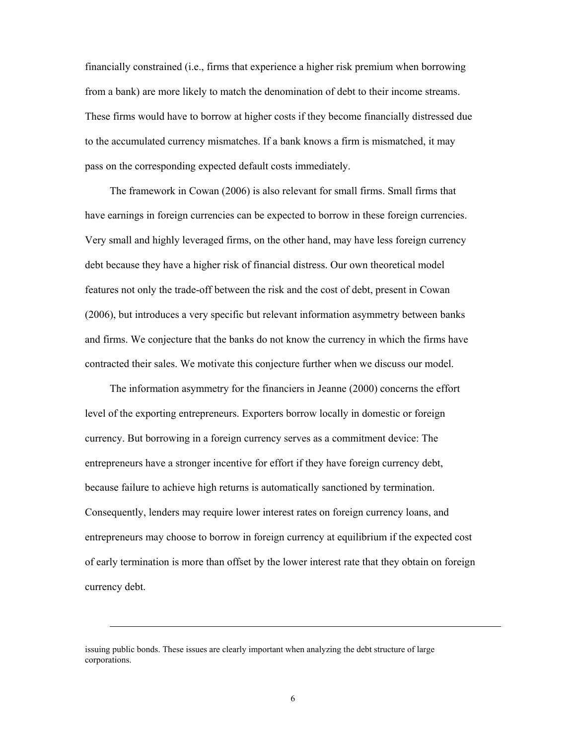financially constrained (i.e., firms that experience a higher risk premium when borrowing from a bank) are more likely to match the denomination of debt to their income streams. These firms would have to borrow at higher costs if they become financially distressed due to the accumulated currency mismatches. If a bank knows a firm is mismatched, it may pass on the corresponding expected default costs immediately.

The framework in Cowan (2006) is also relevant for small firms. Small firms that have earnings in foreign currencies can be expected to borrow in these foreign currencies. Very small and highly leveraged firms, on the other hand, may have less foreign currency debt because they have a higher risk of financial distress. Our own theoretical model features not only the trade-off between the risk and the cost of debt, present in Cowan (2006), but introduces a very specific but relevant information asymmetry between banks and firms. We conjecture that the banks do not know the currency in which the firms have contracted their sales. We motivate this conjecture further when we discuss our model.

The information asymmetry for the financiers in Jeanne (2000) concerns the effort level of the exporting entrepreneurs. Exporters borrow locally in domestic or foreign currency. But borrowing in a foreign currency serves as a commitment device: The entrepreneurs have a stronger incentive for effort if they have foreign currency debt, because failure to achieve high returns is automatically sanctioned by termination. Consequently, lenders may require lower interest rates on foreign currency loans, and entrepreneurs may choose to borrow in foreign currency at equilibrium if the expected cost of early termination is more than offset by the lower interest rate that they obtain on foreign currency debt.

---

issuing public bonds. These issues are clearly important when analyzing the debt structure of large corporations.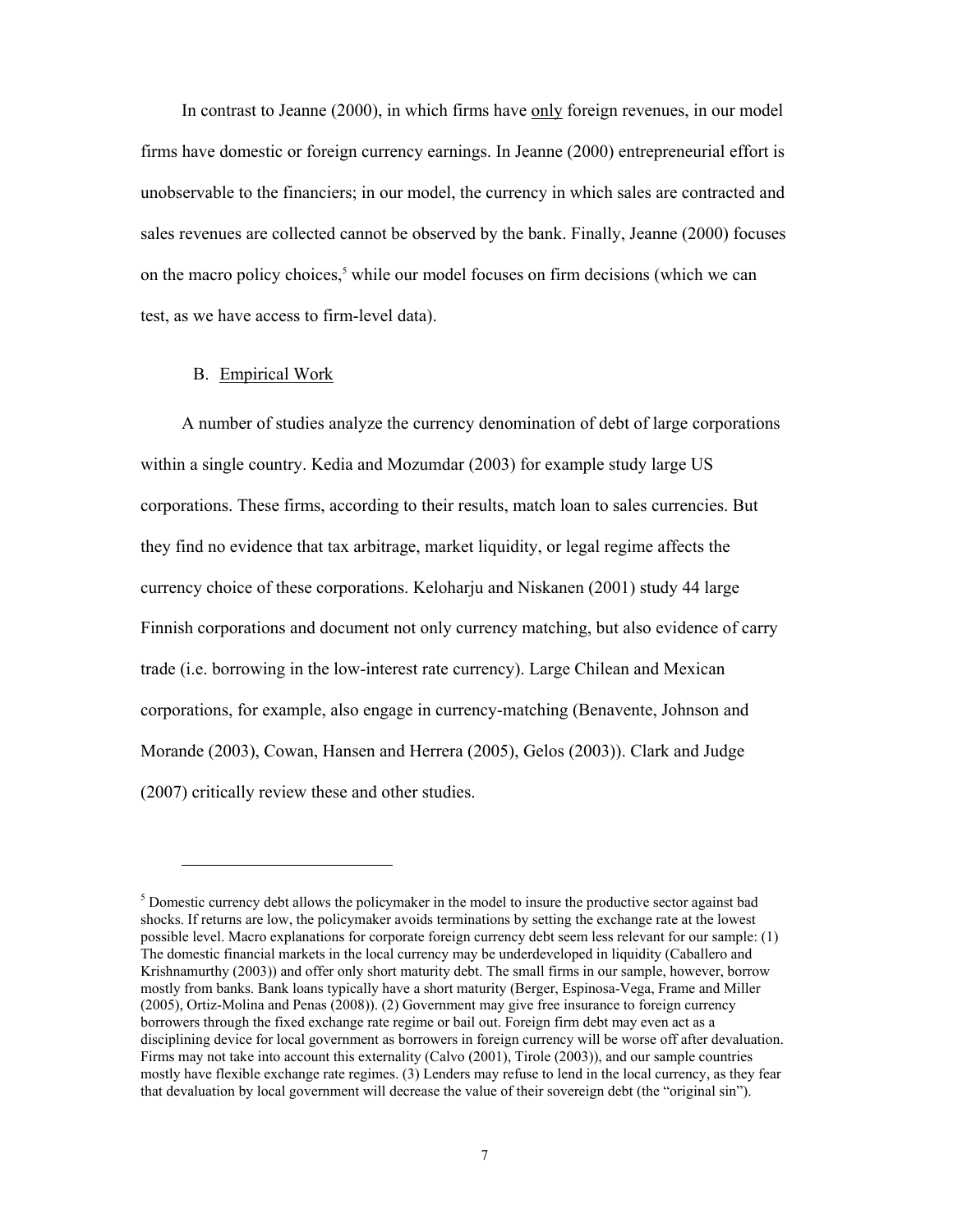In contrast to Jeanne (2000), in which firms have only foreign revenues, in our model firms have domestic or foreign currency earnings. In Jeanne (2000) entrepreneurial effort is unobservable to the financiers; in our model, the currency in which sales are contracted and sales revenues are collected cannot be observed by the bank. Finally, Jeanne (2000) focuses on the macro policy choices,[5] while our model focuses on firm decisions (which we can test, as we have access to firm-level data).

### B. Empirical Work

A number of studies analyze the currency denomination of debt of large corporations within a single country. Kedia and Mozumdar (2003) for example study large US corporations. These firms, according to their results, match loan to sales currencies. But they find no evidence that tax arbitrage, market liquidity, or legal regime affects the currency choice of these corporations. Keloharju and Niskanen (2001) study 44 large Finnish corporations and document not only currency matching, but also evidence of carry trade (i.e. borrowing in the low-interest rate currency). Large Chilean and Mexican corporations, for example, also engage in currency-matching (Benavente, Johnson and Morande (2003), Cowan, Hansen and Herrera (2005), Gelos (2003)). Clark and Judge (2007) critically review these and other studies.

---

[5] Domestic currency debt allows the policymaker in the model to insure the productive sector against bad shocks. If returns are low, the policymaker avoids terminations by setting the exchange rate at the lowest possible level. Macro explanations for corporate foreign currency debt seem less relevant for our sample: (1) The domestic financial markets in the local currency may be underdeveloped in liquidity (Caballero and Krishnamurthy (2003)) and offer only short maturity debt. The small firms in our sample, however, borrow mostly from banks. Bank loans typically have a short maturity (Berger, Espinosa-Vega, Frame and Miller (2005), Ortiz-Molina and Penas (2008)). (2) Government may give free insurance to foreign currency borrowers through the fixed exchange rate regime or bail out. Foreign firm debt may even act as a disciplining device for local government as borrowers in foreign currency will be worse off after devaluation. Firms may not take into account this externality (Calvo (2001), Tirole (2003)), and our sample countries mostly have flexible exchange rate regimes. (3) Lenders may refuse to lend in the local currency, as they fear that devaluation by local government will decrease the value of their sovereign debt (the "original sin").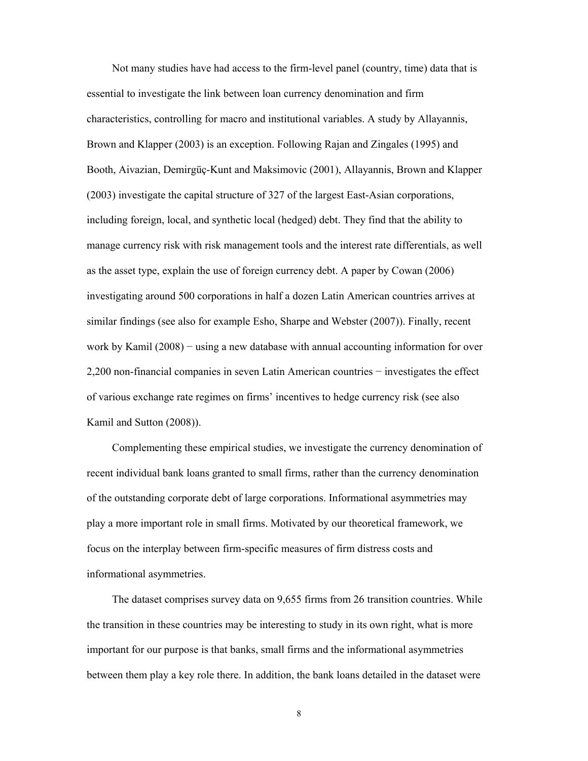Not many studies have had access to the firm-level panel (country, time) data that is essential to investigate the link between loan currency denomination and firm characteristics, controlling for macro and institutional variables. A study by Allayannis, Brown and Klapper (2003) is an exception. Following Rajan and Zingales (1995) and Booth, Aivazian, Demirgüç-Kunt and Maksimovic (2001), Allayannis, Brown and Klapper (2003) investigate the capital structure of 327 of the largest East-Asian corporations, including foreign, local, and synthetic local (hedged) debt. They find that the ability to manage currency risk with risk management tools and the interest rate differentials, as well as the asset type, explain the use of foreign currency debt. A paper by Cowan (2006) investigating around 500 corporations in half a dozen Latin American countries arrives at similar findings (see also for example Esho, Sharpe and Webster (2007)). Finally, recent work by Kamil (2008) − using a new database with annual accounting information for over 2,200 non-financial companies in seven Latin American countries − investigates the effect of various exchange rate regimes on firms' incentives to hedge currency risk (see also Kamil and Sutton (2008)).

Complementing these empirical studies, we investigate the currency denomination of recent individual bank loans granted to small firms, rather than the currency denomination of the outstanding corporate debt of large corporations. Informational asymmetries may play a more important role in small firms. Motivated by our theoretical framework, we focus on the interplay between firm-specific measures of firm distress costs and informational asymmetries.

The dataset comprises survey data on 9,655 firms from 26 transition countries. While the transition in these countries may be interesting to study in its own right, what is more important for our purpose is that banks, small firms and the informational asymmetries between them play a key role there. In addition, the bank loans detailed in the dataset were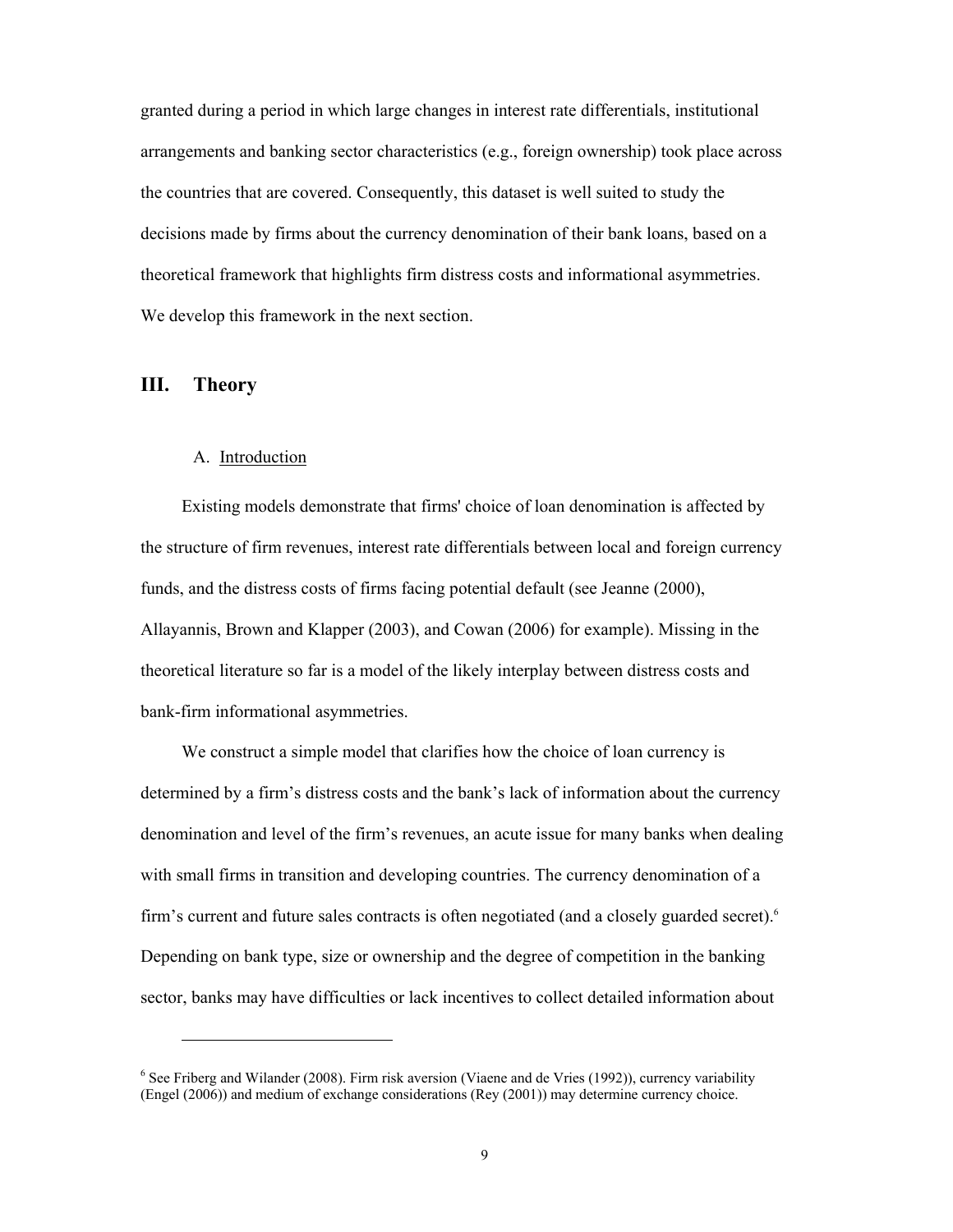granted during a period in which large changes in interest rate differentials, institutional arrangements and banking sector characteristics (e.g., foreign ownership) took place across the countries that are covered. Consequently, this dataset is well suited to study the decisions made by firms about the currency denomination of their bank loans, based on a theoretical framework that highlights firm distress costs and informational asymmetries. We develop this framework in the next section.

## III. Theory

### A. Introduction

Existing models demonstrate that firms' choice of loan denomination is affected by the structure of firm revenues, interest rate differentials between local and foreign currency funds, and the distress costs of firms facing potential default (see Jeanne (2000), Allayannis, Brown and Klapper (2003), and Cowan (2006) for example). Missing in the theoretical literature so far is a model of the likely interplay between distress costs and bank-firm informational asymmetries.

We construct a simple model that clarifies how the choice of loan currency is determined by a firm's distress costs and the bank's lack of information about the currency denomination and level of the firm's revenues, an acute issue for many banks when dealing with small firms in transition and developing countries. The currency denomination of a firm's current and future sales contracts is often negotiated (and a closely guarded secret).[6] Depending on bank type, size or ownership and the degree of competition in the banking sector, banks may have difficulties or lack incentives to collect detailed information about

[6] See Friberg and Wilander (2008). Firm risk aversion (Viaene and de Vries (1992)), currency variability (Engel (2006)) and medium of exchange considerations (Rey (2001)) may determine currency choice.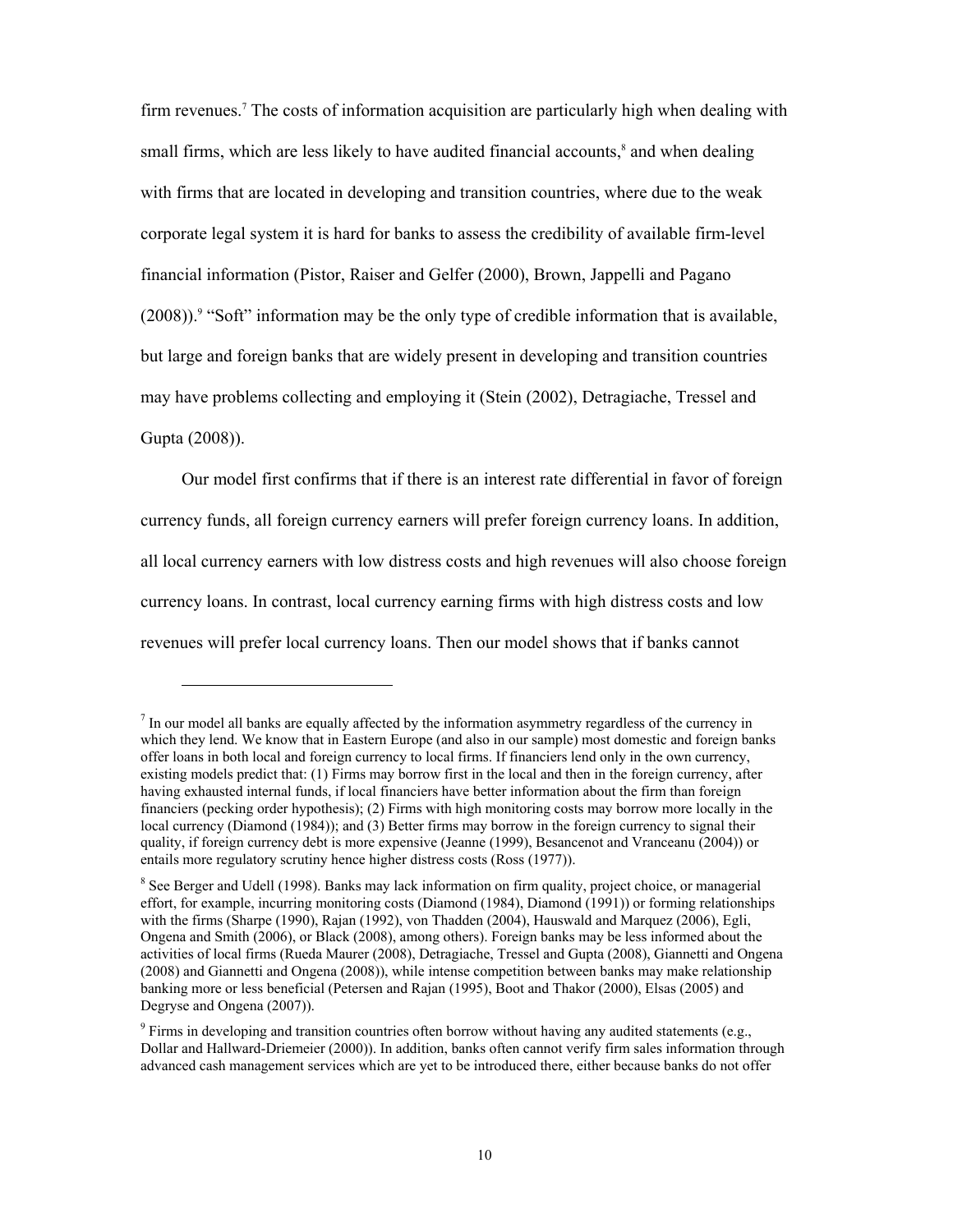firm revenues.[7] The costs of information acquisition are particularly high when dealing with small firms, which are less likely to have audited financial accounts,[8] and when dealing with firms that are located in developing and transition countries, where due to the weak corporate legal system it is hard for banks to assess the credibility of available firm-level financial information (Pistor, Raiser and Gelfer (2000), Brown, Jappelli and Pagano (2008)).[9] "Soft" information may be the only type of credible information that is available, but large and foreign banks that are widely present in developing and transition countries may have problems collecting and employing it (Stein (2002), Detragiache, Tressel and Gupta (2008)).

Our model first confirms that if there is an interest rate differential in favor of foreign currency funds, all foreign currency earners will prefer foreign currency loans. In addition, all local currency earners with low distress costs and high revenues will also choose foreign currency loans. In contrast, local currency earning firms with high distress costs and low revenues will prefer local currency loans. Then our model shows that if banks cannot

---

[7] In our model all banks are equally affected by the information asymmetry regardless of the currency in which they lend. We know that in Eastern Europe (and also in our sample) most domestic and foreign banks offer loans in both local and foreign currency to local firms. If financiers lend only in the own currency, existing models predict that: (1) Firms may borrow first in the local and then in the foreign currency, after having exhausted internal funds, if local financiers have better information about the firm than foreign financiers (pecking order hypothesis); (2) Firms with high monitoring costs may borrow more locally in the local currency (Diamond (1984)); and (3) Better firms may borrow in the foreign currency to signal their quality, if foreign currency debt is more expensive (Jeanne (1999), Besancenot and Vranceanu (2004)) or entails more regulatory scrutiny hence higher distress costs (Ross (1977)).

[8] See Berger and Udell (1998). Banks may lack information on firm quality, project choice, or managerial effort, for example, incurring monitoring costs (Diamond (1984), Diamond (1991)) or forming relationships with the firms (Sharpe (1990), Rajan (1992), von Thadden (2004), Hauswald and Marquez (2006), Egli, Ongena and Smith (2006), or Black (2008), among others). Foreign banks may be less informed about the activities of local firms (Rueda Maurer (2008), Detragiache, Tressel and Gupta (2008), Giannetti and Ongena (2008) and Giannetti and Ongena (2008)), while intense competition between banks may make relationship banking more or less beneficial (Petersen and Rajan (1995), Boot and Thakor (2000), Elsas (2005) and Degryse and Ongena (2007)).

[9] Firms in developing and transition countries often borrow without having any audited statements (e.g., Dollar and Hallward-Driemeier (2000)). In addition, banks often cannot verify firm sales information through advanced cash management services which are yet to be introduced there, either because banks do not offer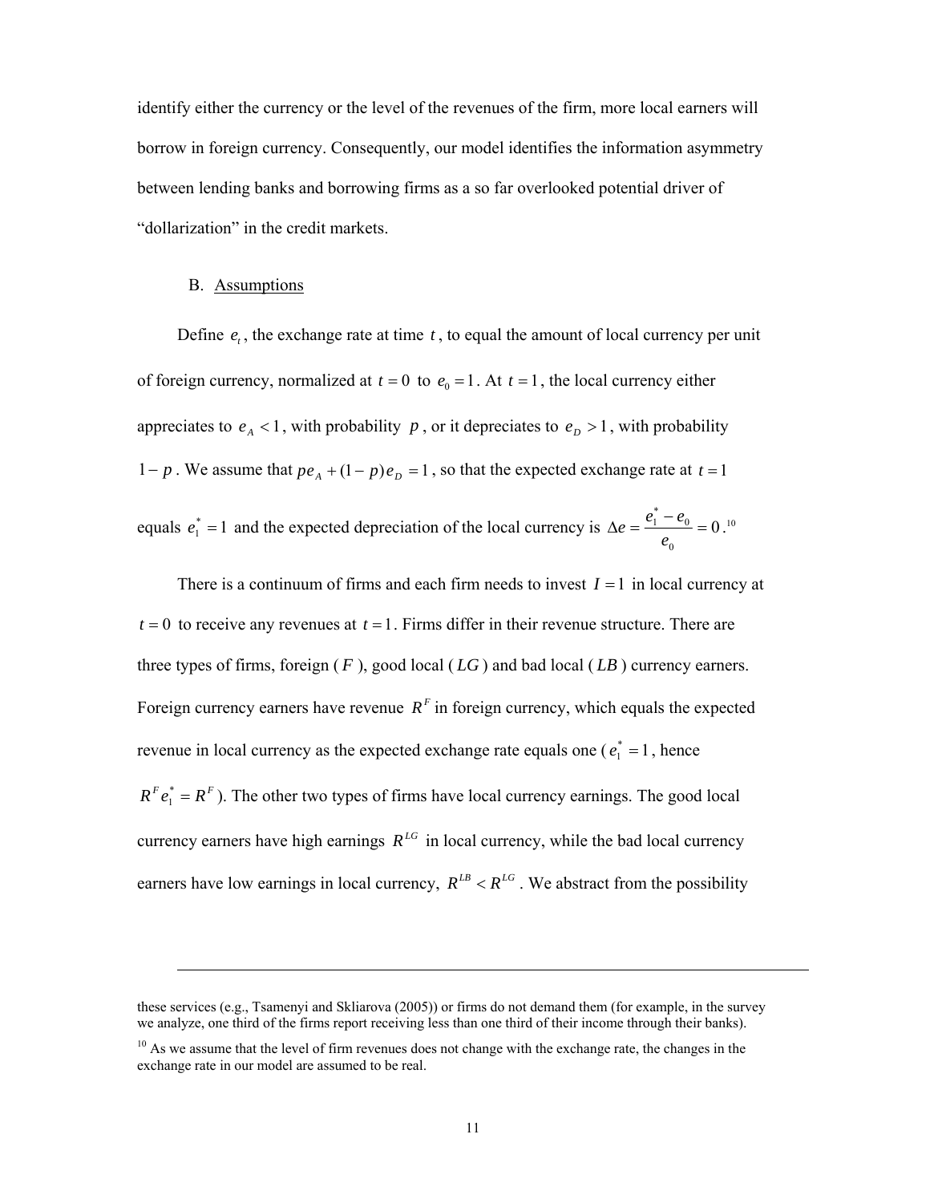identify either the currency or the level of the revenues of the firm, more local earners will borrow in foreign currency. Consequently, our model identifies the information asymmetry between lending banks and borrowing firms as a so far overlooked potential driver of "dollarization" in the credit markets.

### B. Assumptions

Define $e_t$, the exchange rate at time $t$, to equal the amount of local currency per unit of foreign currency, normalized at $t=0$ to $e_0 = 1$. At $t=1$, the local currency either appreciates to $e_A < 1$, with probability $p$, or it depreciates to $e_D > 1$, with probability $1-p$. We assume that $pe_A + (1-p)e_D = 1$, so that the expected exchange rate at $t=1$ equals $e_1^* = 1$ and the expected depreciation of the local currency is $\Delta e = \frac{e_1^* - e_0}{e_0} = 0$.[10]

There is a continuum of firms and each firm needs to invest $I = 1$ in local currency at $t=0$ to receive any revenues at $t=1$. Firms differ in their revenue structure. There are three types of firms, foreign ($F$), good local ($LG$) and bad local ($LB$) currency earners. Foreign currency earners have revenue $R^F$ in foreign currency, which equals the expected revenue in local currency as the expected exchange rate equals one ($e_1^* = 1$, hence $R^F e_1^* = R^F$). The other two types of firms have local currency earnings. The good local currency earners have high earnings $R^{LG}$ in local currency, while the bad local currency earners have low earnings in local currency, $R^{LB} < R^{LG}$. We abstract from the possibility

---

these services (e.g., Tsamenyi and Skliarova (2005)) or firms do not demand them (for example, in the survey we analyze, one third of the firms report receiving less than one third of their income through their banks).

[10] As we assume that the level of firm revenues does not change with the exchange rate, the changes in the exchange rate in our model are assumed to be real.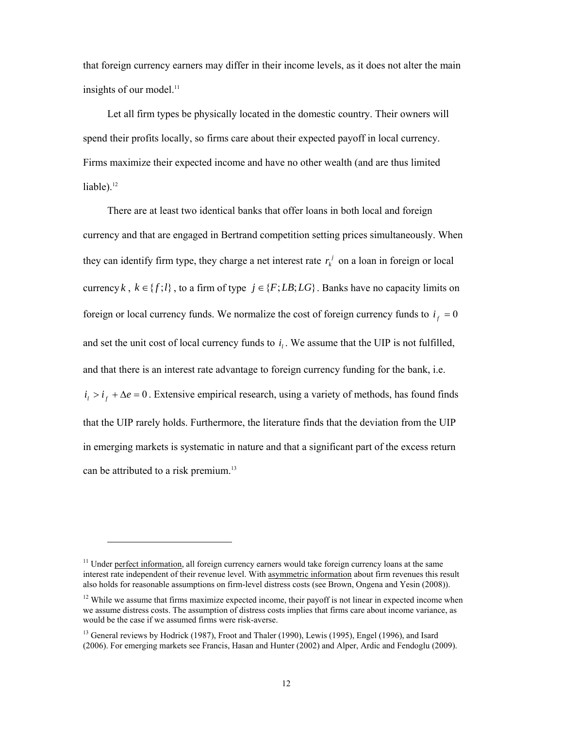that foreign currency earners may differ in their income levels, as it does not alter the main insights of our model.[11]

Let all firm types be physically located in the domestic country. Their owners will spend their profits locally, so firms care about their expected payoff in local currency. Firms maximize their expected income and have no other wealth (and are thus limited liable).[12]

There are at least two identical banks that offer loans in both local and foreign currency and that are engaged in Bertrand competition setting prices simultaneously. When they can identify firm type, they charge a net interest rate $r_k^j$ on a loan in foreign or local currency $k$, $k \in \{f; l\}$, to a firm of type $j \in \{F; LB; LG\}$. Banks have no capacity limits on foreign or local currency funds. We normalize the cost of foreign currency funds to $i_f = 0$ and set the unit cost of local currency funds to $i_l$. We assume that the UIP is not fulfilled, and that there is an interest rate advantage to foreign currency funding for the bank, i.e. $i_l > i_f + \Delta e = 0$. Extensive empirical research, using a variety of methods, has found finds that the UIP rarely holds. Furthermore, the literature finds that the deviation from the UIP in emerging markets is systematic in nature and that a significant part of the excess return can be attributed to a risk premium.[13]

---

[11] Under perfect information, all foreign currency earners would take foreign currency loans at the same interest rate independent of their revenue level. With asymmetric information about firm revenues this result also holds for reasonable assumptions on firm-level distress costs (see Brown, Ongena and Yesin (2008)).

[12] While we assume that firms maximize expected income, their payoff is not linear in expected income when we assume distress costs. The assumption of distress costs implies that firms care about income variance, as would be the case if we assumed firms were risk-averse.

[13] General reviews by Hodrick (1987), Froot and Thaler (1990), Lewis (1995), Engel (1996), and Isard (2006). For emerging markets see Francis, Hasan and Hunter (2002) and Alper, Ardic and Fendoglu (2009).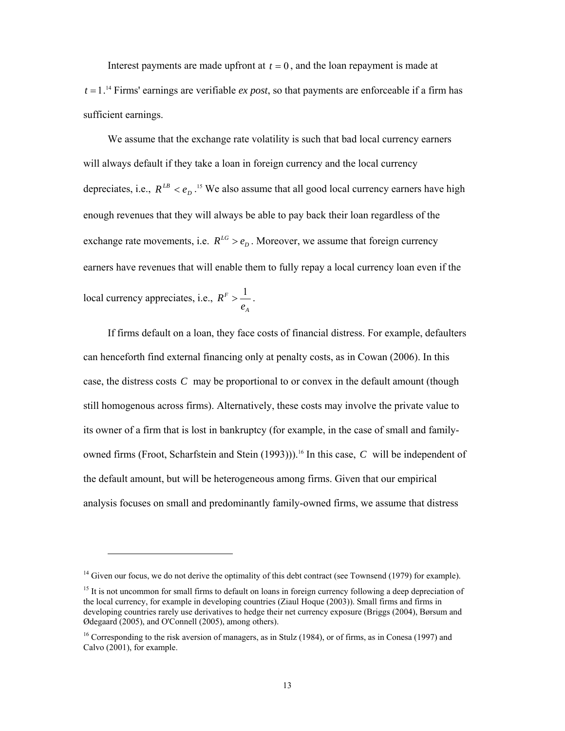Interest payments are made upfront at $t = 0$, and the loan repayment is made at $t = 1$.[14] Firms' earnings are verifiable *ex post*, so that payments are enforceable if a firm has sufficient earnings.

We assume that the exchange rate volatility is such that bad local currency earners will always default if they take a loan in foreign currency and the local currency depreciates, i.e., $R^{LB} < e_D$.[15] We also assume that all good local currency earners have high enough revenues that they will always be able to pay back their loan regardless of the exchange rate movements, i.e. $R^{LG} > e_D$. Moreover, we assume that foreign currency earners have revenues that will enable them to fully repay a local currency loan even if the local currency appreciates, i.e., $R^F > \frac{1}{e_A}$.

If firms default on a loan, they face costs of financial distress. For example, defaulters can henceforth find external financing only at penalty costs, as in Cowan (2006). In this case, the distress costs $C$ may be proportional to or convex in the default amount (though still homogenous across firms). Alternatively, these costs may involve the private value to its owner of a firm that is lost in bankruptcy (for example, in the case of small and family-owned firms (Froot, Scharfstein and Stein (1993))).[16] In this case, $C$ will be independent of the default amount, but will be heterogeneous among firms. Given that our empirical analysis focuses on small and predominantly family-owned firms, we assume that distress

---

[14] Given our focus, we do not derive the optimality of this debt contract (see Townsend (1979) for example).

[15] It is not uncommon for small firms to default on loans in foreign currency following a deep depreciation of the local currency, for example in developing countries (Ziaul Hoque (2003)). Small firms and firms in developing countries rarely use derivatives to hedge their net currency exposure (Briggs (2004), Børsum and Ødegaard (2005), and O'Connell (2005), among others).

[16] Corresponding to the risk aversion of managers, as in Stulz (1984), or of firms, as in Conesa (1997) and Calvo (2001), for example.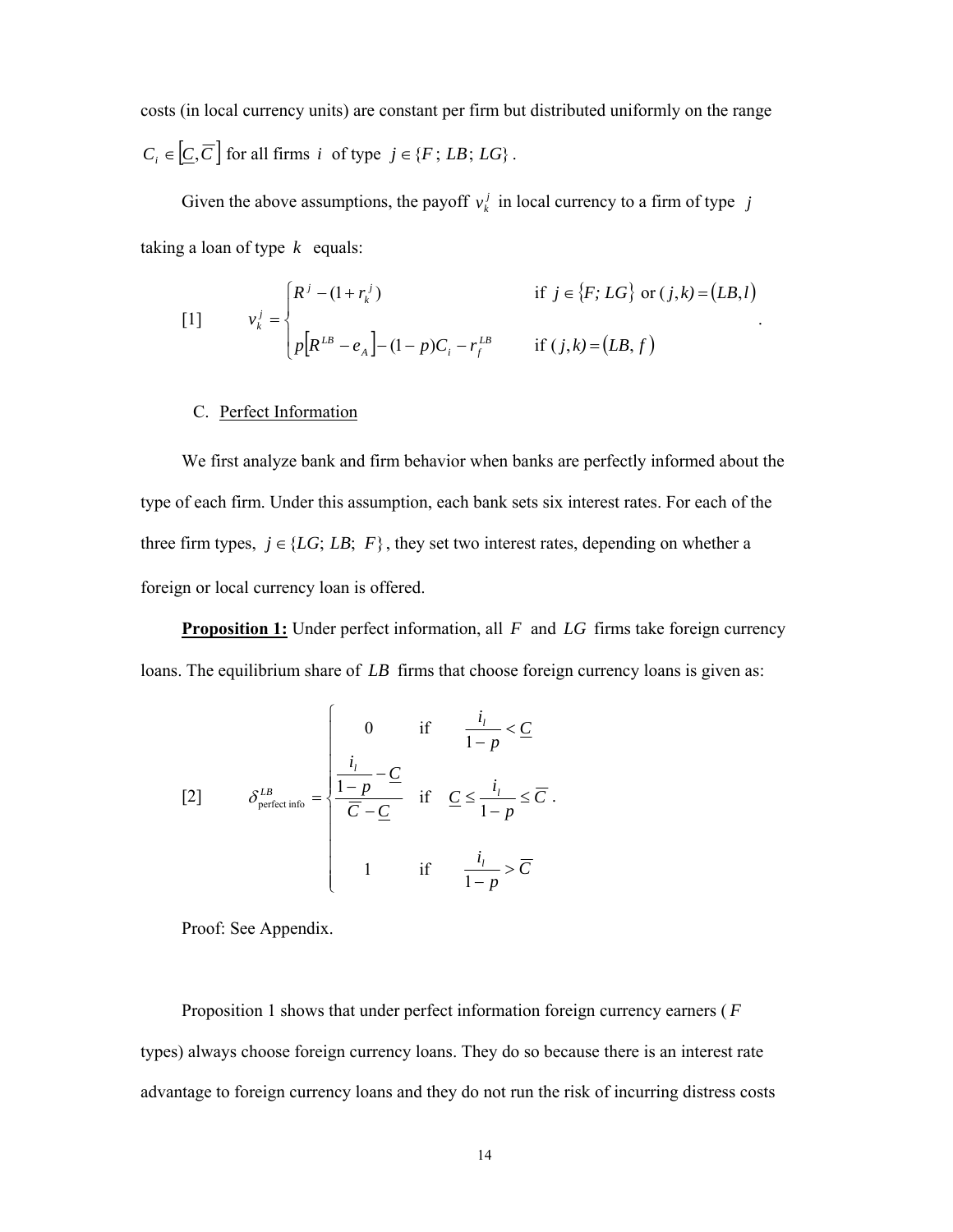costs (in local currency units) are constant per firm but distributed uniformly on the range $C_i \in \left[\underline{C}, \overline{C}\right]$ for all firms $i$ of type $j \in \{F; LB; LG\}$.

Given the above assumptions, the payoff $v_k^j$ in local currency to a firm of type $j$ taking a loan of type $k$ equals:

$$
[1] \qquad v_k^j = \begin{cases} R^j - (1 + r_k^j) & \text{if } j \in \{F; LG\} \text{ or } (j,k) = (LB, l) \\ \\ p\left[R^{LB} - e_A\right] - (1-p)C_i - r_f^{LB} & \text{if } (j,k) = (LB, f) \end{cases} .
$$

C. Perfect Information

We first analyze bank and firm behavior when banks are perfectly informed about the type of each firm. Under this assumption, each bank sets six interest rates. For each of the three firm types, $j \in \{LG; LB; F\}$, they set two interest rates, depending on whether a foreign or local currency loan is offered.

**Proposition 1:** Under perfect information, all $F$ and $LG$ firms take foreign currency loans. The equilibrium share of $LB$ firms that choose foreign currency loans is given as:

$$
[2] \qquad \delta_{\text{perfect info}}^{LB} = \begin{cases} 0 & \text{if} \quad \dfrac{i_l}{1-p} < \underline{C} \\ \\ \dfrac{\dfrac{i_l}{1-p} - \underline{C}}{\overline{C} - \underline{C}} & \text{if} \quad \underline{C} \leq \dfrac{i_l}{1-p} \leq \overline{C} \\ \\ 1 & \text{if} \quad \dfrac{i_l}{1-p} > \overline{C} \end{cases} .
$$

Proof: See Appendix.

Proposition 1 shows that under perfect information foreign currency earners ($F$ types) always choose foreign currency loans. They do so because there is an interest rate advantage to foreign currency loans and they do not run the risk of incurring distress costs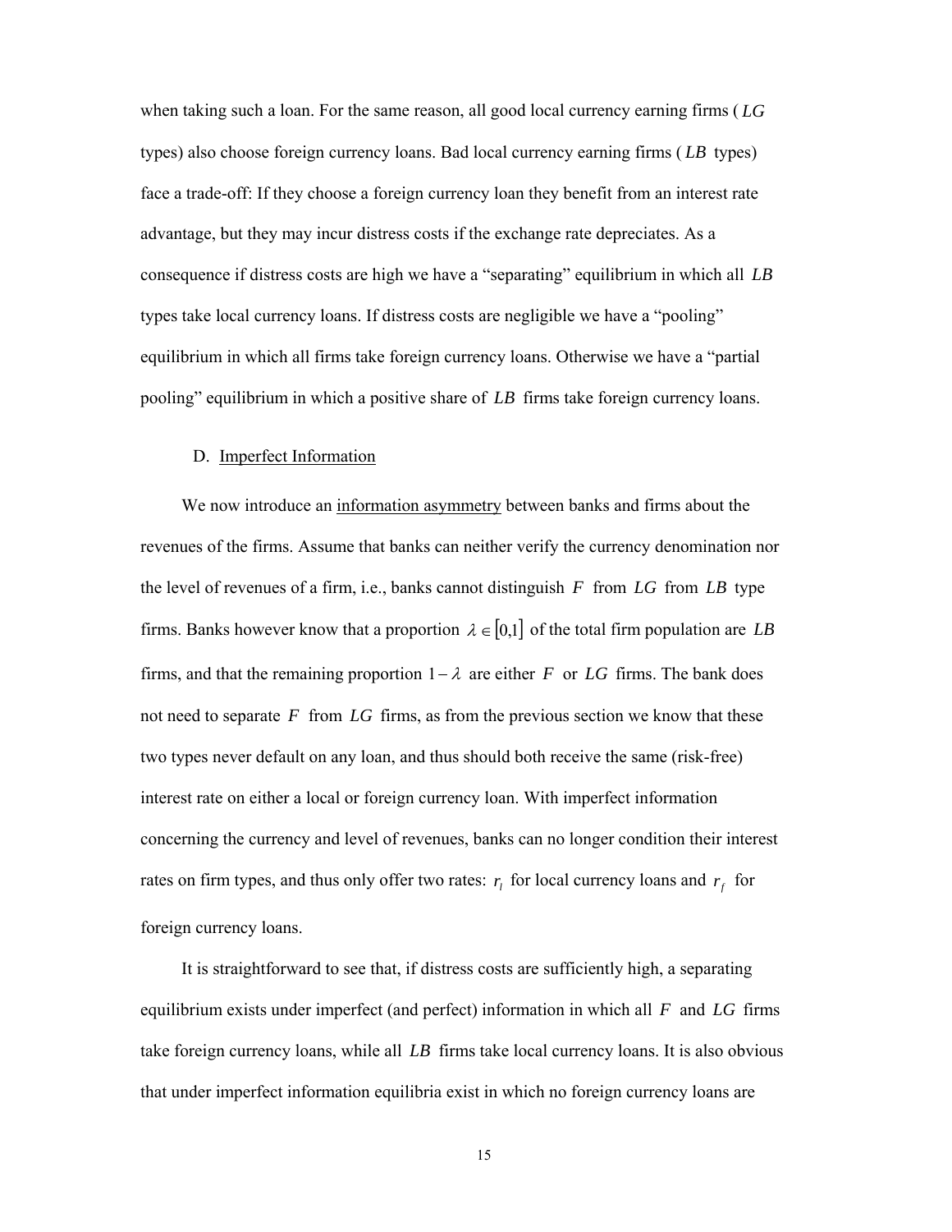when taking such a loan. For the same reason, all good local currency earning firms ($LG$ types) also choose foreign currency loans. Bad local currency earning firms ($LB$ types) face a trade-off: If they choose a foreign currency loan they benefit from an interest rate advantage, but they may incur distress costs if the exchange rate depreciates. As a consequence if distress costs are high we have a "separating" equilibrium in which all $LB$ types take local currency loans. If distress costs are negligible we have a "pooling" equilibrium in which all firms take foreign currency loans. Otherwise we have a "partial pooling" equilibrium in which a positive share of $LB$ firms take foreign currency loans.

### D. Imperfect Information

We now introduce an information asymmetry between banks and firms about the revenues of the firms. Assume that banks can neither verify the currency denomination nor the level of revenues of a firm, i.e., banks cannot distinguish $F$ from $LG$ from $LB$ type firms. Banks however know that a proportion $\lambda \in [0,1]$ of the total firm population are $LB$ firms, and that the remaining proportion $1-\lambda$ are either $F$ or $LG$ firms. The bank does not need to separate $F$ from $LG$ firms, as from the previous section we know that these two types never default on any loan, and thus should both receive the same (risk-free) interest rate on either a local or foreign currency loan. With imperfect information concerning the currency and level of revenues, banks can no longer condition their interest rates on firm types, and thus only offer two rates: $r_l$ for local currency loans and $r_f$ for foreign currency loans.

It is straightforward to see that, if distress costs are sufficiently high, a separating equilibrium exists under imperfect (and perfect) information in which all $F$ and $LG$ firms take foreign currency loans, while all $LB$ firms take local currency loans. It is also obvious that under imperfect information equilibria exist in which no foreign currency loans are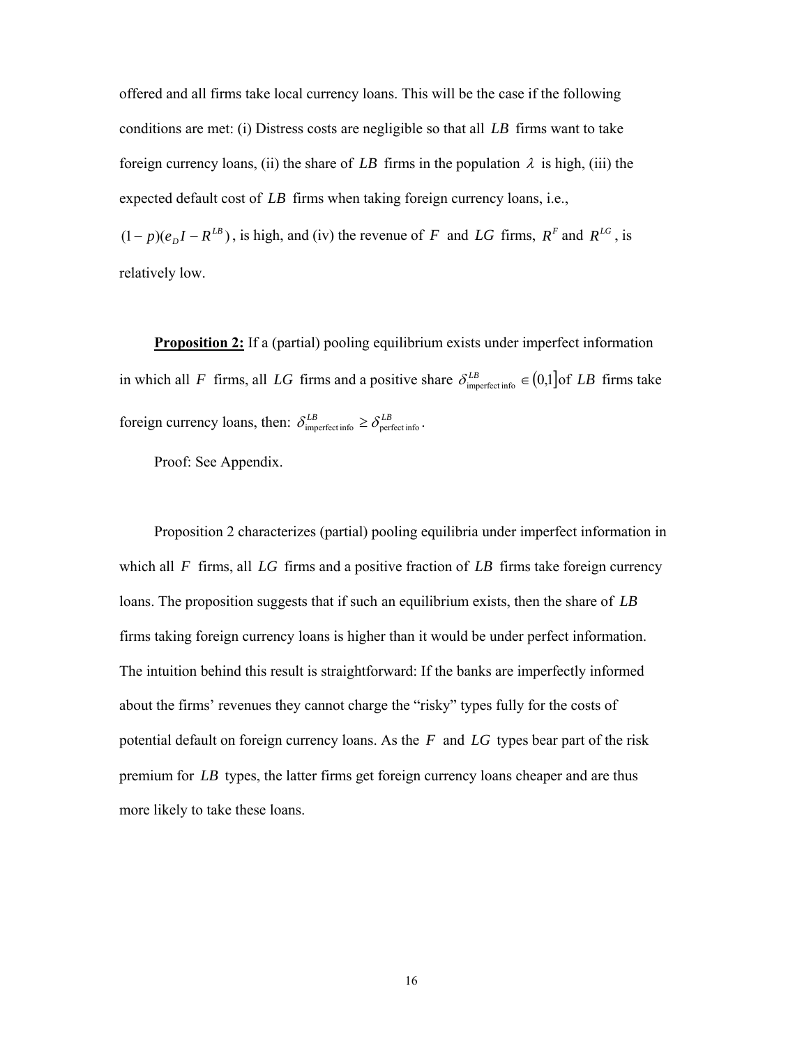offered and all firms take local currency loans. This will be the case if the following conditions are met: (i) Distress costs are negligible so that all $LB$ firms want to take foreign currency loans, (ii) the share of $LB$ firms in the population $\lambda$ is high, (iii) the expected default cost of $LB$ firms when taking foreign currency loans, i.e., $(1-p)(e_D I - R^{LB})$, is high, and (iv) the revenue of $F$ and $LG$ firms, $R^F$ and $R^{LG}$, is relatively low.

**Proposition 2:** If a (partial) pooling equilibrium exists under imperfect information in which all $F$ firms, all $LG$ firms and a positive share $\delta^{LB}_{\text{imperfect info}} \in (0,1]$ of $LB$ firms take foreign currency loans, then: $\delta^{LB}_{\text{imperfect info}} \geq \delta^{LB}_{\text{perfect info}}$.

Proof: See Appendix.

Proposition 2 characterizes (partial) pooling equilibria under imperfect information in which all $F$ firms, all $LG$ firms and a positive fraction of $LB$ firms take foreign currency loans. The proposition suggests that if such an equilibrium exists, then the share of $LB$ firms taking foreign currency loans is higher than it would be under perfect information. The intuition behind this result is straightforward: If the banks are imperfectly informed about the firms' revenues they cannot charge the "risky" types fully for the costs of potential default on foreign currency loans. As the $F$ and $LG$ types bear part of the risk premium for $LB$ types, the latter firms get foreign currency loans cheaper and are thus more likely to take these loans.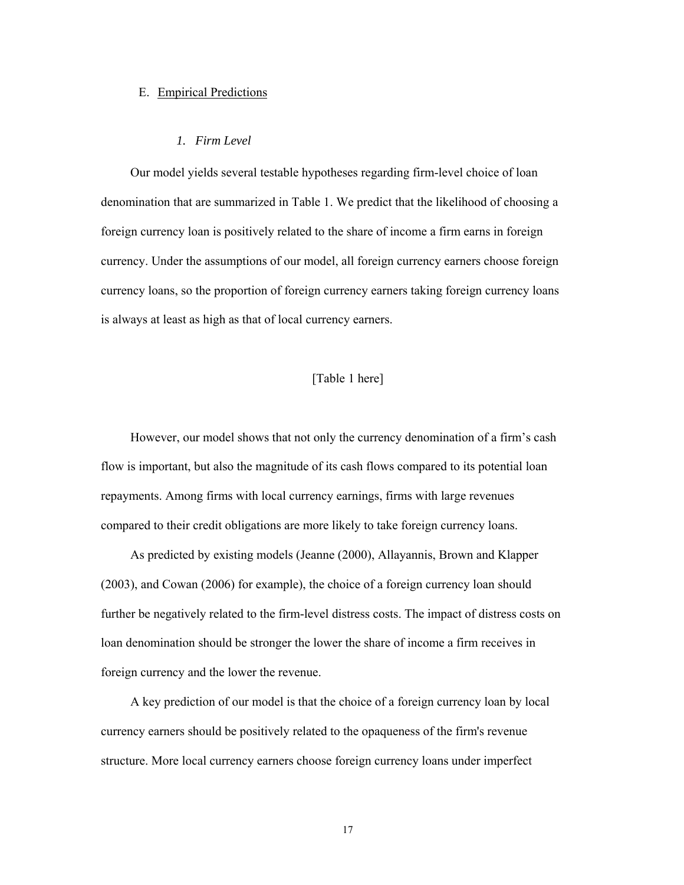## E. Empirical Predictions

### *1. Firm Level*

Our model yields several testable hypotheses regarding firm-level choice of loan denomination that are summarized in Table 1. We predict that the likelihood of choosing a foreign currency loan is positively related to the share of income a firm earns in foreign currency. Under the assumptions of our model, all foreign currency earners choose foreign currency loans, so the proportion of foreign currency earners taking foreign currency loans is always at least as high as that of local currency earners.

[Table 1 here]

However, our model shows that not only the currency denomination of a firm's cash flow is important, but also the magnitude of its cash flows compared to its potential loan repayments. Among firms with local currency earnings, firms with large revenues compared to their credit obligations are more likely to take foreign currency loans.

As predicted by existing models (Jeanne (2000), Allayannis, Brown and Klapper (2003), and Cowan (2006) for example), the choice of a foreign currency loan should further be negatively related to the firm-level distress costs. The impact of distress costs on loan denomination should be stronger the lower the share of income a firm receives in foreign currency and the lower the revenue.

A key prediction of our model is that the choice of a foreign currency loan by local currency earners should be positively related to the opaqueness of the firm's revenue structure. More local currency earners choose foreign currency loans under imperfect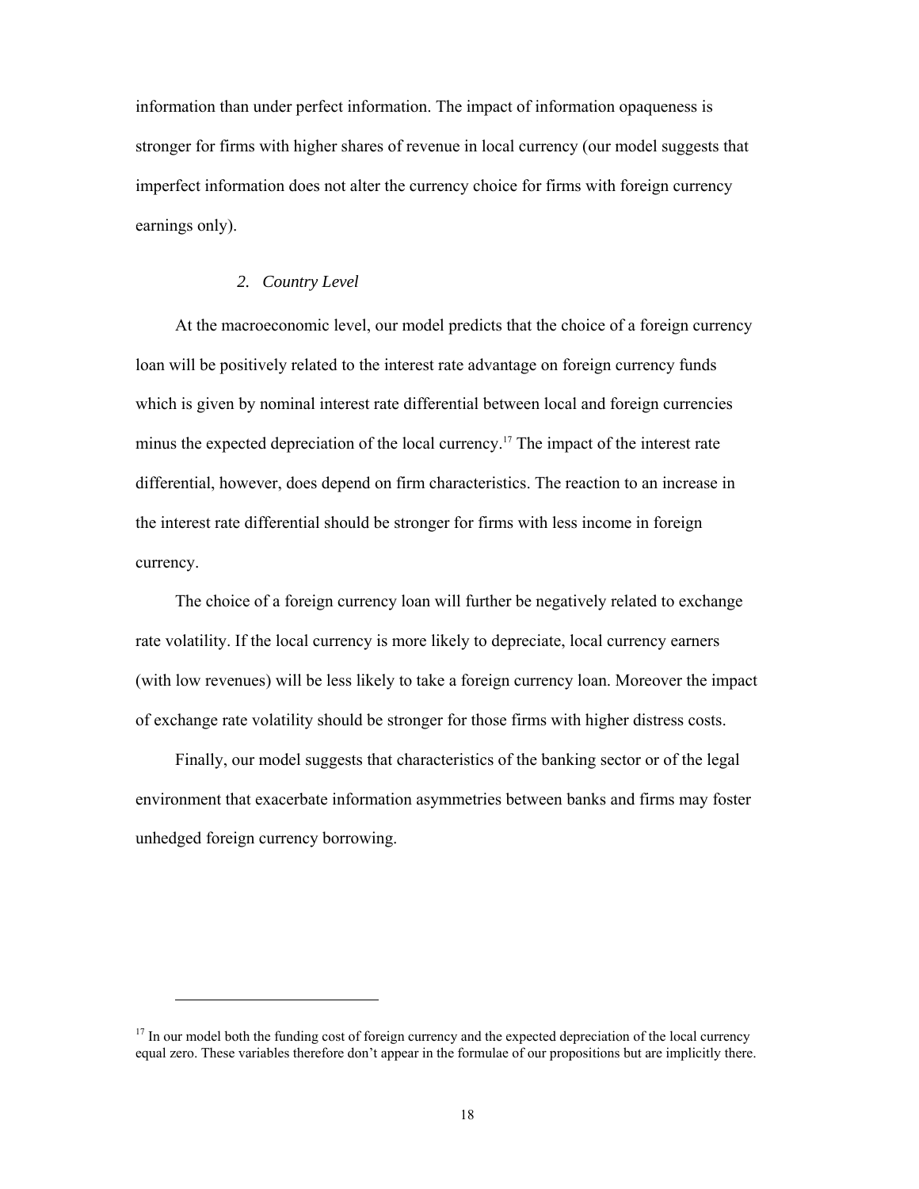information than under perfect information. The impact of information opaqueness is stronger for firms with higher shares of revenue in local currency (our model suggests that imperfect information does not alter the currency choice for firms with foreign currency earnings only).

### *2. Country Level*

At the macroeconomic level, our model predicts that the choice of a foreign currency loan will be positively related to the interest rate advantage on foreign currency funds which is given by nominal interest rate differential between local and foreign currencies minus the expected depreciation of the local currency.[17] The impact of the interest rate differential, however, does depend on firm characteristics. The reaction to an increase in the interest rate differential should be stronger for firms with less income in foreign currency.

The choice of a foreign currency loan will further be negatively related to exchange rate volatility. If the local currency is more likely to depreciate, local currency earners (with low revenues) will be less likely to take a foreign currency loan. Moreover the impact of exchange rate volatility should be stronger for those firms with higher distress costs.

Finally, our model suggests that characteristics of the banking sector or of the legal environment that exacerbate information asymmetries between banks and firms may foster unhedged foreign currency borrowing.

[17] In our model both the funding cost of foreign currency and the expected depreciation of the local currency equal zero. These variables therefore don't appear in the formulae of our propositions but are implicitly there.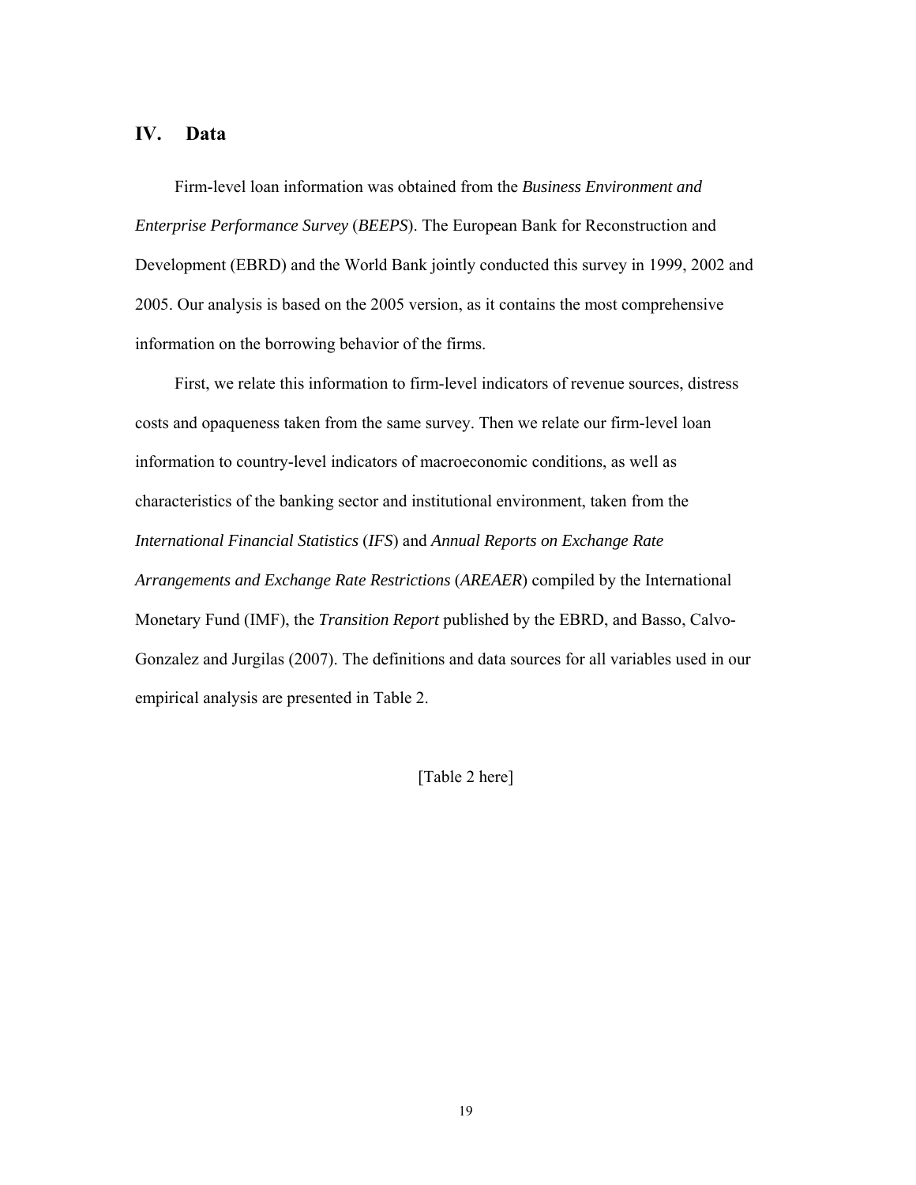## IV. Data

Firm-level loan information was obtained from the *Business Environment and Enterprise Performance Survey* (*BEEPS*). The European Bank for Reconstruction and Development (EBRD) and the World Bank jointly conducted this survey in 1999, 2002 and 2005. Our analysis is based on the 2005 version, as it contains the most comprehensive information on the borrowing behavior of the firms.

First, we relate this information to firm-level indicators of revenue sources, distress costs and opaqueness taken from the same survey. Then we relate our firm-level loan information to country-level indicators of macroeconomic conditions, as well as characteristics of the banking sector and institutional environment, taken from the *International Financial Statistics* (*IFS*) and *Annual Reports on Exchange Rate Arrangements and Exchange Rate Restrictions* (*AREAER*) compiled by the International Monetary Fund (IMF), the *Transition Report* published by the EBRD, and Basso, Calvo-Gonzalez and Jurgilas (2007). The definitions and data sources for all variables used in our empirical analysis are presented in Table 2.

[Table 2 here]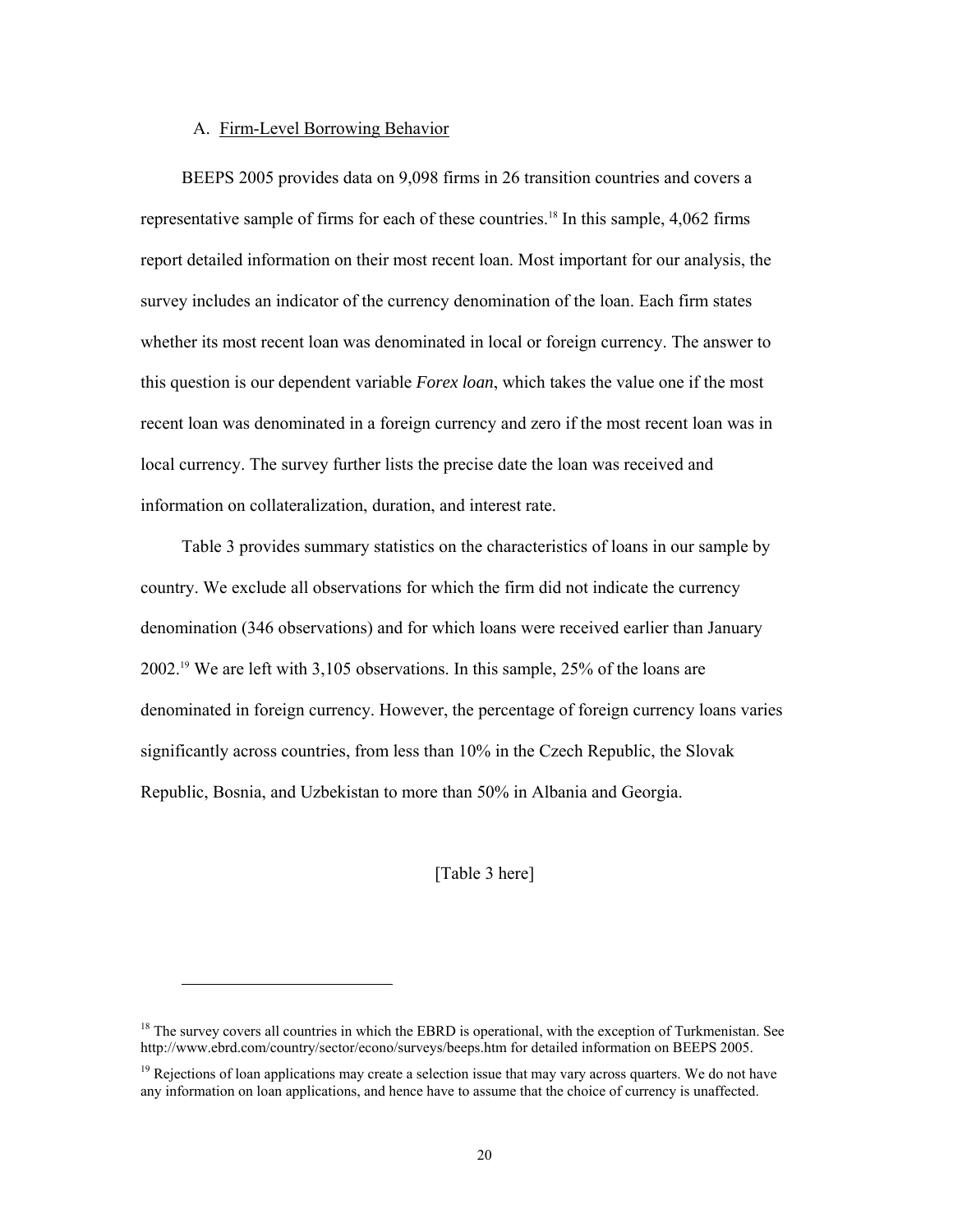### A. Firm-Level Borrowing Behavior

BEEPS 2005 provides data on 9,098 firms in 26 transition countries and covers a representative sample of firms for each of these countries.[18] In this sample, 4,062 firms report detailed information on their most recent loan. Most important for our analysis, the survey includes an indicator of the currency denomination of the loan. Each firm states whether its most recent loan was denominated in local or foreign currency. The answer to this question is our dependent variable *Forex loan*, which takes the value one if the most recent loan was denominated in a foreign currency and zero if the most recent loan was in local currency. The survey further lists the precise date the loan was received and information on collateralization, duration, and interest rate.

Table 3 provides summary statistics on the characteristics of loans in our sample by country. We exclude all observations for which the firm did not indicate the currency denomination (346 observations) and for which loans were received earlier than January 2002.[19] We are left with 3,105 observations. In this sample, 25% of the loans are denominated in foreign currency. However, the percentage of foreign currency loans varies significantly across countries, from less than 10% in the Czech Republic, the Slovak Republic, Bosnia, and Uzbekistan to more than 50% in Albania and Georgia.

[Table 3 here]

---

[18] The survey covers all countries in which the EBRD is operational, with the exception of Turkmenistan. See http://www.ebrd.com/country/sector/econo/surveys/beeps.htm for detailed information on BEEPS 2005.

[19] Rejections of loan applications may create a selection issue that may vary across quarters. We do not have any information on loan applications, and hence have to assume that the choice of currency is unaffected.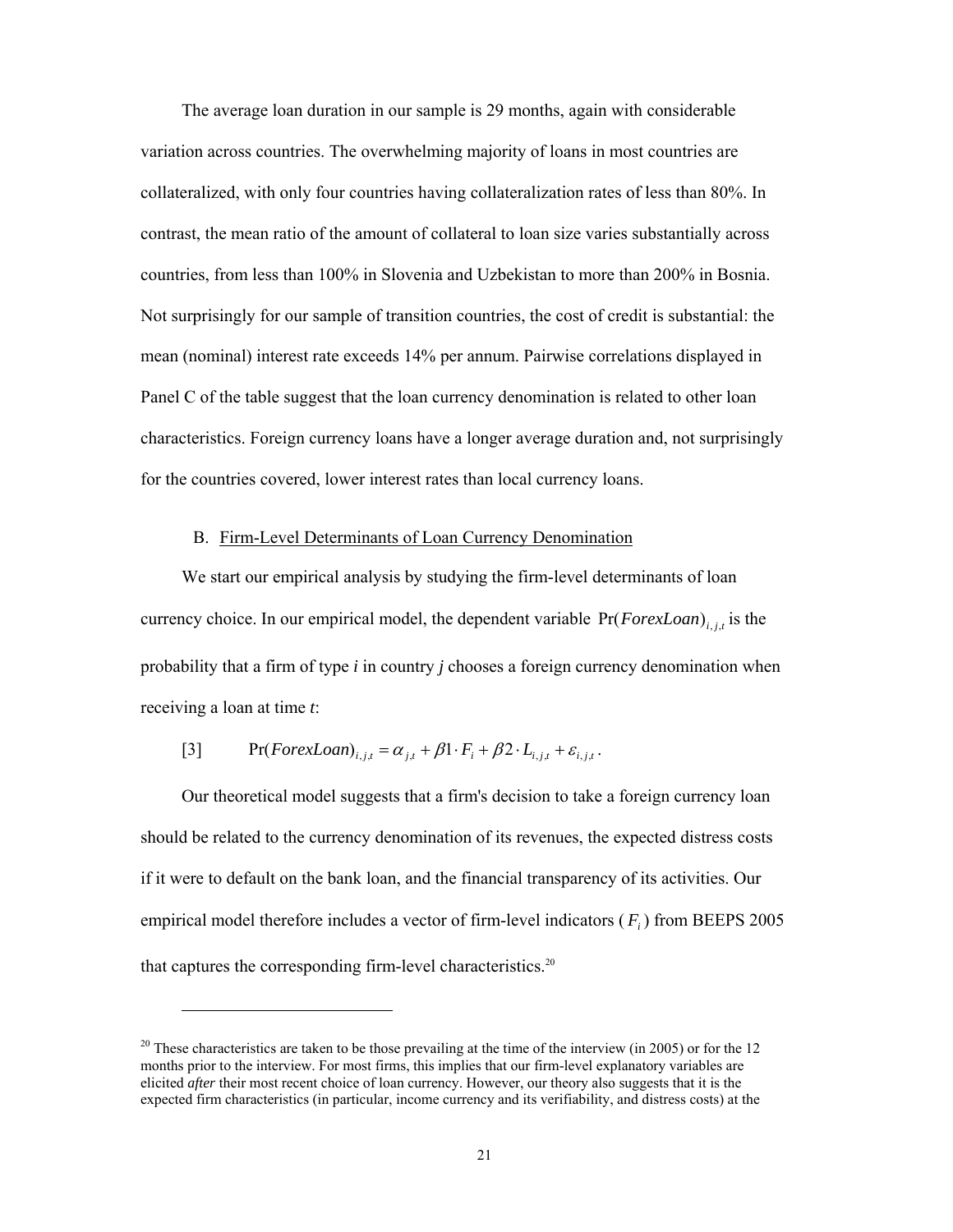The average loan duration in our sample is 29 months, again with considerable variation across countries. The overwhelming majority of loans in most countries are collateralized, with only four countries having collateralization rates of less than 80%. In contrast, the mean ratio of the amount of collateral to loan size varies substantially across countries, from less than 100% in Slovenia and Uzbekistan to more than 200% in Bosnia. Not surprisingly for our sample of transition countries, the cost of credit is substantial: the mean (nominal) interest rate exceeds 14% per annum. Pairwise correlations displayed in Panel C of the table suggest that the loan currency denomination is related to other loan characteristics. Foreign currency loans have a longer average duration and, not surprisingly for the countries covered, lower interest rates than local currency loans.

### B. Firm-Level Determinants of Loan Currency Denomination

We start our empirical analysis by studying the firm-level determinants of loan currency choice. In our empirical model, the dependent variable $\Pr(ForexLoan)_{i,j,t}$ is the probability that a firm of type *i* in country *j* chooses a foreign currency denomination when receiving a loan at time *t*:

$$[3] \qquad \Pr(ForexLoan)_{i,j,t} = \alpha_{j,t} + \beta 1 \cdot F_i + \beta 2 \cdot L_{i,j,t} + \varepsilon_{i,j,t}.$$

Our theoretical model suggests that a firm's decision to take a foreign currency loan should be related to the currency denomination of its revenues, the expected distress costs if it were to default on the bank loan, and the financial transparency of its activities. Our empirical model therefore includes a vector of firm-level indicators ($F_i$) from BEEPS 2005 that captures the corresponding firm-level characteristics.[20]

[20] These characteristics are taken to be those prevailing at the time of the interview (in 2005) or for the 12 months prior to the interview. For most firms, this implies that our firm-level explanatory variables are elicited *after* their most recent choice of loan currency. However, our theory also suggests that it is the expected firm characteristics (in particular, income currency and its verifiability, and distress costs) at the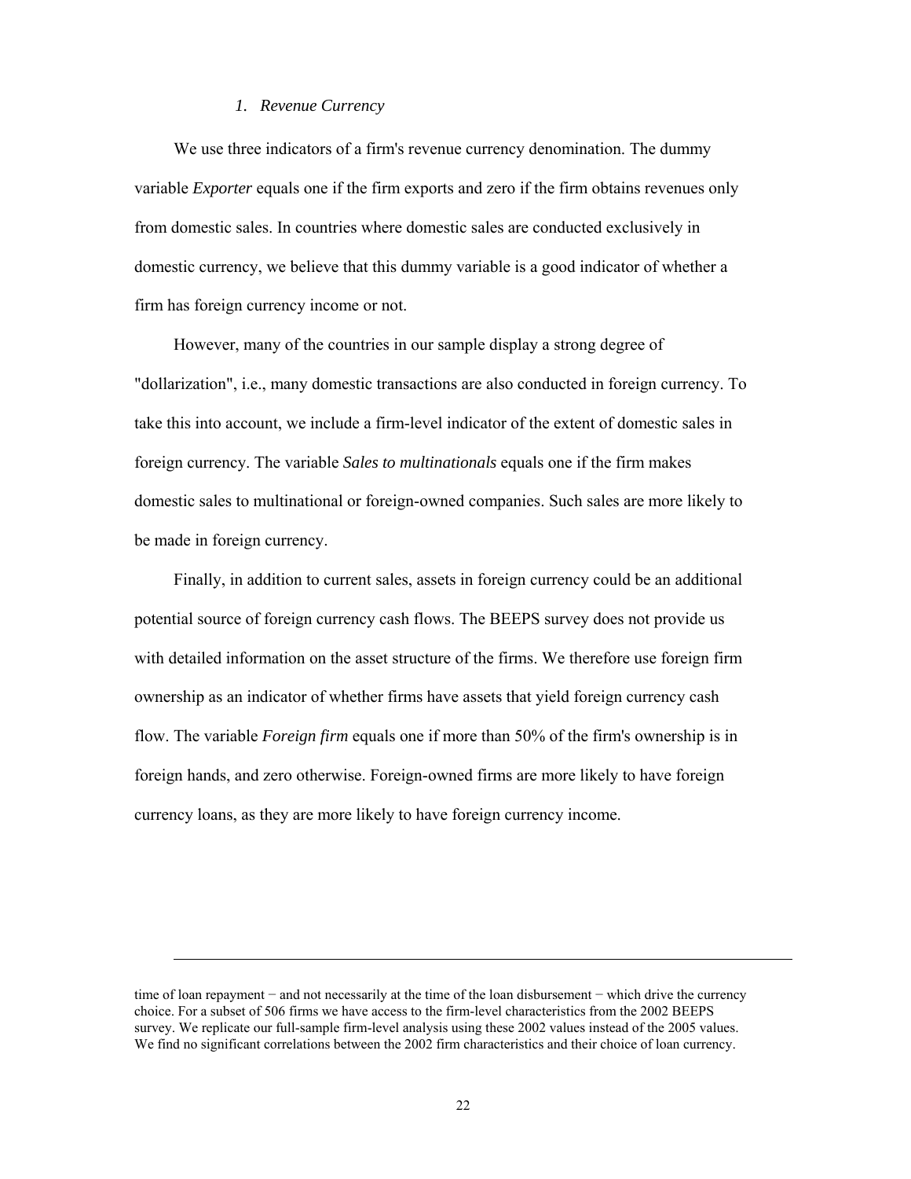### 1. *Revenue Currency*

We use three indicators of a firm's revenue currency denomination. The dummy variable *Exporter* equals one if the firm exports and zero if the firm obtains revenues only from domestic sales. In countries where domestic sales are conducted exclusively in domestic currency, we believe that this dummy variable is a good indicator of whether a firm has foreign currency income or not.

However, many of the countries in our sample display a strong degree of "dollarization", i.e., many domestic transactions are also conducted in foreign currency. To take this into account, we include a firm-level indicator of the extent of domestic sales in foreign currency. The variable *Sales to multinationals* equals one if the firm makes domestic sales to multinational or foreign-owned companies. Such sales are more likely to be made in foreign currency.

Finally, in addition to current sales, assets in foreign currency could be an additional potential source of foreign currency cash flows. The BEEPS survey does not provide us with detailed information on the asset structure of the firms. We therefore use foreign firm ownership as an indicator of whether firms have assets that yield foreign currency cash flow. The variable *Foreign firm* equals one if more than 50% of the firm's ownership is in foreign hands, and zero otherwise. Foreign-owned firms are more likely to have foreign currency loans, as they are more likely to have foreign currency income.

---

time of loan repayment − and not necessarily at the time of the loan disbursement − which drive the currency choice. For a subset of 506 firms we have access to the firm-level characteristics from the 2002 BEEPS survey. We replicate our full-sample firm-level analysis using these 2002 values instead of the 2005 values. We find no significant correlations between the 2002 firm characteristics and their choice of loan currency.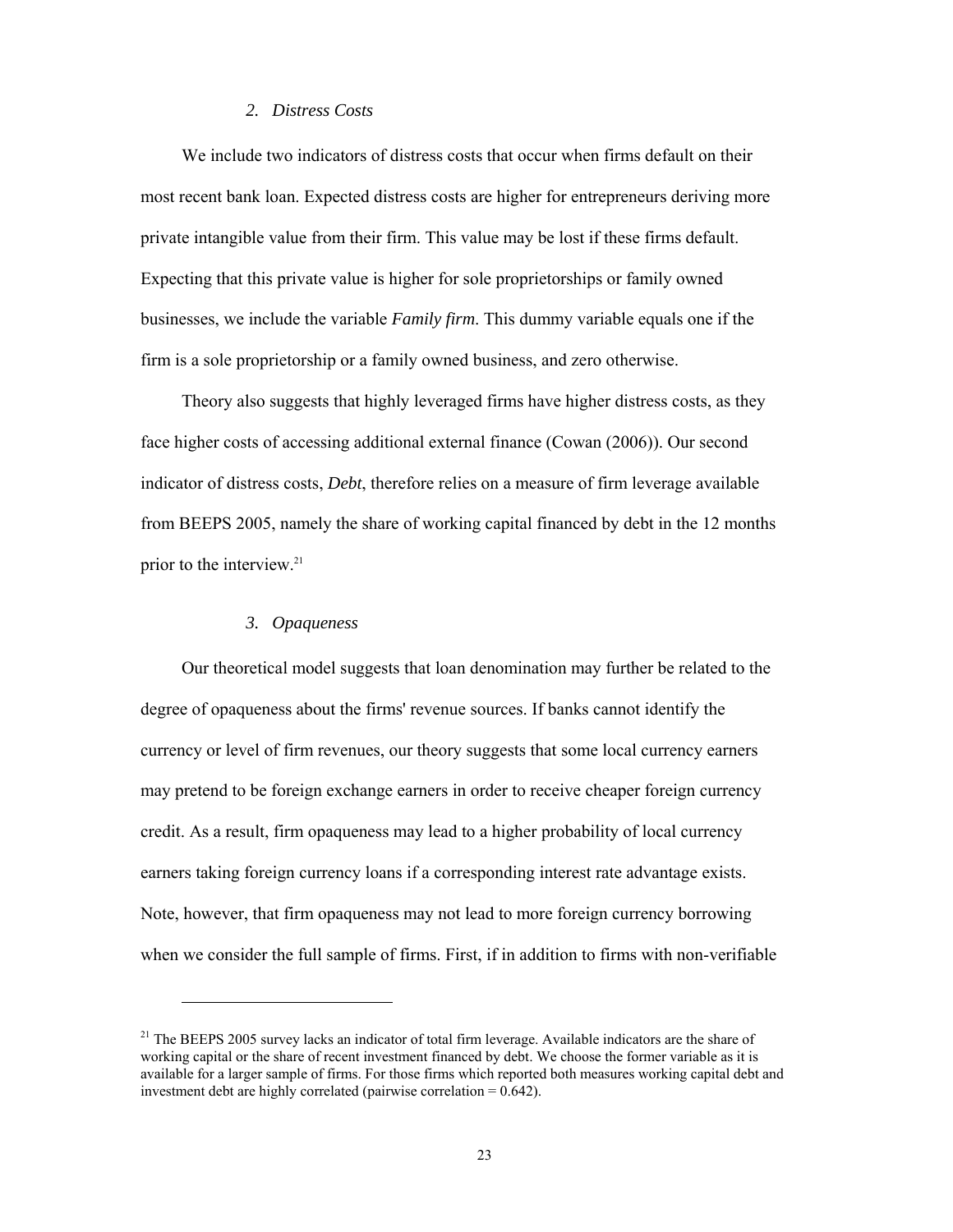### *2. Distress Costs*

We include two indicators of distress costs that occur when firms default on their most recent bank loan. Expected distress costs are higher for entrepreneurs deriving more private intangible value from their firm. This value may be lost if these firms default. Expecting that this private value is higher for sole proprietorships or family owned businesses, we include the variable *Family firm*. This dummy variable equals one if the firm is a sole proprietorship or a family owned business, and zero otherwise.

Theory also suggests that highly leveraged firms have higher distress costs, as they face higher costs of accessing additional external finance (Cowan (2006)). Our second indicator of distress costs, *Debt*, therefore relies on a measure of firm leverage available from BEEPS 2005, namely the share of working capital financed by debt in the 12 months prior to the interview.[21]

### *3. Opaqueness*

Our theoretical model suggests that loan denomination may further be related to the degree of opaqueness about the firms' revenue sources. If banks cannot identify the currency or level of firm revenues, our theory suggests that some local currency earners may pretend to be foreign exchange earners in order to receive cheaper foreign currency credit. As a result, firm opaqueness may lead to a higher probability of local currency earners taking foreign currency loans if a corresponding interest rate advantage exists. Note, however, that firm opaqueness may not lead to more foreign currency borrowing when we consider the full sample of firms. First, if in addition to firms with non-verifiable

---

[21] The BEEPS 2005 survey lacks an indicator of total firm leverage. Available indicators are the share of working capital or the share of recent investment financed by debt. We choose the former variable as it is available for a larger sample of firms. For those firms which reported both measures working capital debt and investment debt are highly correlated (pairwise correlation = 0.642).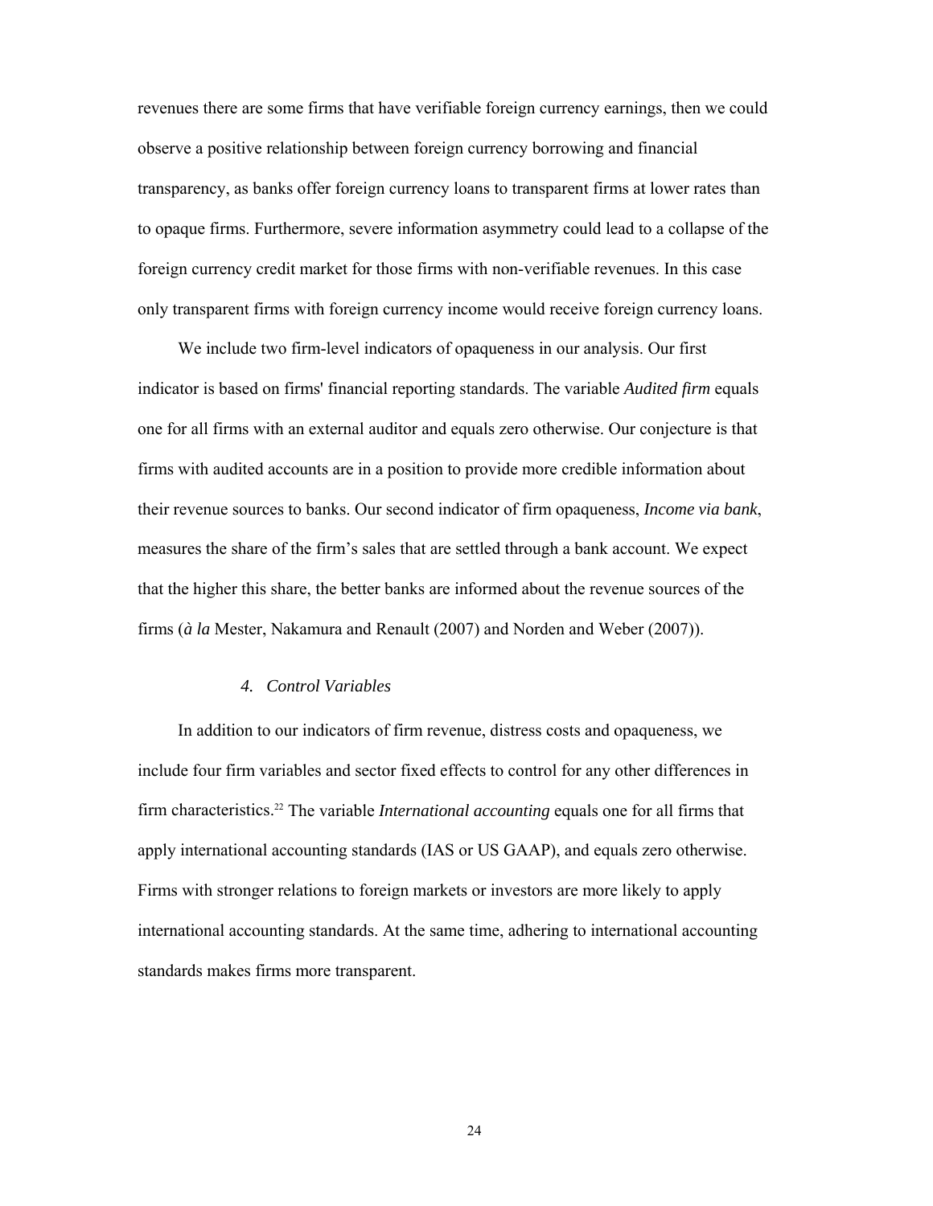revenues there are some firms that have verifiable foreign currency earnings, then we could observe a positive relationship between foreign currency borrowing and financial transparency, as banks offer foreign currency loans to transparent firms at lower rates than to opaque firms. Furthermore, severe information asymmetry could lead to a collapse of the foreign currency credit market for those firms with non-verifiable revenues. In this case only transparent firms with foreign currency income would receive foreign currency loans.

We include two firm-level indicators of opaqueness in our analysis. Our first indicator is based on firms' financial reporting standards. The variable *Audited firm* equals one for all firms with an external auditor and equals zero otherwise. Our conjecture is that firms with audited accounts are in a position to provide more credible information about their revenue sources to banks. Our second indicator of firm opaqueness, *Income via bank*, measures the share of the firm's sales that are settled through a bank account. We expect that the higher this share, the better banks are informed about the revenue sources of the firms (*à la* Mester, Nakamura and Renault (2007) and Norden and Weber (2007)).

#### *4. Control Variables*

In addition to our indicators of firm revenue, distress costs and opaqueness, we include four firm variables and sector fixed effects to control for any other differences in firm characteristics.[22] The variable *International accounting* equals one for all firms that apply international accounting standards (IAS or US GAAP), and equals zero otherwise. Firms with stronger relations to foreign markets or investors are more likely to apply international accounting standards. At the same time, adhering to international accounting standards makes firms more transparent.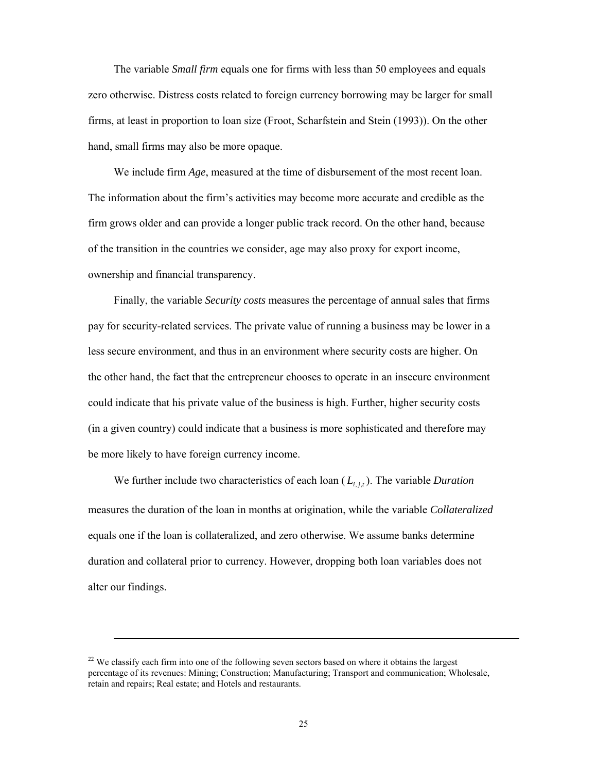The variable *Small firm* equals one for firms with less than 50 employees and equals zero otherwise. Distress costs related to foreign currency borrowing may be larger for small firms, at least in proportion to loan size (Froot, Scharfstein and Stein (1993)). On the other hand, small firms may also be more opaque.

We include firm *Age*, measured at the time of disbursement of the most recent loan. The information about the firm's activities may become more accurate and credible as the firm grows older and can provide a longer public track record. On the other hand, because of the transition in the countries we consider, age may also proxy for export income, ownership and financial transparency.

Finally, the variable *Security costs* measures the percentage of annual sales that firms pay for security-related services. The private value of running a business may be lower in a less secure environment, and thus in an environment where security costs are higher. On the other hand, the fact that the entrepreneur chooses to operate in an insecure environment could indicate that his private value of the business is high. Further, higher security costs (in a given country) could indicate that a business is more sophisticated and therefore may be more likely to have foreign currency income.

We further include two characteristics of each loan ($L_{i,j,t}$). The variable *Duration* measures the duration of the loan in months at origination, while the variable *Collateralized* equals one if the loan is collateralized, and zero otherwise. We assume banks determine duration and collateral prior to currency. However, dropping both loan variables does not alter our findings.

---

[22] We classify each firm into one of the following seven sectors based on where it obtains the largest percentage of its revenues: Mining; Construction; Manufacturing; Transport and communication; Wholesale, retain and repairs; Real estate; and Hotels and restaurants.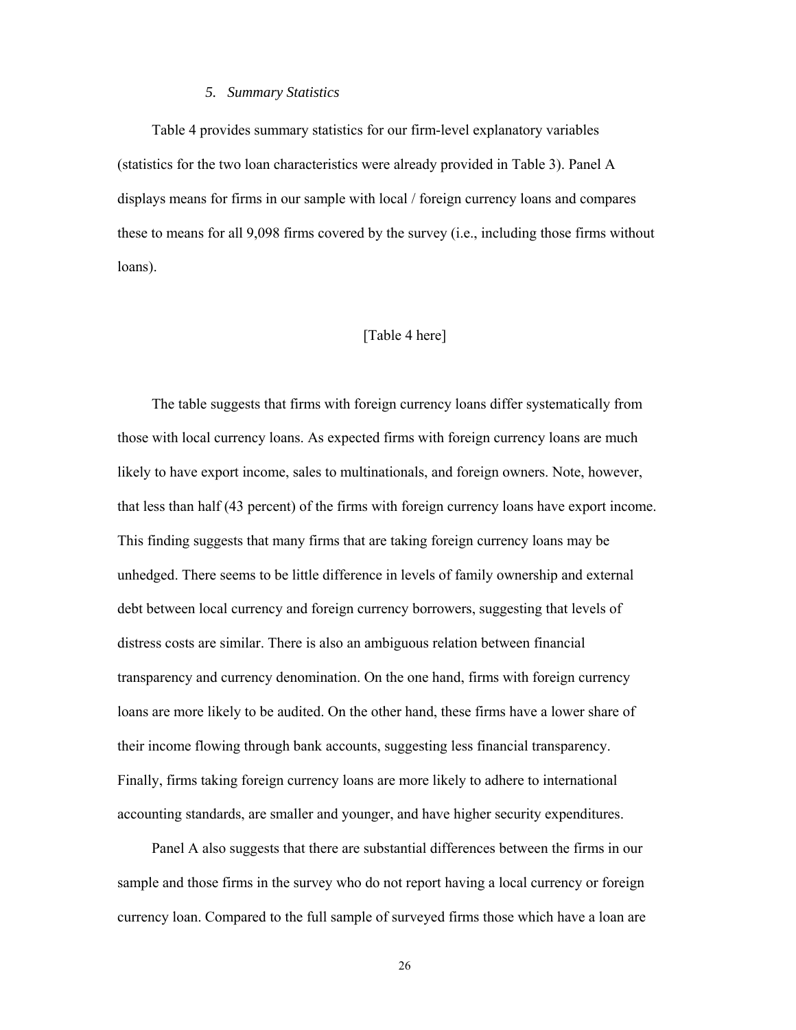### *5. Summary Statistics*

Table 4 provides summary statistics for our firm-level explanatory variables (statistics for the two loan characteristics were already provided in Table 3). Panel A displays means for firms in our sample with local / foreign currency loans and compares these to means for all 9,098 firms covered by the survey (i.e., including those firms without loans).

[Table 4 here]

The table suggests that firms with foreign currency loans differ systematically from those with local currency loans. As expected firms with foreign currency loans are much likely to have export income, sales to multinationals, and foreign owners. Note, however, that less than half (43 percent) of the firms with foreign currency loans have export income. This finding suggests that many firms that are taking foreign currency loans may be unhedged. There seems to be little difference in levels of family ownership and external debt between local currency and foreign currency borrowers, suggesting that levels of distress costs are similar. There is also an ambiguous relation between financial transparency and currency denomination. On the one hand, firms with foreign currency loans are more likely to be audited. On the other hand, these firms have a lower share of their income flowing through bank accounts, suggesting less financial transparency. Finally, firms taking foreign currency loans are more likely to adhere to international accounting standards, are smaller and younger, and have higher security expenditures.

Panel A also suggests that there are substantial differences between the firms in our sample and those firms in the survey who do not report having a local currency or foreign currency loan. Compared to the full sample of surveyed firms those which have a loan are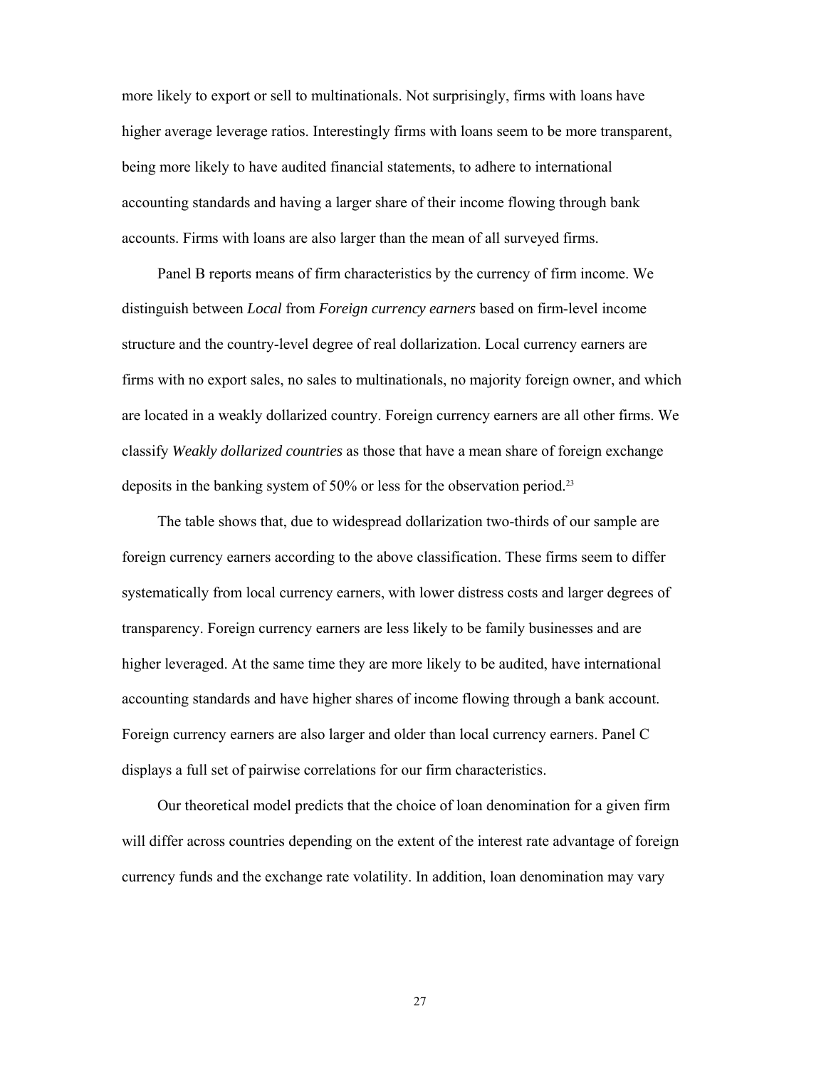more likely to export or sell to multinationals. Not surprisingly, firms with loans have higher average leverage ratios. Interestingly firms with loans seem to be more transparent, being more likely to have audited financial statements, to adhere to international accounting standards and having a larger share of their income flowing through bank accounts. Firms with loans are also larger than the mean of all surveyed firms.

Panel B reports means of firm characteristics by the currency of firm income. We distinguish between *Local* from *Foreign currency earners* based on firm-level income structure and the country-level degree of real dollarization. Local currency earners are firms with no export sales, no sales to multinationals, no majority foreign owner, and which are located in a weakly dollarized country. Foreign currency earners are all other firms. We classify *Weakly dollarized countries* as those that have a mean share of foreign exchange deposits in the banking system of 50% or less for the observation period.[23]

The table shows that, due to widespread dollarization two-thirds of our sample are foreign currency earners according to the above classification. These firms seem to differ systematically from local currency earners, with lower distress costs and larger degrees of transparency. Foreign currency earners are less likely to be family businesses and are higher leveraged. At the same time they are more likely to be audited, have international accounting standards and have higher shares of income flowing through a bank account. Foreign currency earners are also larger and older than local currency earners. Panel C displays a full set of pairwise correlations for our firm characteristics.

Our theoretical model predicts that the choice of loan denomination for a given firm will differ across countries depending on the extent of the interest rate advantage of foreign currency funds and the exchange rate volatility. In addition, loan denomination may vary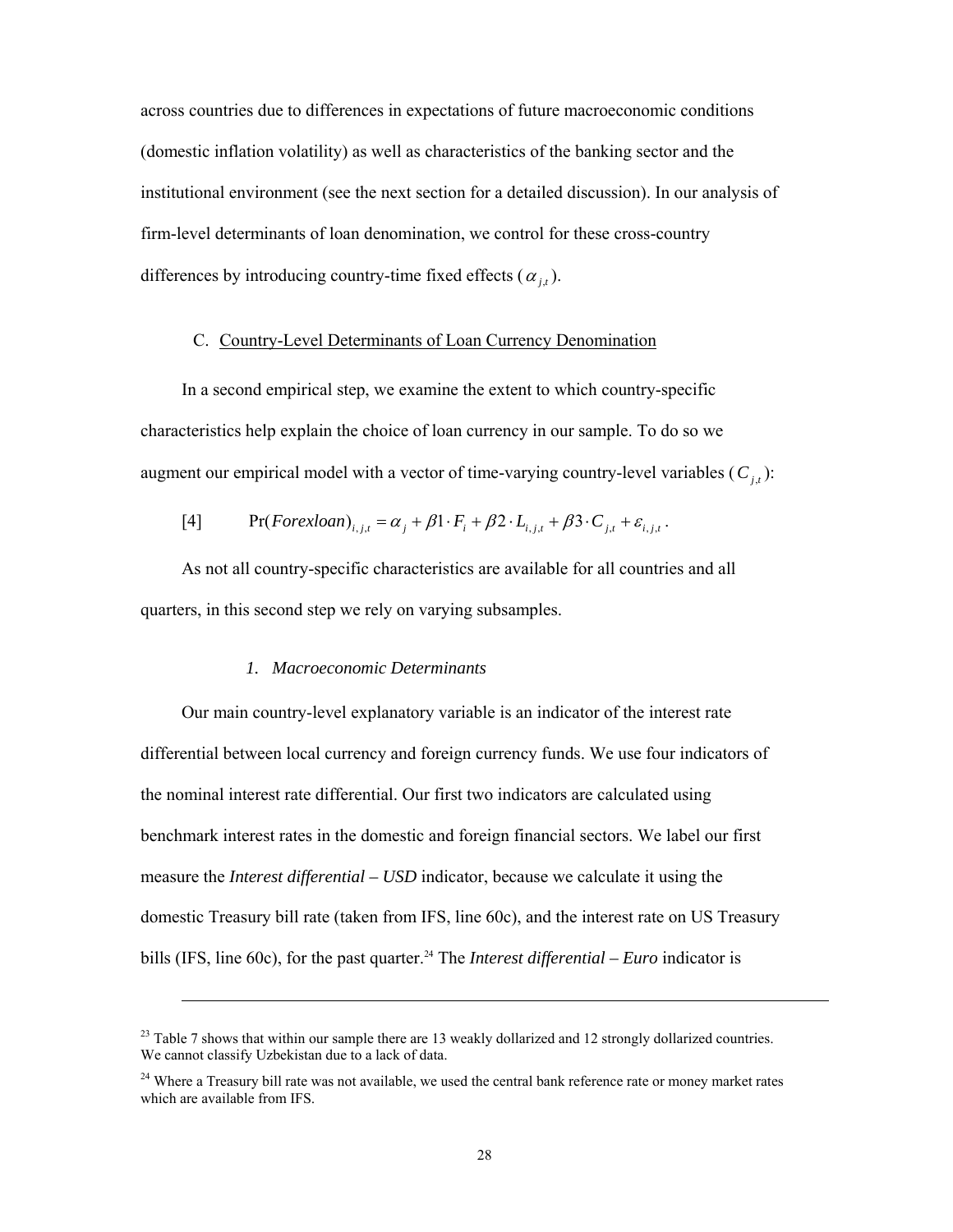across countries due to differences in expectations of future macroeconomic conditions (domestic inflation volatility) as well as characteristics of the banking sector and the institutional environment (see the next section for a detailed discussion). In our analysis of firm-level determinants of loan denomination, we control for these cross-country differences by introducing country-time fixed effects ($\alpha_{j,t}$).

### C. Country-Level Determinants of Loan Currency Denomination

In a second empirical step, we examine the extent to which country-specific characteristics help explain the choice of loan currency in our sample. To do so we augment our empirical model with a vector of time-varying country-level variables ($C_{j,t}$):

$$[4] \qquad \Pr(Forexloan)_{i,j,t} = \alpha_j + \beta 1 \cdot F_i + \beta 2 \cdot L_{i,j,t} + \beta 3 \cdot C_{j,t} + \varepsilon_{i,j,t}.$$

As not all country-specific characteristics are available for all countries and all quarters, in this second step we rely on varying subsamples.

#### *1. Macroeconomic Determinants*

Our main country-level explanatory variable is an indicator of the interest rate differential between local currency and foreign currency funds. We use four indicators of the nominal interest rate differential. Our first two indicators are calculated using benchmark interest rates in the domestic and foreign financial sectors. We label our first measure the *Interest differential – USD* indicator, because we calculate it using the domestic Treasury bill rate (taken from IFS, line 60c), and the interest rate on US Treasury bills (IFS, line 60c), for the past quarter.[24] The *Interest differential – Euro* indicator is

---

[23] Table 7 shows that within our sample there are 13 weakly dollarized and 12 strongly dollarized countries. We cannot classify Uzbekistan due to a lack of data.

[24] Where a Treasury bill rate was not available, we used the central bank reference rate or money market rates which are available from IFS.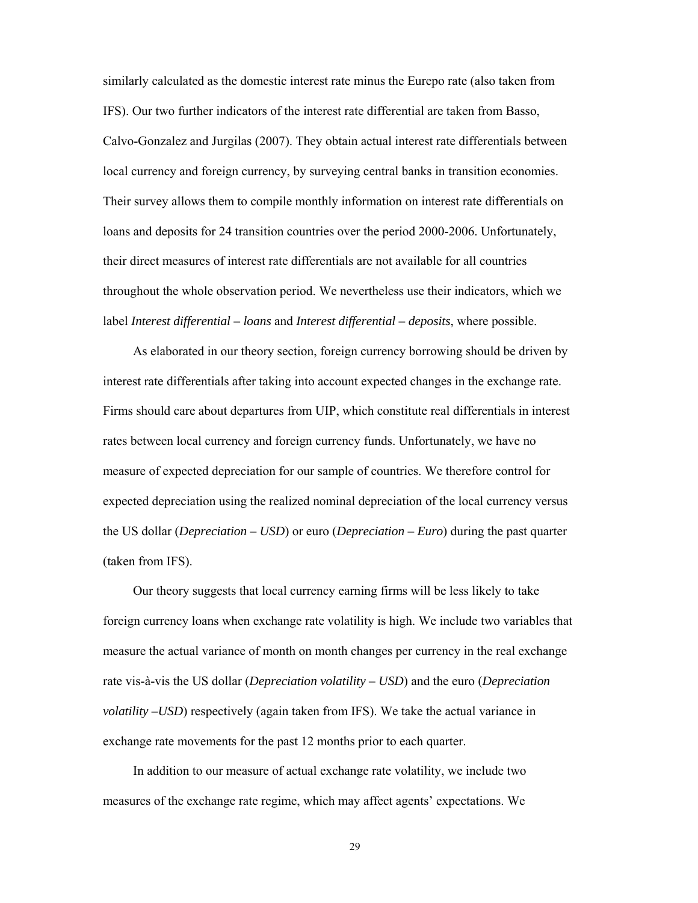similarly calculated as the domestic interest rate minus the Eurepo rate (also taken from IFS). Our two further indicators of the interest rate differential are taken from Basso, Calvo-Gonzalez and Jurgilas (2007). They obtain actual interest rate differentials between local currency and foreign currency, by surveying central banks in transition economies. Their survey allows them to compile monthly information on interest rate differentials on loans and deposits for 24 transition countries over the period 2000-2006. Unfortunately, their direct measures of interest rate differentials are not available for all countries throughout the whole observation period. We nevertheless use their indicators, which we label *Interest differential – loans* and *Interest differential – deposits*, where possible.

As elaborated in our theory section, foreign currency borrowing should be driven by interest rate differentials after taking into account expected changes in the exchange rate. Firms should care about departures from UIP, which constitute real differentials in interest rates between local currency and foreign currency funds. Unfortunately, we have no measure of expected depreciation for our sample of countries. We therefore control for expected depreciation using the realized nominal depreciation of the local currency versus the US dollar (*Depreciation – USD*) or euro (*Depreciation – Euro*) during the past quarter (taken from IFS).

Our theory suggests that local currency earning firms will be less likely to take foreign currency loans when exchange rate volatility is high. We include two variables that measure the actual variance of month on month changes per currency in the real exchange rate vis-à-vis the US dollar (*Depreciation volatility – USD*) and the euro (*Depreciation volatility –USD*) respectively (again taken from IFS). We take the actual variance in exchange rate movements for the past 12 months prior to each quarter.

In addition to our measure of actual exchange rate volatility, we include two measures of the exchange rate regime, which may affect agents' expectations. We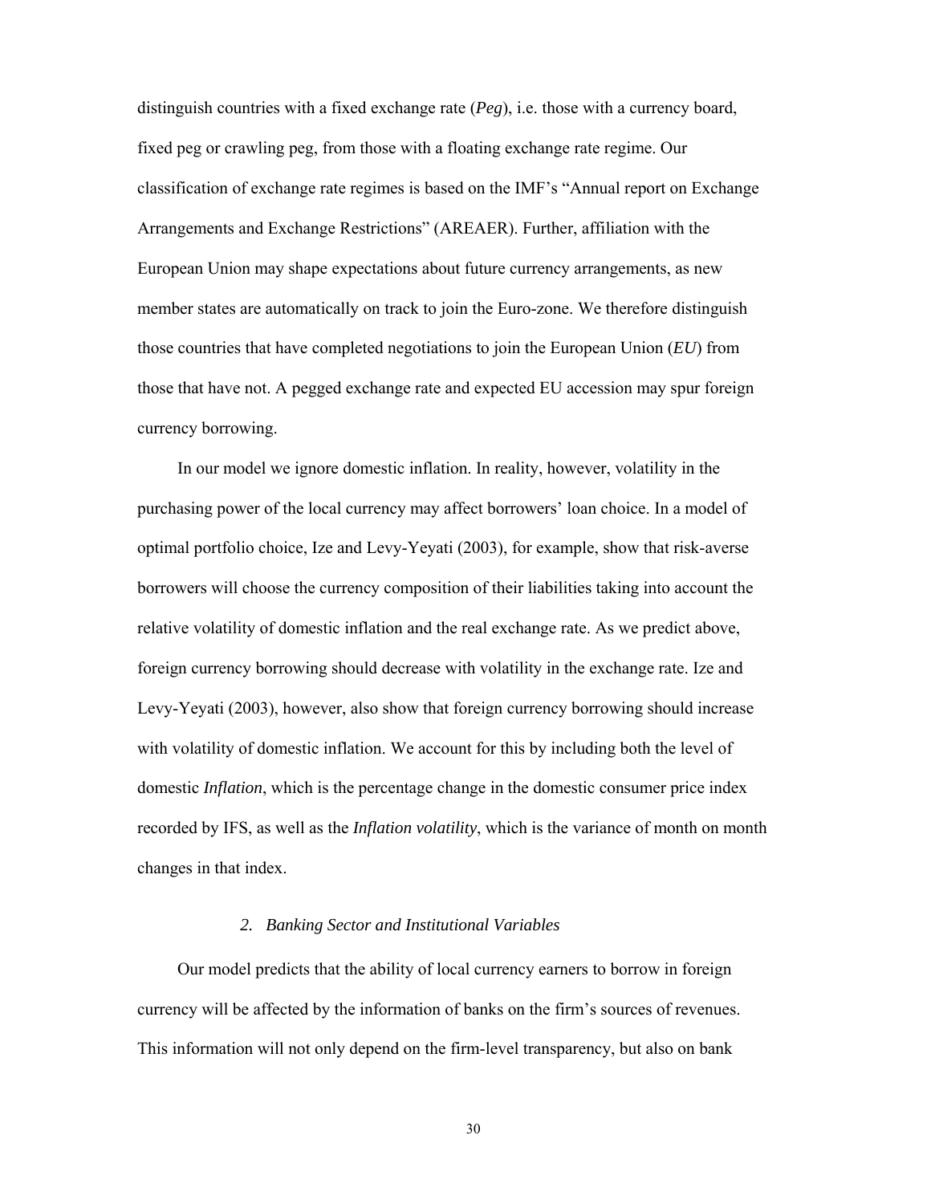distinguish countries with a fixed exchange rate (*Peg*), i.e. those with a currency board, fixed peg or crawling peg, from those with a floating exchange rate regime. Our classification of exchange rate regimes is based on the IMF's "Annual report on Exchange Arrangements and Exchange Restrictions" (AREAER). Further, affiliation with the European Union may shape expectations about future currency arrangements, as new member states are automatically on track to join the Euro-zone. We therefore distinguish those countries that have completed negotiations to join the European Union (*EU*) from those that have not. A pegged exchange rate and expected EU accession may spur foreign currency borrowing.

In our model we ignore domestic inflation. In reality, however, volatility in the purchasing power of the local currency may affect borrowers' loan choice. In a model of optimal portfolio choice, Ize and Levy-Yeyati (2003), for example, show that risk-averse borrowers will choose the currency composition of their liabilities taking into account the relative volatility of domestic inflation and the real exchange rate. As we predict above, foreign currency borrowing should decrease with volatility in the exchange rate. Ize and Levy-Yeyati (2003), however, also show that foreign currency borrowing should increase with volatility of domestic inflation. We account for this by including both the level of domestic *Inflation*, which is the percentage change in the domestic consumer price index recorded by IFS, as well as the *Inflation volatility*, which is the variance of month on month changes in that index.

### *2. Banking Sector and Institutional Variables*

Our model predicts that the ability of local currency earners to borrow in foreign currency will be affected by the information of banks on the firm's sources of revenues. This information will not only depend on the firm-level transparency, but also on bank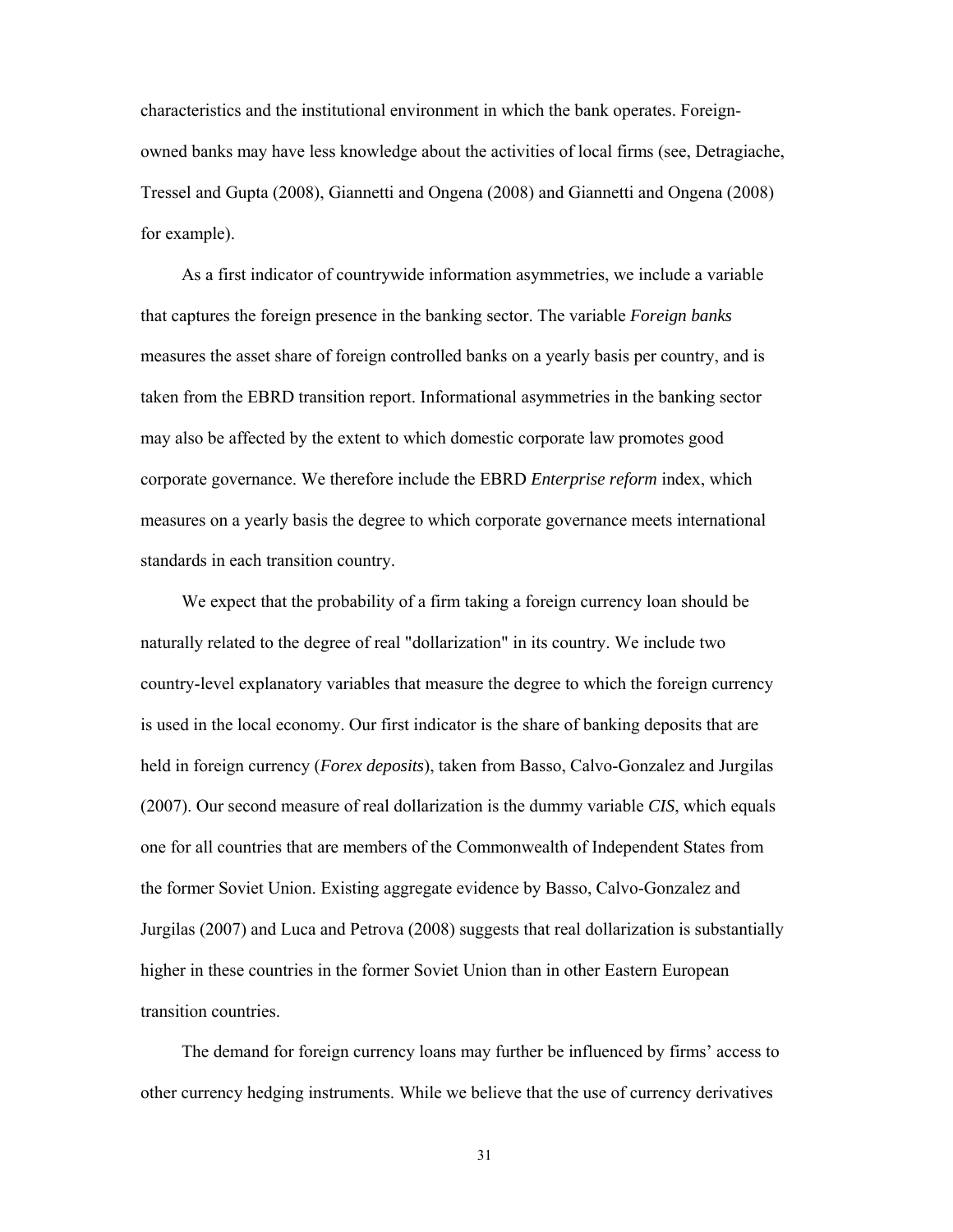characteristics and the institutional environment in which the bank operates. Foreign-owned banks may have less knowledge about the activities of local firms (see, Detragiache, Tressel and Gupta (2008), Giannetti and Ongena (2008) and Giannetti and Ongena (2008) for example).

As a first indicator of countrywide information asymmetries, we include a variable that captures the foreign presence in the banking sector. The variable *Foreign banks* measures the asset share of foreign controlled banks on a yearly basis per country, and is taken from the EBRD transition report. Informational asymmetries in the banking sector may also be affected by the extent to which domestic corporate law promotes good corporate governance. We therefore include the EBRD *Enterprise reform* index, which measures on a yearly basis the degree to which corporate governance meets international standards in each transition country.

We expect that the probability of a firm taking a foreign currency loan should be naturally related to the degree of real "dollarization" in its country. We include two country-level explanatory variables that measure the degree to which the foreign currency is used in the local economy. Our first indicator is the share of banking deposits that are held in foreign currency (*Forex deposits*), taken from Basso, Calvo-Gonzalez and Jurgilas (2007). Our second measure of real dollarization is the dummy variable *CIS*, which equals one for all countries that are members of the Commonwealth of Independent States from the former Soviet Union. Existing aggregate evidence by Basso, Calvo-Gonzalez and Jurgilas (2007) and Luca and Petrova (2008) suggests that real dollarization is substantially higher in these countries in the former Soviet Union than in other Eastern European transition countries.

The demand for foreign currency loans may further be influenced by firms' access to other currency hedging instruments. While we believe that the use of currency derivatives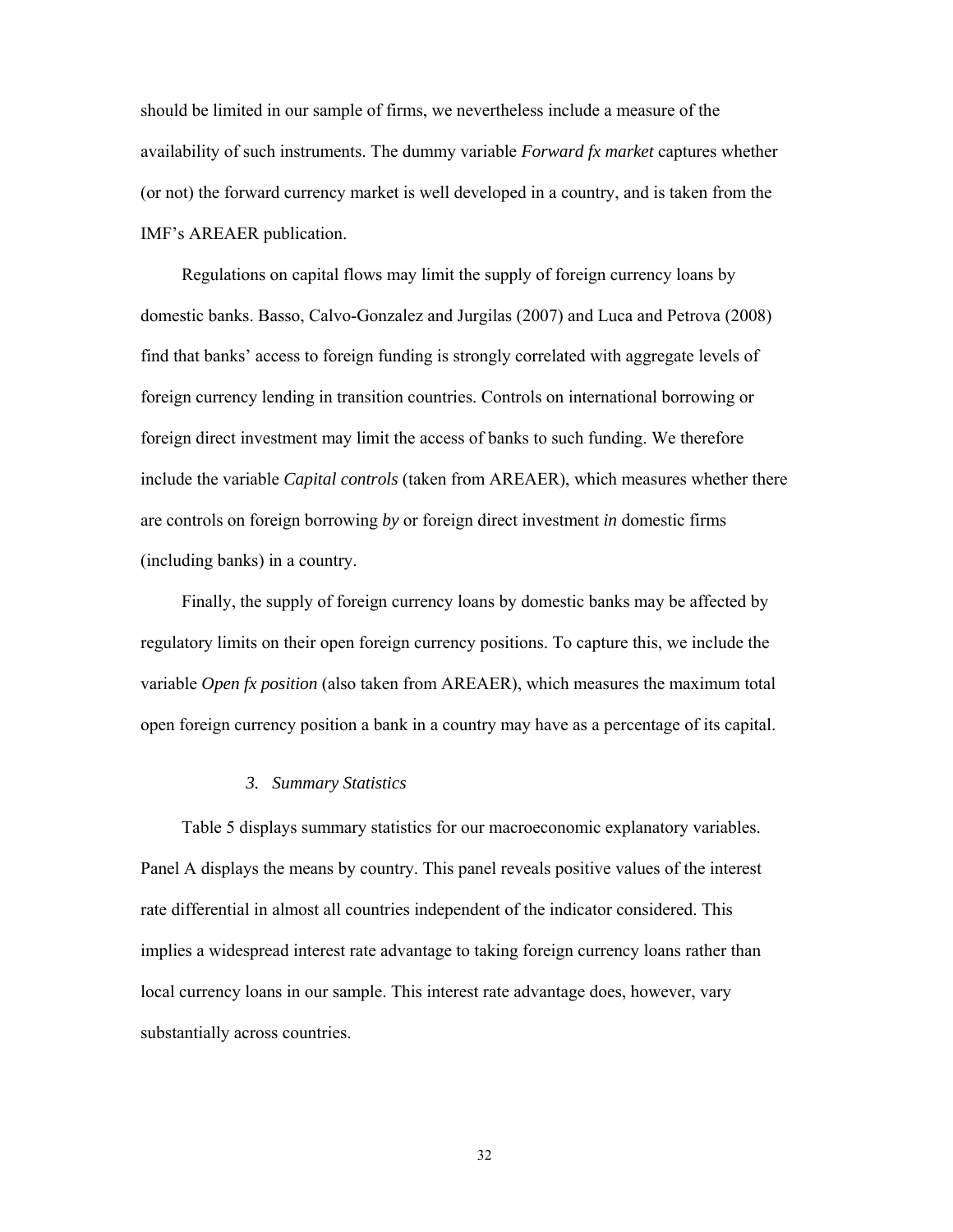should be limited in our sample of firms, we nevertheless include a measure of the availability of such instruments. The dummy variable *Forward fx market* captures whether (or not) the forward currency market is well developed in a country, and is taken from the IMF's AREAER publication.

Regulations on capital flows may limit the supply of foreign currency loans by domestic banks. Basso, Calvo-Gonzalez and Jurgilas (2007) and Luca and Petrova (2008) find that banks' access to foreign funding is strongly correlated with aggregate levels of foreign currency lending in transition countries. Controls on international borrowing or foreign direct investment may limit the access of banks to such funding. We therefore include the variable *Capital controls* (taken from AREAER), which measures whether there are controls on foreign borrowing *by* or foreign direct investment *in* domestic firms (including banks) in a country.

Finally, the supply of foreign currency loans by domestic banks may be affected by regulatory limits on their open foreign currency positions. To capture this, we include the variable *Open fx position* (also taken from AREAER), which measures the maximum total open foreign currency position a bank in a country may have as a percentage of its capital.

### *3. Summary Statistics*

Table 5 displays summary statistics for our macroeconomic explanatory variables. Panel A displays the means by country. This panel reveals positive values of the interest rate differential in almost all countries independent of the indicator considered. This implies a widespread interest rate advantage to taking foreign currency loans rather than local currency loans in our sample. This interest rate advantage does, however, vary substantially across countries.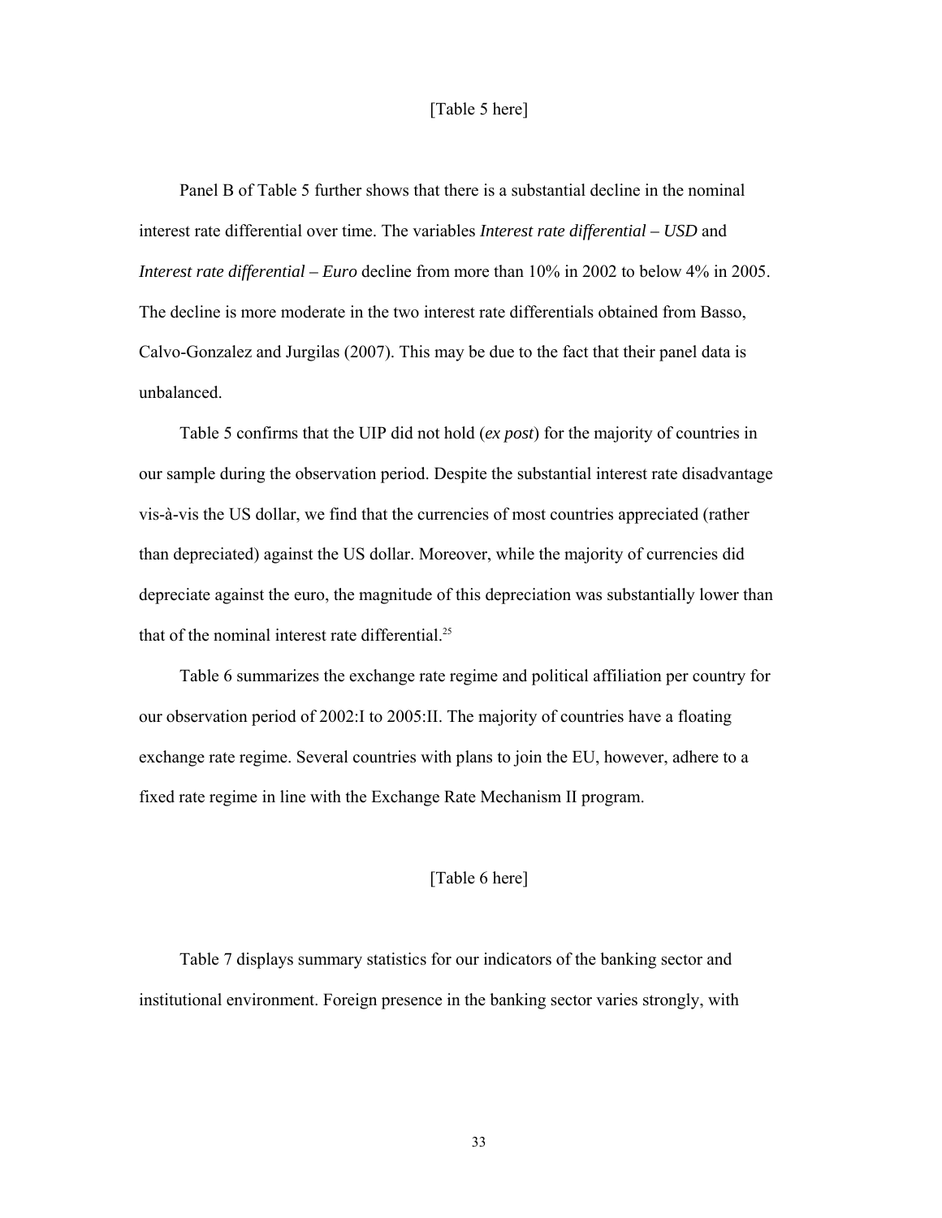[Table 5 here]

Panel B of Table 5 further shows that there is a substantial decline in the nominal interest rate differential over time. The variables *Interest rate differential – USD* and *Interest rate differential – Euro* decline from more than 10% in 2002 to below 4% in 2005. The decline is more moderate in the two interest rate differentials obtained from Basso, Calvo-Gonzalez and Jurgilas (2007). This may be due to the fact that their panel data is unbalanced.

Table 5 confirms that the UIP did not hold (*ex post*) for the majority of countries in our sample during the observation period. Despite the substantial interest rate disadvantage vis-à-vis the US dollar, we find that the currencies of most countries appreciated (rather than depreciated) against the US dollar. Moreover, while the majority of currencies did depreciate against the euro, the magnitude of this depreciation was substantially lower than that of the nominal interest rate differential.[25]

Table 6 summarizes the exchange rate regime and political affiliation per country for our observation period of 2002:I to 2005:II. The majority of countries have a floating exchange rate regime. Several countries with plans to join the EU, however, adhere to a fixed rate regime in line with the Exchange Rate Mechanism II program.

[Table 6 here]

Table 7 displays summary statistics for our indicators of the banking sector and institutional environment. Foreign presence in the banking sector varies strongly, with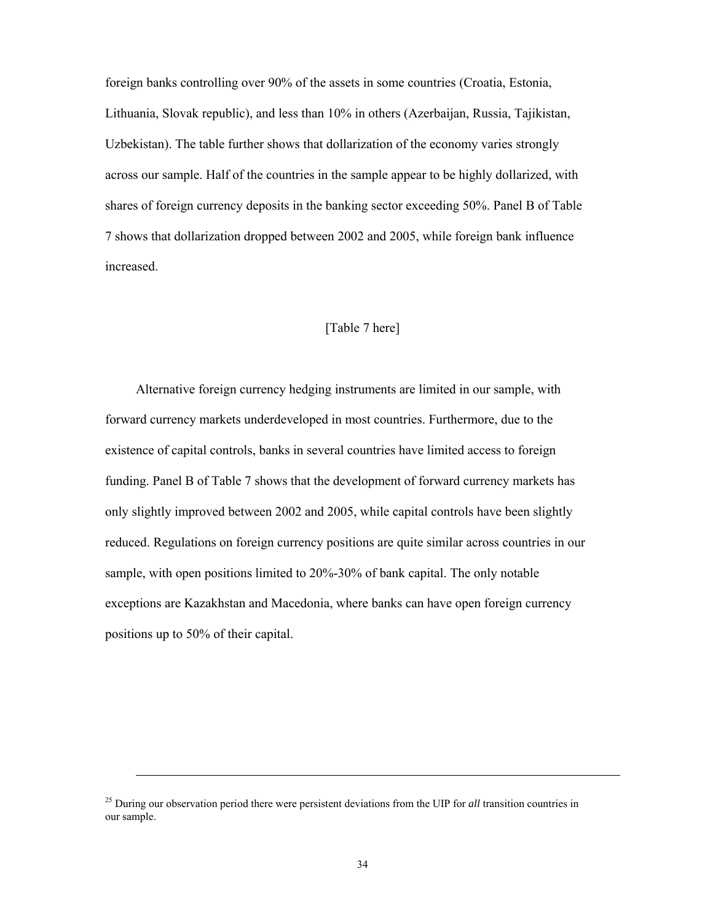foreign banks controlling over 90% of the assets in some countries (Croatia, Estonia, Lithuania, Slovak republic), and less than 10% in others (Azerbaijan, Russia, Tajikistan, Uzbekistan). The table further shows that dollarization of the economy varies strongly across our sample. Half of the countries in the sample appear to be highly dollarized, with shares of foreign currency deposits in the banking sector exceeding 50%. Panel B of Table 7 shows that dollarization dropped between 2002 and 2005, while foreign bank influence increased.

[Table 7 here]

Alternative foreign currency hedging instruments are limited in our sample, with forward currency markets underdeveloped in most countries. Furthermore, due to the existence of capital controls, banks in several countries have limited access to foreign funding. Panel B of Table 7 shows that the development of forward currency markets has only slightly improved between 2002 and 2005, while capital controls have been slightly reduced. Regulations on foreign currency positions are quite similar across countries in our sample, with open positions limited to 20%-30% of bank capital. The only notable exceptions are Kazakhstan and Macedonia, where banks can have open foreign currency positions up to 50% of their capital.

---

[25] During our observation period there were persistent deviations from the UIP for *all* transition countries in our sample.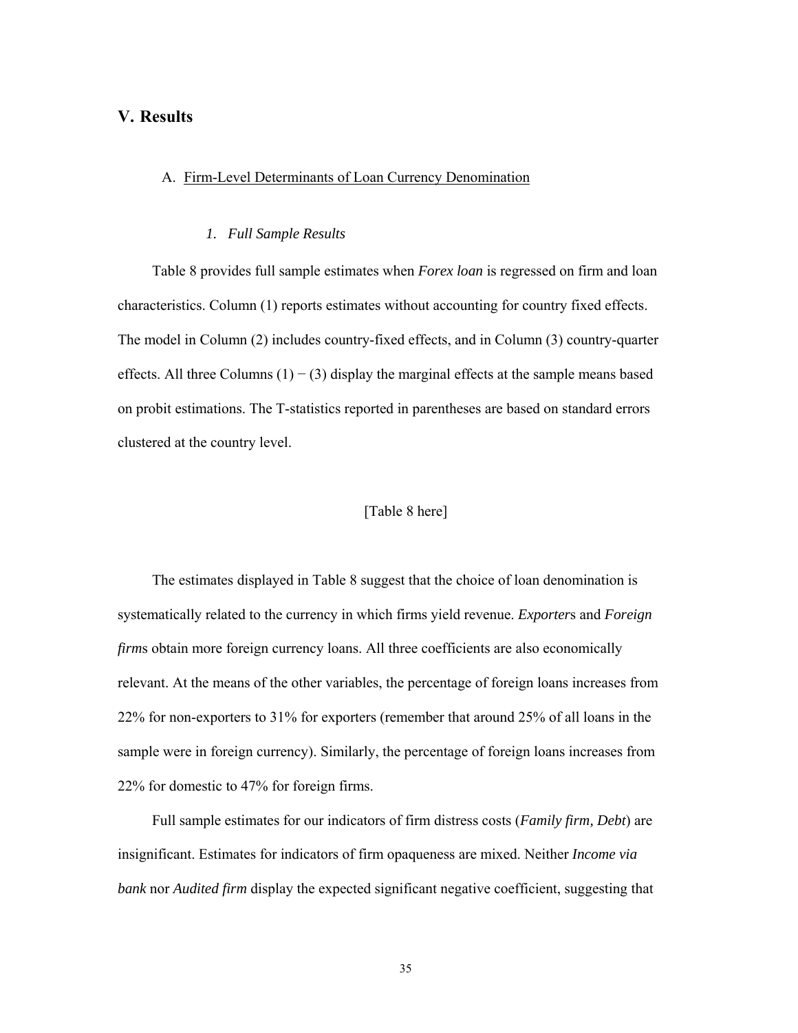## V. Results

### A. Firm-Level Determinants of Loan Currency Denomination

#### *1. Full Sample Results*

Table 8 provides full sample estimates when *Forex loan* is regressed on firm and loan characteristics. Column (1) reports estimates without accounting for country fixed effects. The model in Column (2) includes country-fixed effects, and in Column (3) country-quarter effects. All three Columns (1) − (3) display the marginal effects at the sample means based on probit estimations. The T-statistics reported in parentheses are based on standard errors clustered at the country level.

[Table 8 here]

The estimates displayed in Table 8 suggest that the choice of loan denomination is systematically related to the currency in which firms yield revenue. *Exporter*s and *Foreign firm*s obtain more foreign currency loans. All three coefficients are also economically relevant. At the means of the other variables, the percentage of foreign loans increases from 22% for non-exporters to 31% for exporters (remember that around 25% of all loans in the sample were in foreign currency). Similarly, the percentage of foreign loans increases from 22% for domestic to 47% for foreign firms.

Full sample estimates for our indicators of firm distress costs (*Family firm, Debt*) are insignificant. Estimates for indicators of firm opaqueness are mixed. Neither *Income via bank* nor *Audited firm* display the expected significant negative coefficient, suggesting that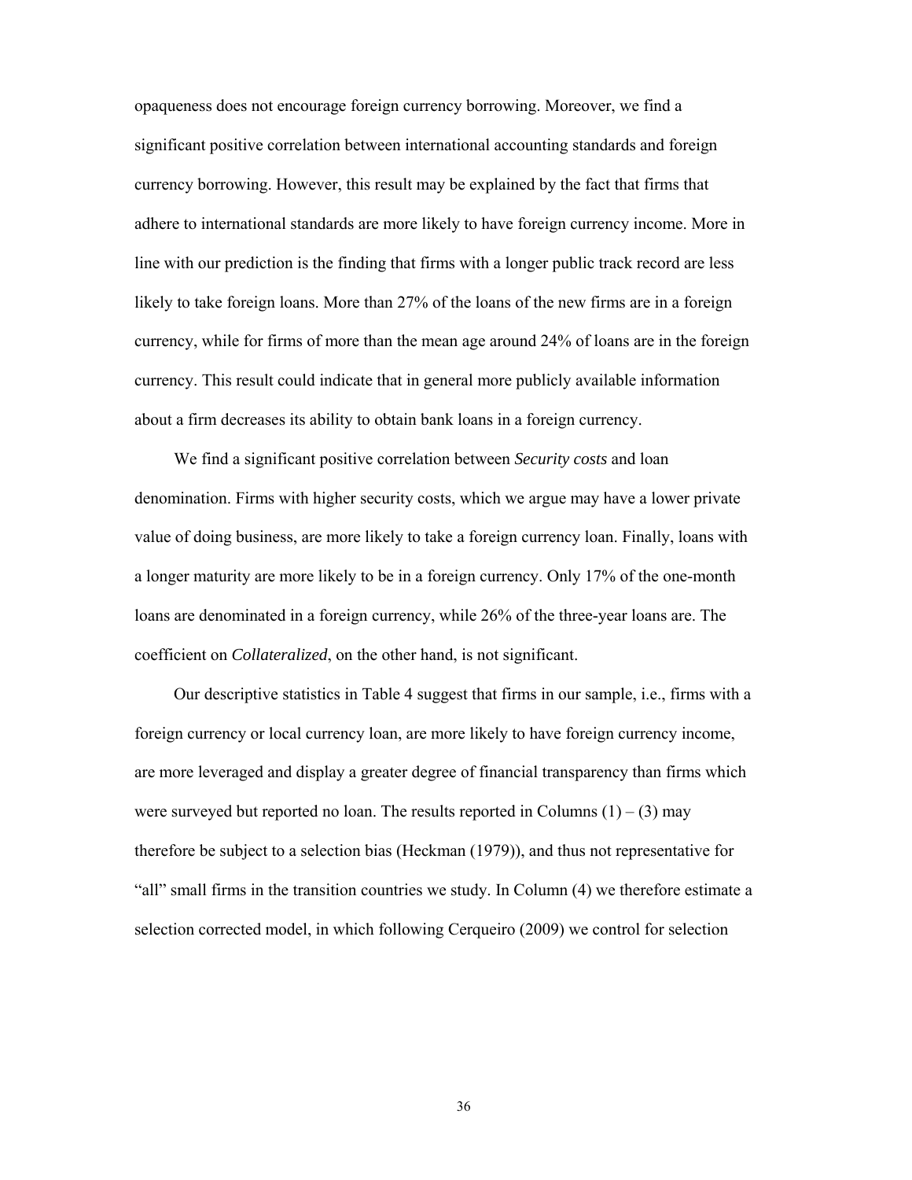opaqueness does not encourage foreign currency borrowing. Moreover, we find a significant positive correlation between international accounting standards and foreign currency borrowing. However, this result may be explained by the fact that firms that adhere to international standards are more likely to have foreign currency income. More in line with our prediction is the finding that firms with a longer public track record are less likely to take foreign loans. More than 27% of the loans of the new firms are in a foreign currency, while for firms of more than the mean age around 24% of loans are in the foreign currency. This result could indicate that in general more publicly available information about a firm decreases its ability to obtain bank loans in a foreign currency.

We find a significant positive correlation between *Security costs* and loan denomination. Firms with higher security costs, which we argue may have a lower private value of doing business, are more likely to take a foreign currency loan. Finally, loans with a longer maturity are more likely to be in a foreign currency. Only 17% of the one-month loans are denominated in a foreign currency, while 26% of the three-year loans are. The coefficient on *Collateralized*, on the other hand, is not significant.

Our descriptive statistics in Table 4 suggest that firms in our sample, i.e., firms with a foreign currency or local currency loan, are more likely to have foreign currency income, are more leveraged and display a greater degree of financial transparency than firms which were surveyed but reported no loan. The results reported in Columns (1) – (3) may therefore be subject to a selection bias (Heckman (1979)), and thus not representative for "all" small firms in the transition countries we study. In Column (4) we therefore estimate a selection corrected model, in which following Cerqueiro (2009) we control for selection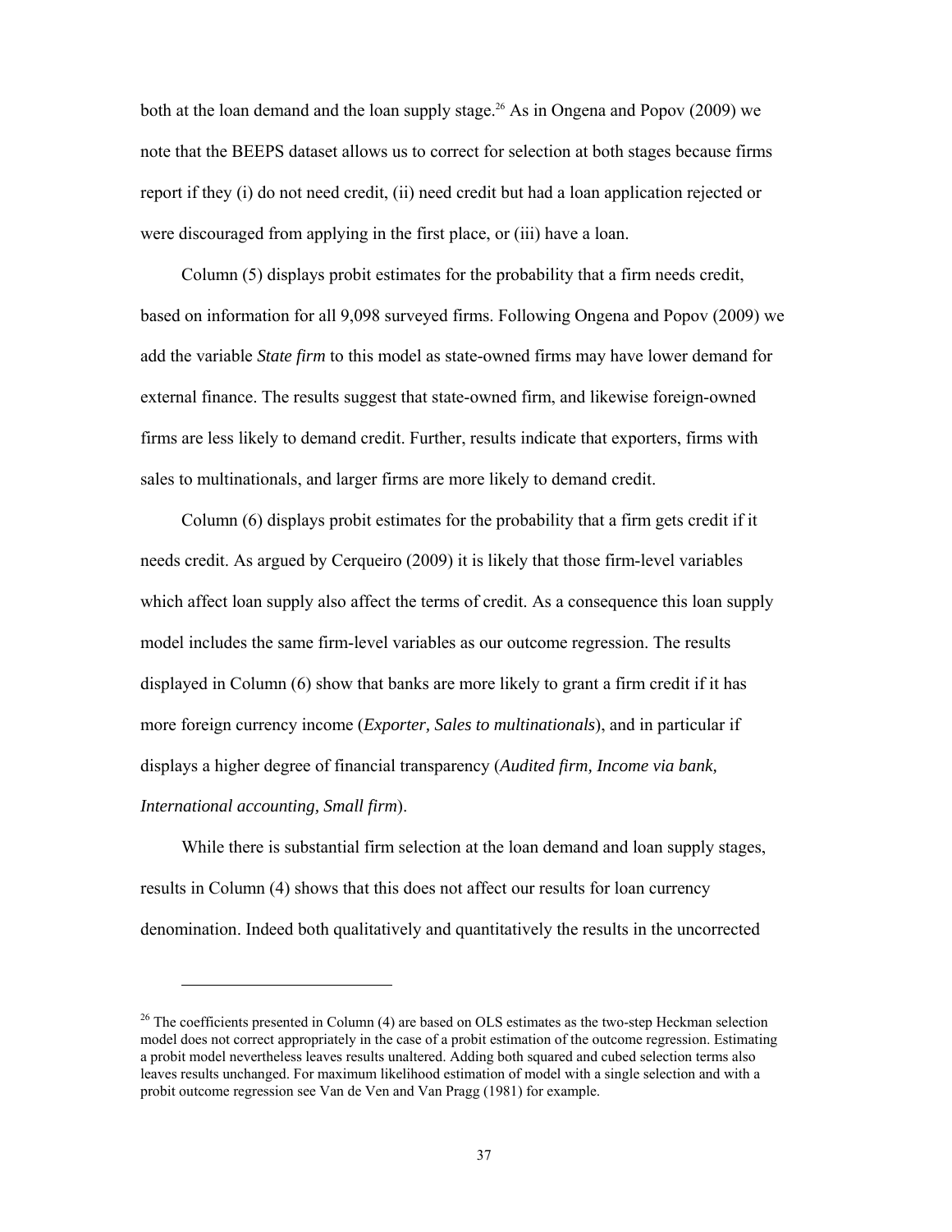both at the loan demand and the loan supply stage.[26] As in Ongena and Popov (2009) we note that the BEEPS dataset allows us to correct for selection at both stages because firms report if they (i) do not need credit, (ii) need credit but had a loan application rejected or were discouraged from applying in the first place, or (iii) have a loan.

Column (5) displays probit estimates for the probability that a firm needs credit, based on information for all 9,098 surveyed firms. Following Ongena and Popov (2009) we add the variable *State firm* to this model as state-owned firms may have lower demand for external finance. The results suggest that state-owned firm, and likewise foreign-owned firms are less likely to demand credit. Further, results indicate that exporters, firms with sales to multinationals, and larger firms are more likely to demand credit.

Column (6) displays probit estimates for the probability that a firm gets credit if it needs credit. As argued by Cerqueiro (2009) it is likely that those firm-level variables which affect loan supply also affect the terms of credit. As a consequence this loan supply model includes the same firm-level variables as our outcome regression. The results displayed in Column (6) show that banks are more likely to grant a firm credit if it has more foreign currency income (*Exporter, Sales to multinationals*), and in particular if displays a higher degree of financial transparency (*Audited firm, Income via bank, International accounting, Small firm*).

While there is substantial firm selection at the loan demand and loan supply stages, results in Column (4) shows that this does not affect our results for loan currency denomination. Indeed both qualitatively and quantitatively the results in the uncorrected

---

[26] The coefficients presented in Column (4) are based on OLS estimates as the two-step Heckman selection model does not correct appropriately in the case of a probit estimation of the outcome regression. Estimating a probit model nevertheless leaves results unaltered. Adding both squared and cubed selection terms also leaves results unchanged. For maximum likelihood estimation of model with a single selection and with a probit outcome regression see Van de Ven and Van Pragg (1981) for example.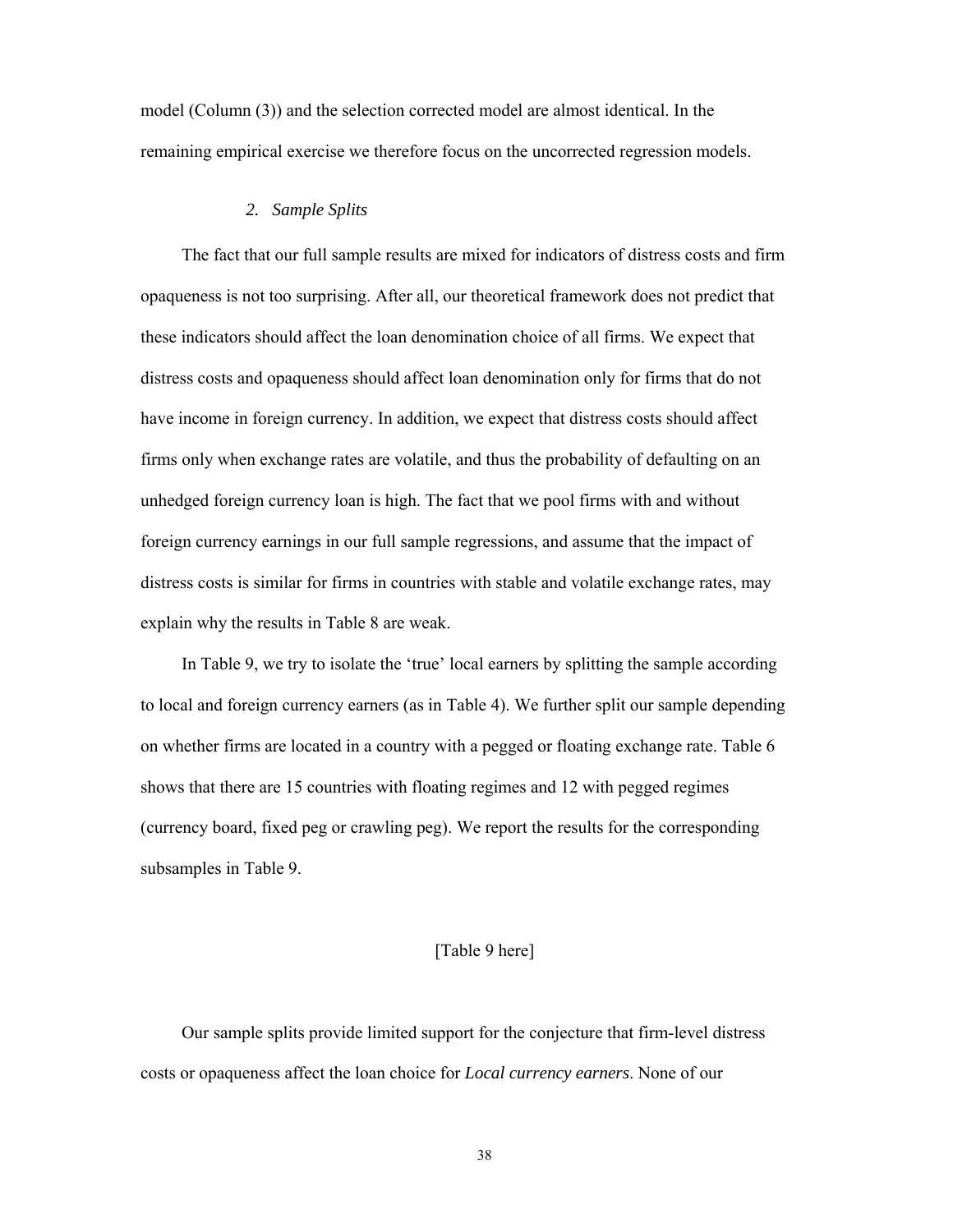model (Column (3)) and the selection corrected model are almost identical. In the remaining empirical exercise we therefore focus on the uncorrected regression models.

### *2. Sample Splits*

The fact that our full sample results are mixed for indicators of distress costs and firm opaqueness is not too surprising. After all, our theoretical framework does not predict that these indicators should affect the loan denomination choice of all firms. We expect that distress costs and opaqueness should affect loan denomination only for firms that do not have income in foreign currency. In addition, we expect that distress costs should affect firms only when exchange rates are volatile, and thus the probability of defaulting on an unhedged foreign currency loan is high. The fact that we pool firms with and without foreign currency earnings in our full sample regressions, and assume that the impact of distress costs is similar for firms in countries with stable and volatile exchange rates, may explain why the results in Table 8 are weak.

In Table 9, we try to isolate the 'true' local earners by splitting the sample according to local and foreign currency earners (as in Table 4). We further split our sample depending on whether firms are located in a country with a pegged or floating exchange rate. Table 6 shows that there are 15 countries with floating regimes and 12 with pegged regimes (currency board, fixed peg or crawling peg). We report the results for the corresponding subsamples in Table 9.

[Table 9 here]

Our sample splits provide limited support for the conjecture that firm-level distress costs or opaqueness affect the loan choice for *Local currency earners*. None of our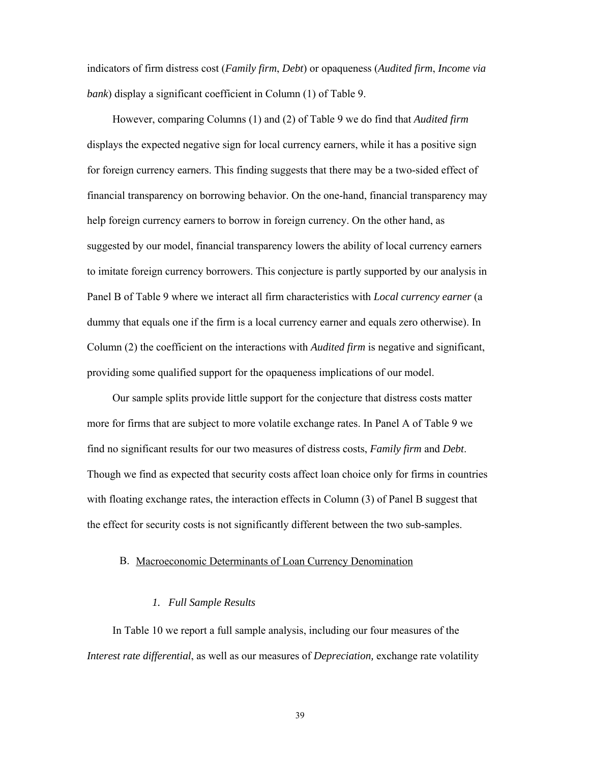indicators of firm distress cost (*Family firm*, *Debt*) or opaqueness (*Audited firm*, *Income via bank*) display a significant coefficient in Column (1) of Table 9.

However, comparing Columns (1) and (2) of Table 9 we do find that *Audited firm* displays the expected negative sign for local currency earners, while it has a positive sign for foreign currency earners. This finding suggests that there may be a two-sided effect of financial transparency on borrowing behavior. On the one-hand, financial transparency may help foreign currency earners to borrow in foreign currency. On the other hand, as suggested by our model, financial transparency lowers the ability of local currency earners to imitate foreign currency borrowers. This conjecture is partly supported by our analysis in Panel B of Table 9 where we interact all firm characteristics with *Local currency earner* (a dummy that equals one if the firm is a local currency earner and equals zero otherwise). In Column (2) the coefficient on the interactions with *Audited firm* is negative and significant, providing some qualified support for the opaqueness implications of our model.

Our sample splits provide little support for the conjecture that distress costs matter more for firms that are subject to more volatile exchange rates. In Panel A of Table 9 we find no significant results for our two measures of distress costs, *Family firm* and *Debt*. Though we find as expected that security costs affect loan choice only for firms in countries with floating exchange rates, the interaction effects in Column (3) of Panel B suggest that the effect for security costs is not significantly different between the two sub-samples.

## B. Macroeconomic Determinants of Loan Currency Denomination

### *1. Full Sample Results*

In Table 10 we report a full sample analysis, including our four measures of the *Interest rate differential*, as well as our measures of *Depreciation,* exchange rate volatility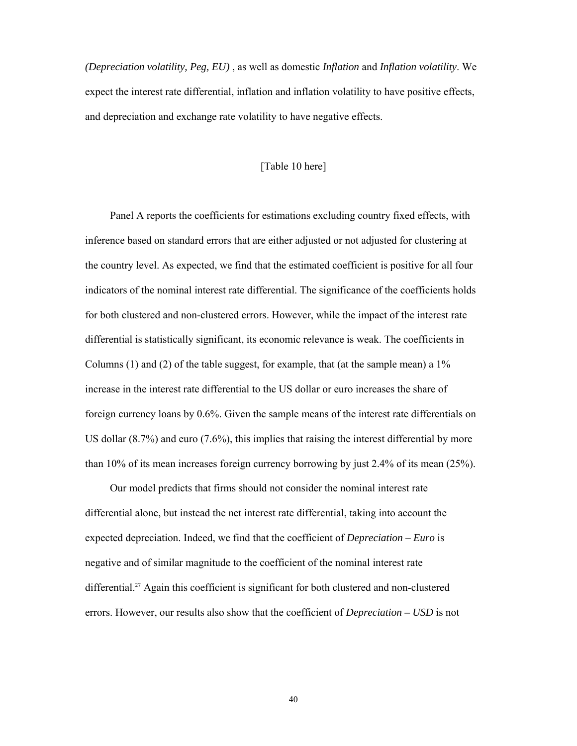*(Depreciation volatility, Peg, EU)* , as well as domestic *Inflation* and *Inflation volatility*. We expect the interest rate differential, inflation and inflation volatility to have positive effects, and depreciation and exchange rate volatility to have negative effects.

[Table 10 here]

Panel A reports the coefficients for estimations excluding country fixed effects, with inference based on standard errors that are either adjusted or not adjusted for clustering at the country level. As expected, we find that the estimated coefficient is positive for all four indicators of the nominal interest rate differential. The significance of the coefficients holds for both clustered and non-clustered errors. However, while the impact of the interest rate differential is statistically significant, its economic relevance is weak. The coefficients in Columns (1) and (2) of the table suggest, for example, that (at the sample mean) a 1% increase in the interest rate differential to the US dollar or euro increases the share of foreign currency loans by 0.6%. Given the sample means of the interest rate differentials on US dollar (8.7%) and euro (7.6%), this implies that raising the interest differential by more than 10% of its mean increases foreign currency borrowing by just 2.4% of its mean (25%).

Our model predicts that firms should not consider the nominal interest rate differential alone, but instead the net interest rate differential, taking into account the expected depreciation. Indeed, we find that the coefficient of *Depreciation – Euro* is negative and of similar magnitude to the coefficient of the nominal interest rate differential.[27] Again this coefficient is significant for both clustered and non-clustered errors. However, our results also show that the coefficient of *Depreciation – USD* is not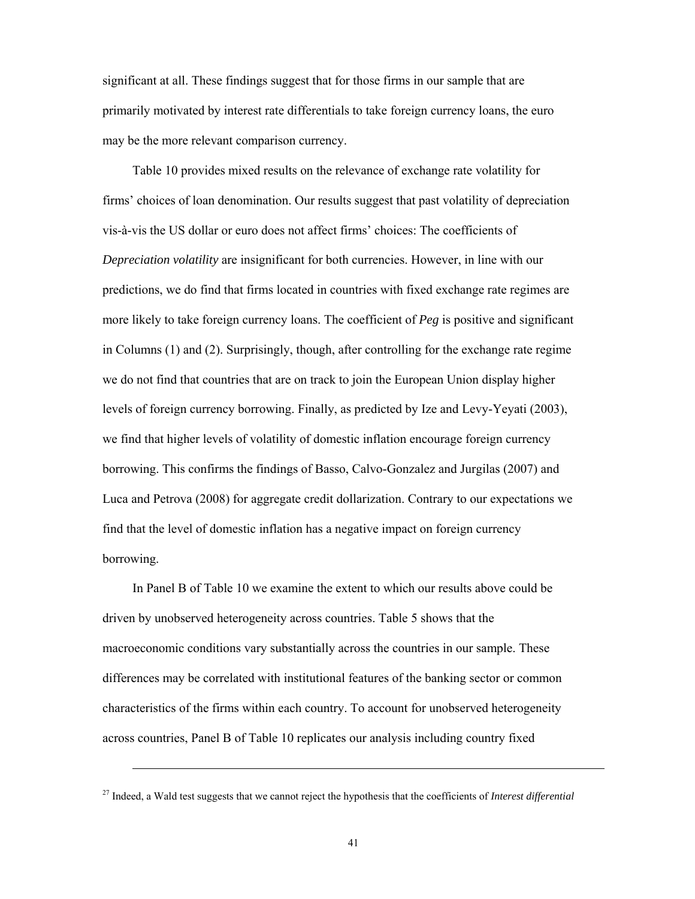significant at all. These findings suggest that for those firms in our sample that are primarily motivated by interest rate differentials to take foreign currency loans, the euro may be the more relevant comparison currency.

Table 10 provides mixed results on the relevance of exchange rate volatility for firms' choices of loan denomination. Our results suggest that past volatility of depreciation vis-à-vis the US dollar or euro does not affect firms' choices: The coefficients of *Depreciation volatility* are insignificant for both currencies. However, in line with our predictions, we do find that firms located in countries with fixed exchange rate regimes are more likely to take foreign currency loans. The coefficient of *Peg* is positive and significant in Columns (1) and (2). Surprisingly, though, after controlling for the exchange rate regime we do not find that countries that are on track to join the European Union display higher levels of foreign currency borrowing. Finally, as predicted by Ize and Levy-Yeyati (2003), we find that higher levels of volatility of domestic inflation encourage foreign currency borrowing. This confirms the findings of Basso, Calvo-Gonzalez and Jurgilas (2007) and Luca and Petrova (2008) for aggregate credit dollarization. Contrary to our expectations we find that the level of domestic inflation has a negative impact on foreign currency borrowing.

In Panel B of Table 10 we examine the extent to which our results above could be driven by unobserved heterogeneity across countries. Table 5 shows that the macroeconomic conditions vary substantially across the countries in our sample. These differences may be correlated with institutional features of the banking sector or common characteristics of the firms within each country. To account for unobserved heterogeneity across countries, Panel B of Table 10 replicates our analysis including country fixed

---

[27] Indeed, a Wald test suggests that we cannot reject the hypothesis that the coefficients of *Interest differential*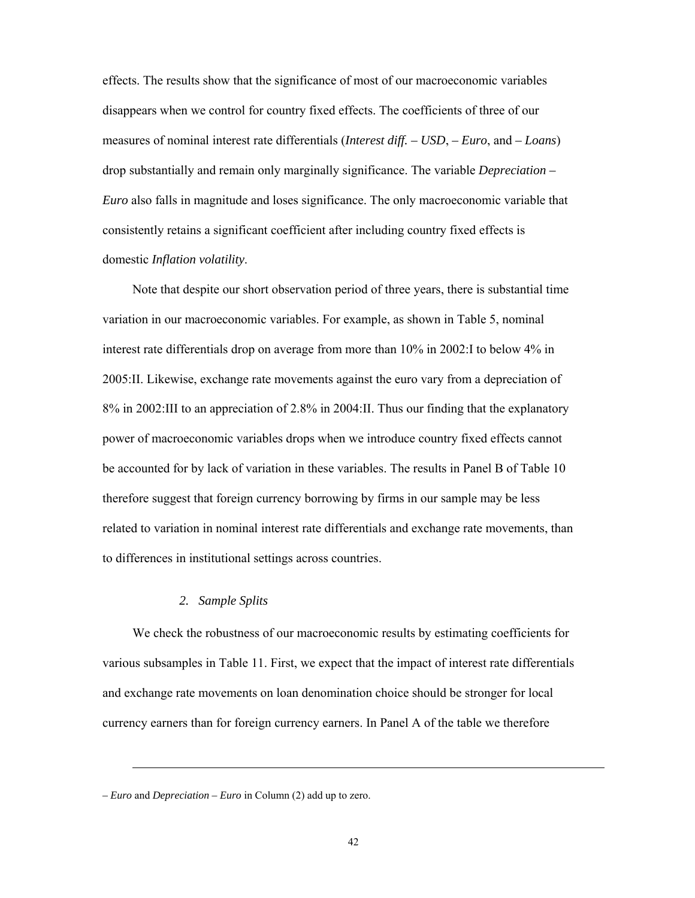effects. The results show that the significance of most of our macroeconomic variables disappears when we control for country fixed effects. The coefficients of three of our measures of nominal interest rate differentials (*Interest diff. – USD*, *– Euro*, and *– Loans*) drop substantially and remain only marginally significance. The variable *Depreciation – Euro* also falls in magnitude and loses significance. The only macroeconomic variable that consistently retains a significant coefficient after including country fixed effects is domestic *Inflation volatility*.

Note that despite our short observation period of three years, there is substantial time variation in our macroeconomic variables. For example, as shown in Table 5, nominal interest rate differentials drop on average from more than 10% in 2002:I to below 4% in 2005:II. Likewise, exchange rate movements against the euro vary from a depreciation of 8% in 2002:III to an appreciation of 2.8% in 2004:II. Thus our finding that the explanatory power of macroeconomic variables drops when we introduce country fixed effects cannot be accounted for by lack of variation in these variables. The results in Panel B of Table 10 therefore suggest that foreign currency borrowing by firms in our sample may be less related to variation in nominal interest rate differentials and exchange rate movements, than to differences in institutional settings across countries.

### *2. Sample Splits*

We check the robustness of our macroeconomic results by estimating coefficients for various subsamples in Table 11. First, we expect that the impact of interest rate differentials and exchange rate movements on loan denomination choice should be stronger for local currency earners than for foreign currency earners. In Panel A of the table we therefore

---

*– Euro* and *Depreciation – Euro* in Column (2) add up to zero.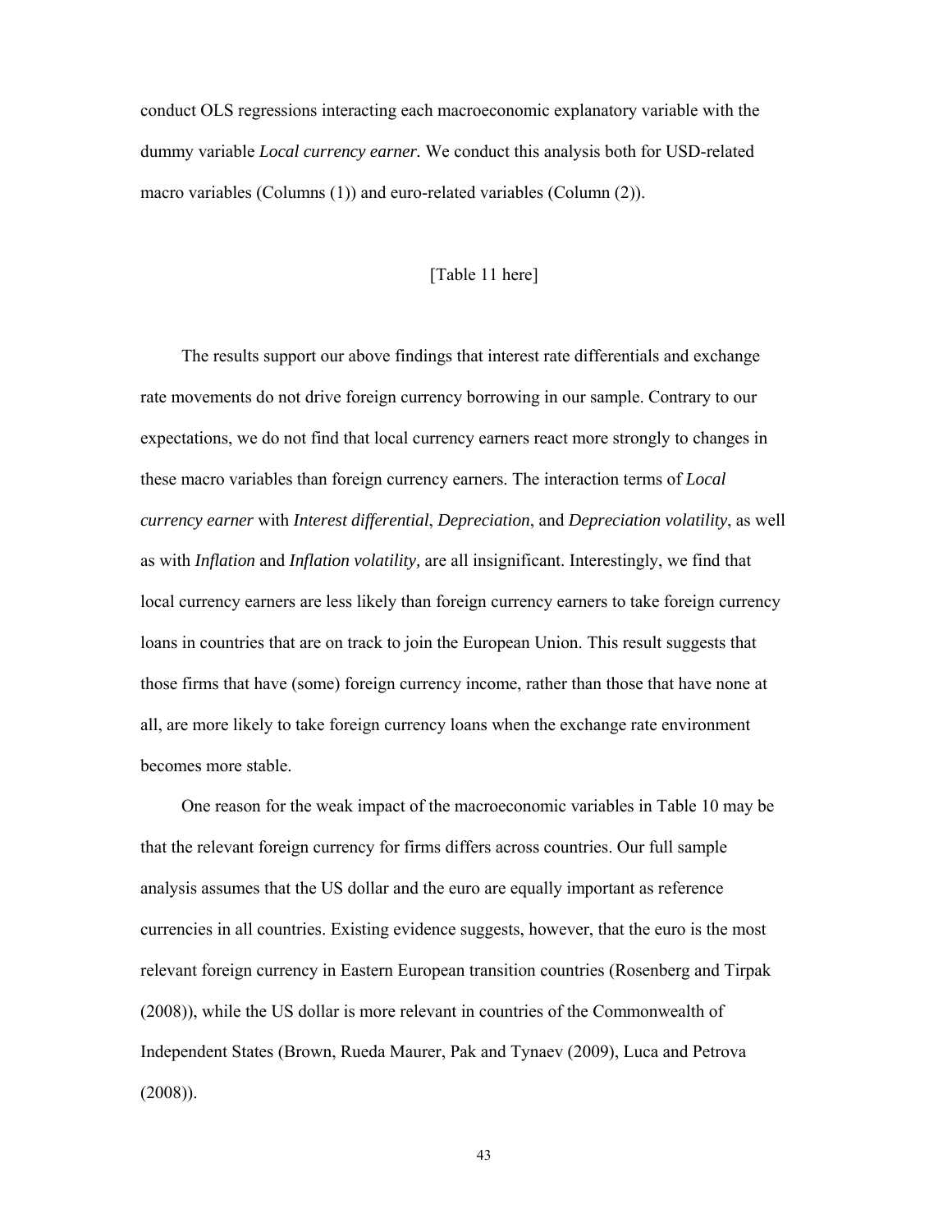conduct OLS regressions interacting each macroeconomic explanatory variable with the dummy variable *Local currency earner.* We conduct this analysis both for USD-related macro variables (Columns (1)) and euro-related variables (Column (2)).

[Table 11 here]

The results support our above findings that interest rate differentials and exchange rate movements do not drive foreign currency borrowing in our sample. Contrary to our expectations, we do not find that local currency earners react more strongly to changes in these macro variables than foreign currency earners. The interaction terms of *Local currency earner* with *Interest differential*, *Depreciation*, and *Depreciation volatility*, as well as with *Inflation* and *Inflation volatility,* are all insignificant. Interestingly, we find that local currency earners are less likely than foreign currency earners to take foreign currency loans in countries that are on track to join the European Union. This result suggests that those firms that have (some) foreign currency income, rather than those that have none at all, are more likely to take foreign currency loans when the exchange rate environment becomes more stable.

One reason for the weak impact of the macroeconomic variables in Table 10 may be that the relevant foreign currency for firms differs across countries. Our full sample analysis assumes that the US dollar and the euro are equally important as reference currencies in all countries. Existing evidence suggests, however, that the euro is the most relevant foreign currency in Eastern European transition countries (Rosenberg and Tirpak (2008)), while the US dollar is more relevant in countries of the Commonwealth of Independent States (Brown, Rueda Maurer, Pak and Tynaev (2009), Luca and Petrova (2008)).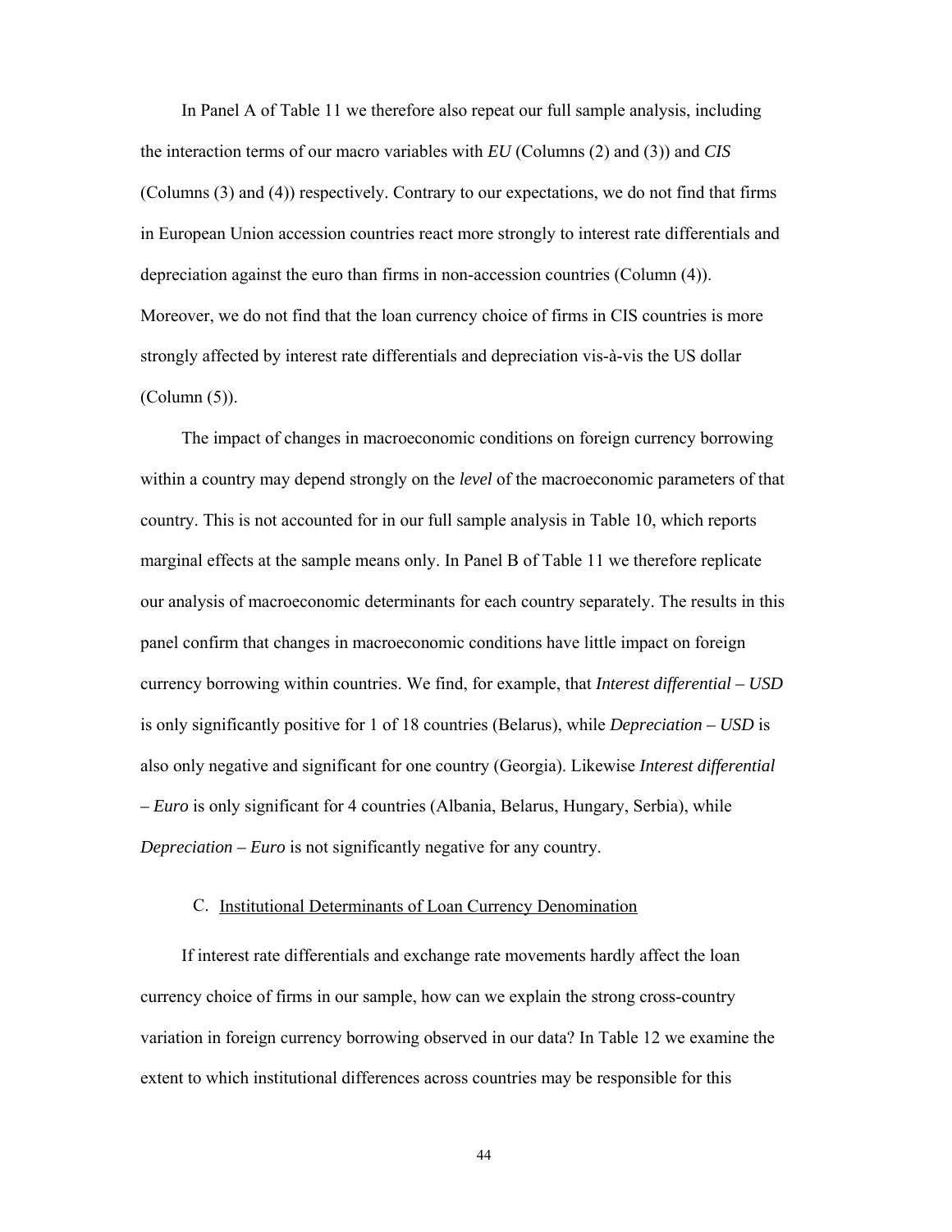In Panel A of Table 11 we therefore also repeat our full sample analysis, including the interaction terms of our macro variables with *EU* (Columns (2) and (3)) and *CIS* (Columns (3) and (4)) respectively. Contrary to our expectations, we do not find that firms in European Union accession countries react more strongly to interest rate differentials and depreciation against the euro than firms in non-accession countries (Column (4)). Moreover, we do not find that the loan currency choice of firms in CIS countries is more strongly affected by interest rate differentials and depreciation vis-à-vis the US dollar (Column (5)).

The impact of changes in macroeconomic conditions on foreign currency borrowing within a country may depend strongly on the *level* of the macroeconomic parameters of that country. This is not accounted for in our full sample analysis in Table 10, which reports marginal effects at the sample means only. In Panel B of Table 11 we therefore replicate our analysis of macroeconomic determinants for each country separately. The results in this panel confirm that changes in macroeconomic conditions have little impact on foreign currency borrowing within countries. We find, for example, that *Interest differential – USD* is only significantly positive for 1 of 18 countries (Belarus), while *Depreciation – USD* is also only negative and significant for one country (Georgia). Likewise *Interest differential – Euro* is only significant for 4 countries (Albania, Belarus, Hungary, Serbia), while *Depreciation – Euro* is not significantly negative for any country.

### C. Institutional Determinants of Loan Currency Denomination

If interest rate differentials and exchange rate movements hardly affect the loan currency choice of firms in our sample, how can we explain the strong cross-country variation in foreign currency borrowing observed in our data? In Table 12 we examine the extent to which institutional differences across countries may be responsible for this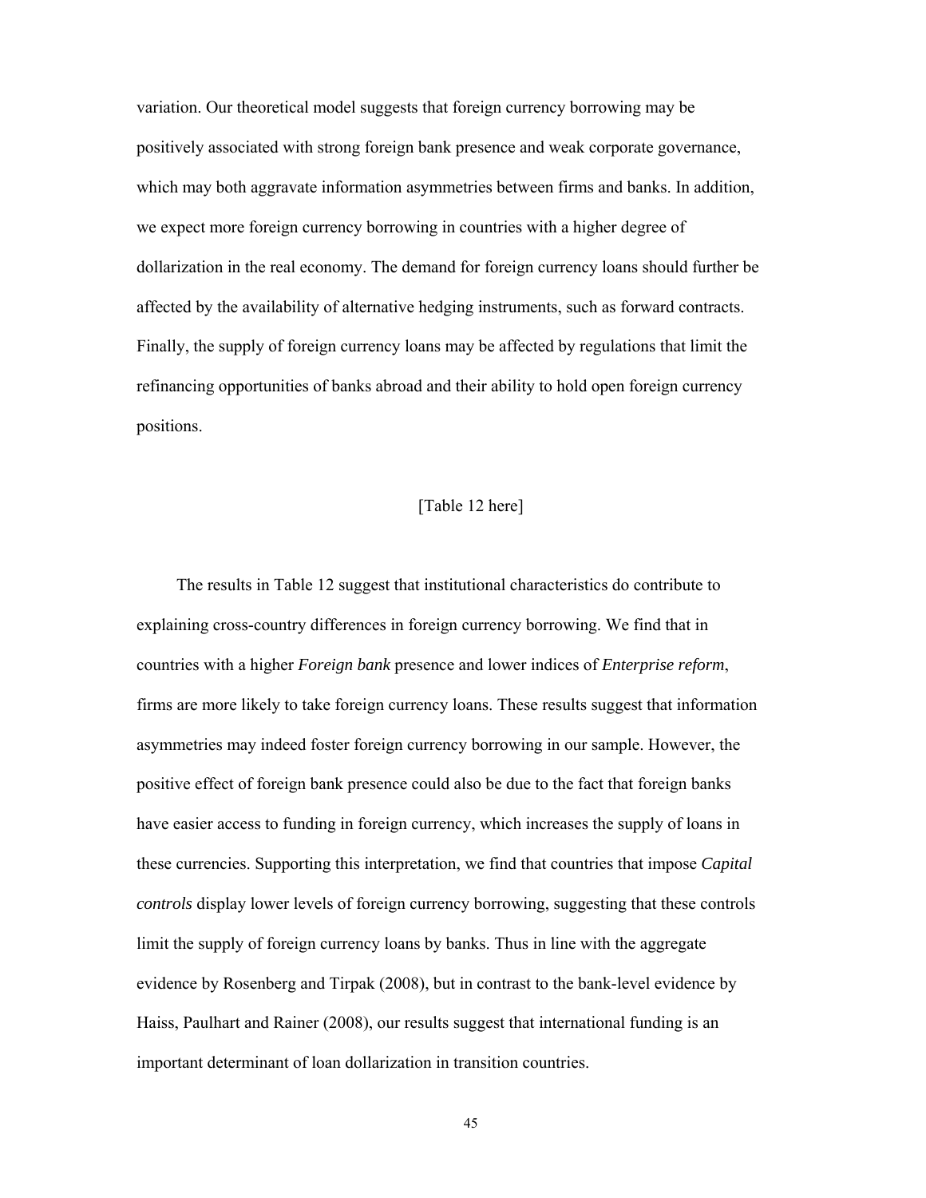variation. Our theoretical model suggests that foreign currency borrowing may be positively associated with strong foreign bank presence and weak corporate governance, which may both aggravate information asymmetries between firms and banks. In addition, we expect more foreign currency borrowing in countries with a higher degree of dollarization in the real economy. The demand for foreign currency loans should further be affected by the availability of alternative hedging instruments, such as forward contracts. Finally, the supply of foreign currency loans may be affected by regulations that limit the refinancing opportunities of banks abroad and their ability to hold open foreign currency positions.

[Table 12 here]

The results in Table 12 suggest that institutional characteristics do contribute to explaining cross-country differences in foreign currency borrowing. We find that in countries with a higher *Foreign bank* presence and lower indices of *Enterprise reform*, firms are more likely to take foreign currency loans. These results suggest that information asymmetries may indeed foster foreign currency borrowing in our sample. However, the positive effect of foreign bank presence could also be due to the fact that foreign banks have easier access to funding in foreign currency, which increases the supply of loans in these currencies. Supporting this interpretation, we find that countries that impose *Capital controls* display lower levels of foreign currency borrowing, suggesting that these controls limit the supply of foreign currency loans by banks. Thus in line with the aggregate evidence by Rosenberg and Tirpak (2008), but in contrast to the bank-level evidence by Haiss, Paulhart and Rainer (2008), our results suggest that international funding is an important determinant of loan dollarization in transition countries.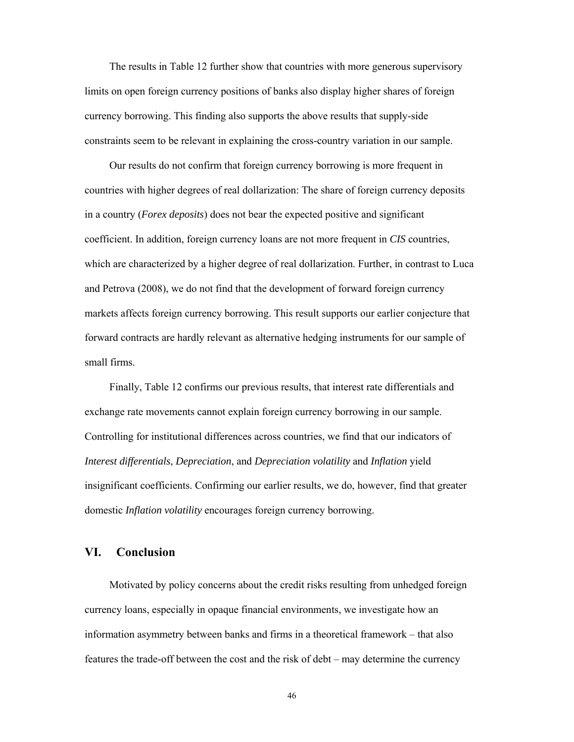The results in Table 12 further show that countries with more generous supervisory limits on open foreign currency positions of banks also display higher shares of foreign currency borrowing. This finding also supports the above results that supply-side constraints seem to be relevant in explaining the cross-country variation in our sample.

Our results do not confirm that foreign currency borrowing is more frequent in countries with higher degrees of real dollarization: The share of foreign currency deposits in a country (*Forex deposits*) does not bear the expected positive and significant coefficient. In addition, foreign currency loans are not more frequent in *CIS* countries, which are characterized by a higher degree of real dollarization. Further, in contrast to Luca and Petrova (2008), we do not find that the development of forward foreign currency markets affects foreign currency borrowing. This result supports our earlier conjecture that forward contracts are hardly relevant as alternative hedging instruments for our sample of small firms.

Finally, Table 12 confirms our previous results, that interest rate differentials and exchange rate movements cannot explain foreign currency borrowing in our sample. Controlling for institutional differences across countries, we find that our indicators of *Interest differentials*, *Depreciation*, and *Depreciation volatility* and *Inflation* yield insignificant coefficients. Confirming our earlier results, we do, however, find that greater domestic *Inflation volatility* encourages foreign currency borrowing.

## VI. Conclusion

Motivated by policy concerns about the credit risks resulting from unhedged foreign currency loans, especially in opaque financial environments, we investigate how an information asymmetry between banks and firms in a theoretical framework – that also features the trade-off between the cost and the risk of debt – may determine the currency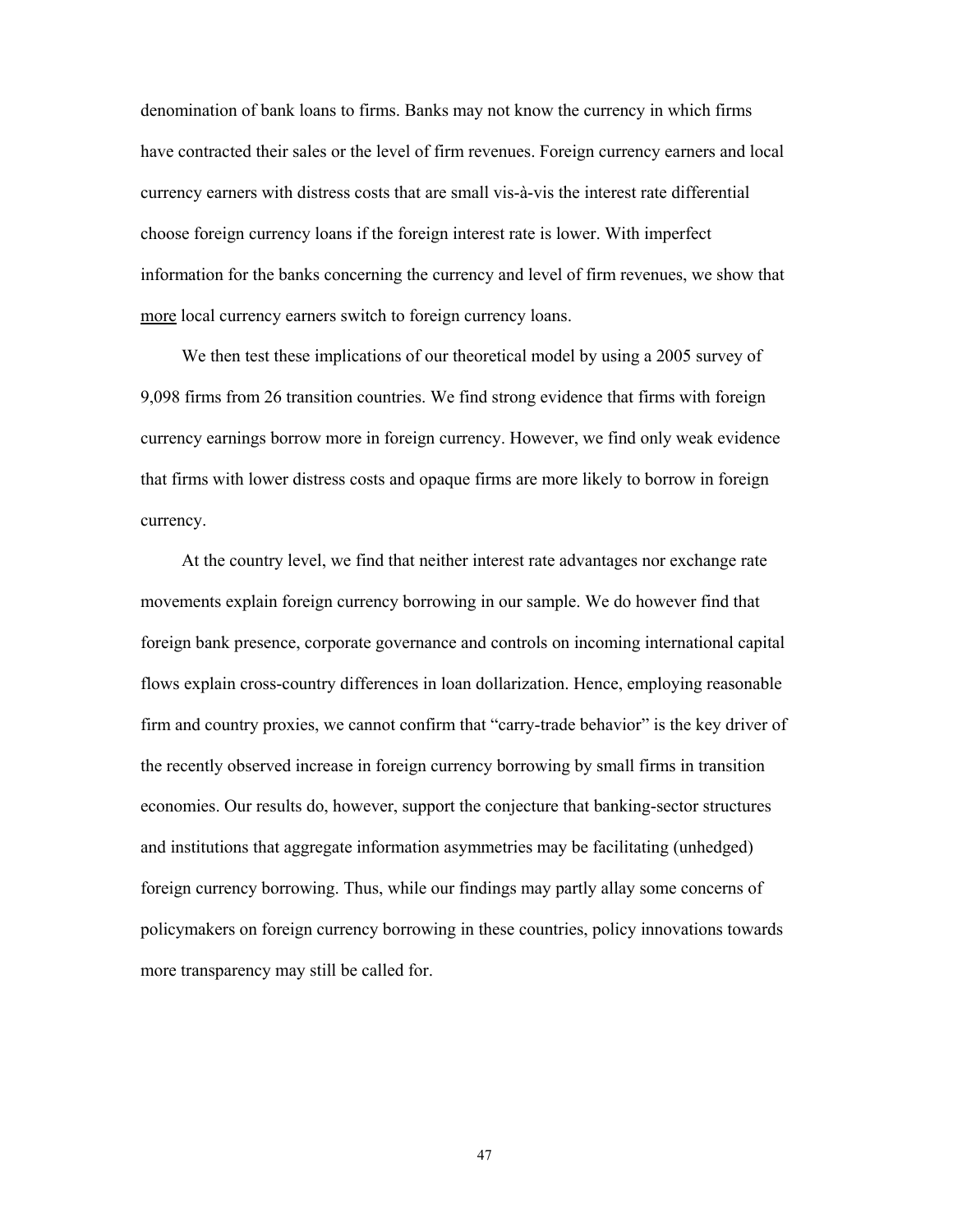denomination of bank loans to firms. Banks may not know the currency in which firms have contracted their sales or the level of firm revenues. Foreign currency earners and local currency earners with distress costs that are small vis-à-vis the interest rate differential choose foreign currency loans if the foreign interest rate is lower. With imperfect information for the banks concerning the currency and level of firm revenues, we show that more local currency earners switch to foreign currency loans.

We then test these implications of our theoretical model by using a 2005 survey of 9,098 firms from 26 transition countries. We find strong evidence that firms with foreign currency earnings borrow more in foreign currency. However, we find only weak evidence that firms with lower distress costs and opaque firms are more likely to borrow in foreign currency.

At the country level, we find that neither interest rate advantages nor exchange rate movements explain foreign currency borrowing in our sample. We do however find that foreign bank presence, corporate governance and controls on incoming international capital flows explain cross-country differences in loan dollarization. Hence, employing reasonable firm and country proxies, we cannot confirm that "carry-trade behavior" is the key driver of the recently observed increase in foreign currency borrowing by small firms in transition economies. Our results do, however, support the conjecture that banking-sector structures and institutions that aggregate information asymmetries may be facilitating (unhedged) foreign currency borrowing. Thus, while our findings may partly allay some concerns of policymakers on foreign currency borrowing in these countries, policy innovations towards more transparency may still be called for.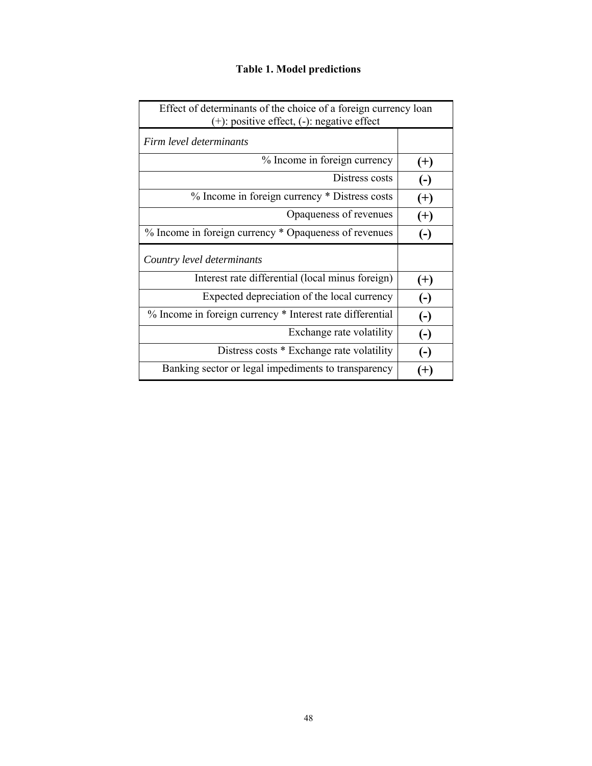**Table 1. Model predictions**

| Effect of determinants of the choice of a foreign currency loan<br>(+): positive effect, (-): negative effect | |
|---|---|
| *Firm level determinants* | |
| % Income in foreign currency | **(+)** |
| Distress costs | **(-)** |
| % Income in foreign currency * Distress costs | **(+)** |
| Opaqueness of revenues | **(+)** |
| % Income in foreign currency * Opaqueness of revenues | **(-)** |
| *Country level determinants* | |
| Interest rate differential (local minus foreign) | **(+)** |
| Expected depreciation of the local currency | **(-)** |
| % Income in foreign currency * Interest rate differential | **(-)** |
| Exchange rate volatility | **(-)** |
| Distress costs * Exchange rate volatility | **(-)** |
| Banking sector or legal impediments to transparency | **(+)** |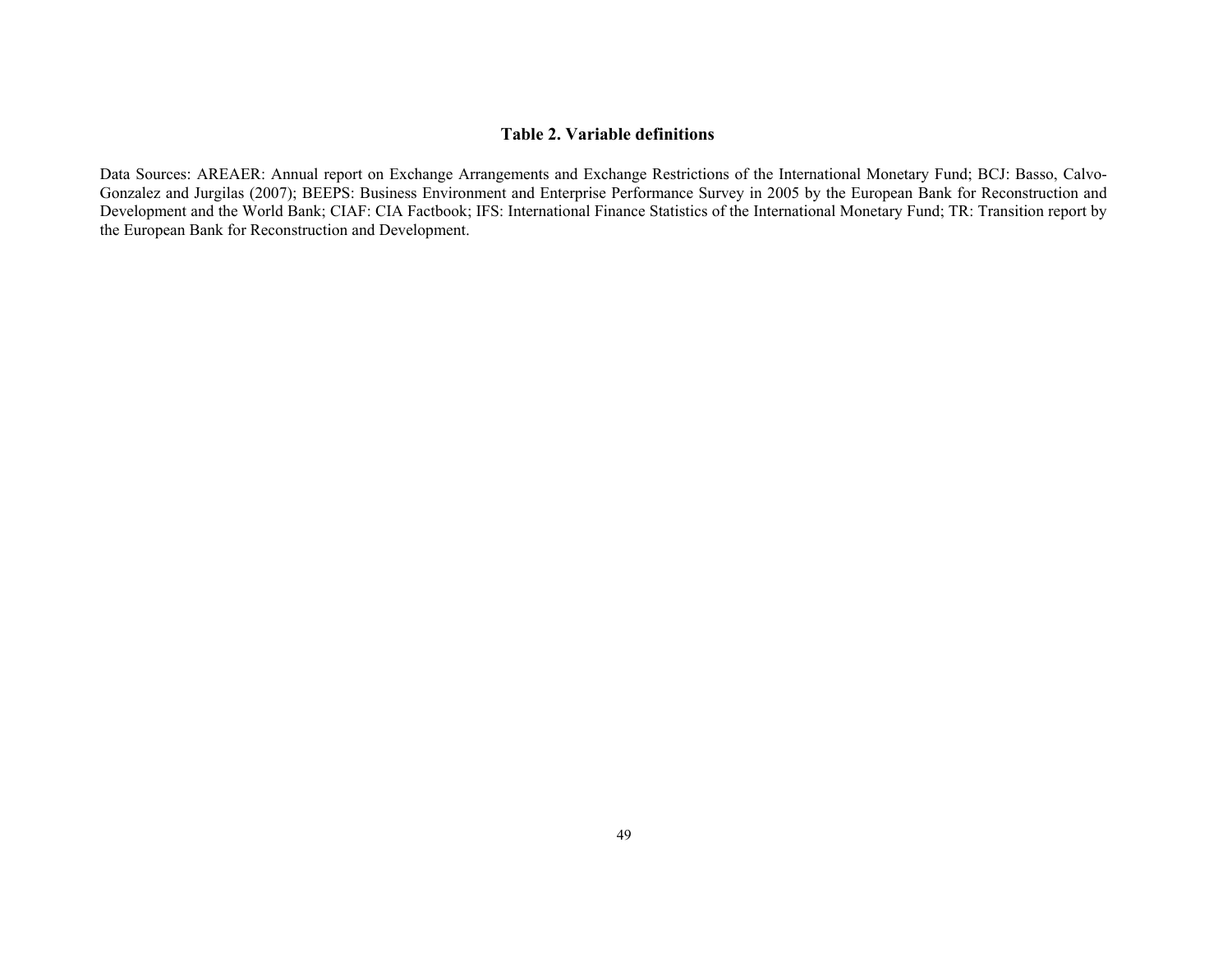## Table 2. Variable definitions

Data Sources: AREAER: Annual report on Exchange Arrangements and Exchange Restrictions of the International Monetary Fund; BCJ: Basso, Calvo-Gonzalez and Jurgilas (2007); BEEPS: Business Environment and Enterprise Performance Survey in 2005 by the European Bank for Reconstruction and Development and the World Bank; CIAF: CIA Factbook; IFS: International Finance Statistics of the International Monetary Fund; TR: Transition report by the European Bank for Reconstruction and Development.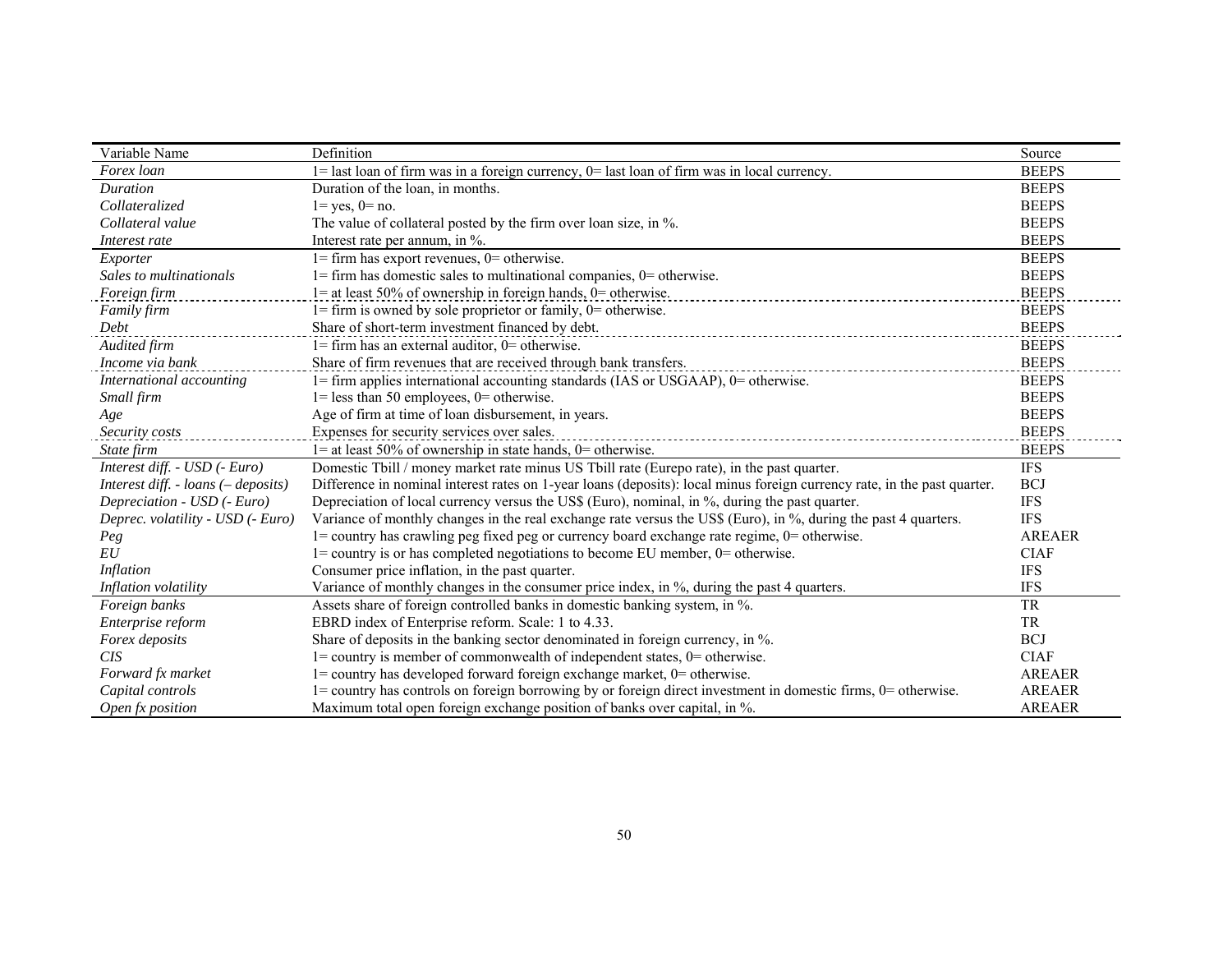| Variable Name | Definition | Source |
|---|---|---|
| *Forex loan* | 1= last loan of firm was in a foreign currency, 0= last loan of firm was in local currency. | BEEPS |
| *Duration* | Duration of the loan, in months. | BEEPS |
| *Collateralized* | 1= yes, 0= no. | BEEPS |
| *Collateral value* | The value of collateral posted by the firm over loan size, in %. | BEEPS |
| *Interest rate* | Interest rate per annum, in %. | BEEPS |
| *Exporter* | 1= firm has export revenues, 0= otherwise. | BEEPS |
| *Sales to multinationals* | 1= firm has domestic sales to multinational companies, 0= otherwise. | BEEPS |
| *Foreign firm* | 1= at least 50% of ownership in foreign hands, 0= otherwise. | BEEPS |
| *Family firm* | 1= firm is owned by sole proprietor or family, 0= otherwise. | BEEPS |
| *Debt* | Share of short-term investment financed by debt. | BEEPS |
| *Audited firm* | 1= firm has an external auditor, 0= otherwise. | BEEPS |
| *Income via bank* | Share of firm revenues that are received through bank transfers. | BEEPS |
| *International accounting* | 1= firm applies international accounting standards (IAS or USGAAP), 0= otherwise. | BEEPS |
| *Small firm* | 1= less than 50 employees, 0= otherwise. | BEEPS |
| *Age* | Age of firm at time of loan disbursement, in years. | BEEPS |
| *Security costs* | Expenses for security services over sales. | BEEPS |
| *State firm* | 1= at least 50% of ownership in state hands, 0= otherwise. | BEEPS |
| *Interest diff. - USD (- Euro)* | Domestic Tbill / money market rate minus US Tbill rate (Eurepo rate), in the past quarter. | IFS |
| *Interest diff. - loans (– deposits)* | Difference in nominal interest rates on 1-year loans (deposits): local minus foreign currency rate, in the past quarter. | BCJ |
| *Depreciation - USD (- Euro)* | Depreciation of local currency versus the US$ (Euro), nominal, in %, during the past quarter. | IFS |
| *Deprec. volatility - USD (- Euro)* | Variance of monthly changes in the real exchange rate versus the US$ (Euro), in %, during the past 4 quarters. | IFS |
| *Peg* | 1= country has crawling peg fixed peg or currency board exchange rate regime, 0= otherwise. | AREAER |
| *EU* | 1= country is or has completed negotiations to become EU member, 0= otherwise. | CIAF |
| *Inflation* | Consumer price inflation, in the past quarter. | IFS |
| *Inflation volatility* | Variance of monthly changes in the consumer price index, in %, during the past 4 quarters. | IFS |
| *Foreign banks* | Assets share of foreign controlled banks in domestic banking system, in %. | TR |
| *Enterprise reform* | EBRD index of Enterprise reform. Scale: 1 to 4.33. | TR |
| *Forex deposits* | Share of deposits in the banking sector denominated in foreign currency, in %. | BCJ |
| *CIS* | 1= country is member of commonwealth of independent states, 0= otherwise. | CIAF |
| *Forward fx market* | 1= country has developed forward foreign exchange market, 0= otherwise. | AREAER |
| *Capital controls* | 1= country has controls on foreign borrowing by or foreign direct investment in domestic firms, 0= otherwise. | AREAER |
| *Open fx position* | Maximum total open foreign exchange position of banks over capital, in %. | AREAER |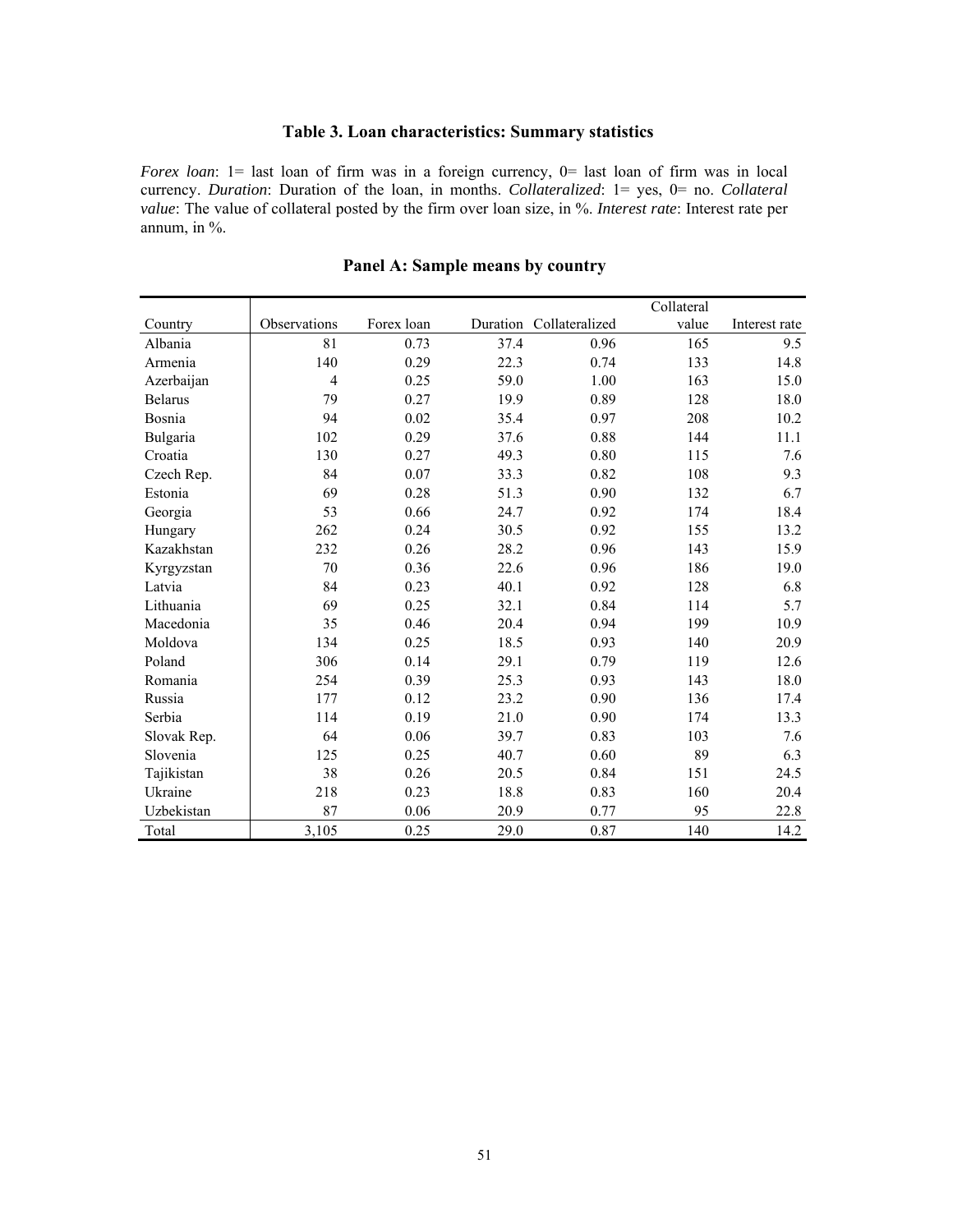## Table 3. Loan characteristics: Summary statistics

*Forex loan*: 1= last loan of firm was in a foreign currency, 0= last loan of firm was in local currency. *Duration*: Duration of the loan, in months. *Collateralized*: 1= yes, 0= no. *Collateral value*: The value of collateral posted by the firm over loan size, in %. *Interest rate*: Interest rate per annum, in %.

### Panel A: Sample means by country

| Country | Observations | Forex loan | Duration | Collateralized | Collateral value | Interest rate |
|---|---|---|---|---|---|---|
| Albania | 81 | 0.73 | 37.4 | 0.96 | 165 | 9.5 |
| Armenia | 140 | 0.29 | 22.3 | 0.74 | 133 | 14.8 |
| Azerbaijan | 4 | 0.25 | 59.0 | 1.00 | 163 | 15.0 |
| Belarus | 79 | 0.27 | 19.9 | 0.89 | 128 | 18.0 |
| Bosnia | 94 | 0.02 | 35.4 | 0.97 | 208 | 10.2 |
| Bulgaria | 102 | 0.29 | 37.6 | 0.88 | 144 | 11.1 |
| Croatia | 130 | 0.27 | 49.3 | 0.80 | 115 | 7.6 |
| Czech Rep. | 84 | 0.07 | 33.3 | 0.82 | 108 | 9.3 |
| Estonia | 69 | 0.28 | 51.3 | 0.90 | 132 | 6.7 |
| Georgia | 53 | 0.66 | 24.7 | 0.92 | 174 | 18.4 |
| Hungary | 262 | 0.24 | 30.5 | 0.92 | 155 | 13.2 |
| Kazakhstan | 232 | 0.26 | 28.2 | 0.96 | 143 | 15.9 |
| Kyrgyzstan | 70 | 0.36 | 22.6 | 0.96 | 186 | 19.0 |
| Latvia | 84 | 0.23 | 40.1 | 0.92 | 128 | 6.8 |
| Lithuania | 69 | 0.25 | 32.1 | 0.84 | 114 | 5.7 |
| Macedonia | 35 | 0.46 | 20.4 | 0.94 | 199 | 10.9 |
| Moldova | 134 | 0.25 | 18.5 | 0.93 | 140 | 20.9 |
| Poland | 306 | 0.14 | 29.1 | 0.79 | 119 | 12.6 |
| Romania | 254 | 0.39 | 25.3 | 0.93 | 143 | 18.0 |
| Russia | 177 | 0.12 | 23.2 | 0.90 | 136 | 17.4 |
| Serbia | 114 | 0.19 | 21.0 | 0.90 | 174 | 13.3 |
| Slovak Rep. | 64 | 0.06 | 39.7 | 0.83 | 103 | 7.6 |
| Slovenia | 125 | 0.25 | 40.7 | 0.60 | 89 | 6.3 |
| Tajikistan | 38 | 0.26 | 20.5 | 0.84 | 151 | 24.5 |
| Ukraine | 218 | 0.23 | 18.8 | 0.83 | 160 | 20.4 |
| Uzbekistan | 87 | 0.06 | 20.9 | 0.77 | 95 | 22.8 |
| Total | 3,105 | 0.25 | 29.0 | 0.87 | 140 | 14.2 |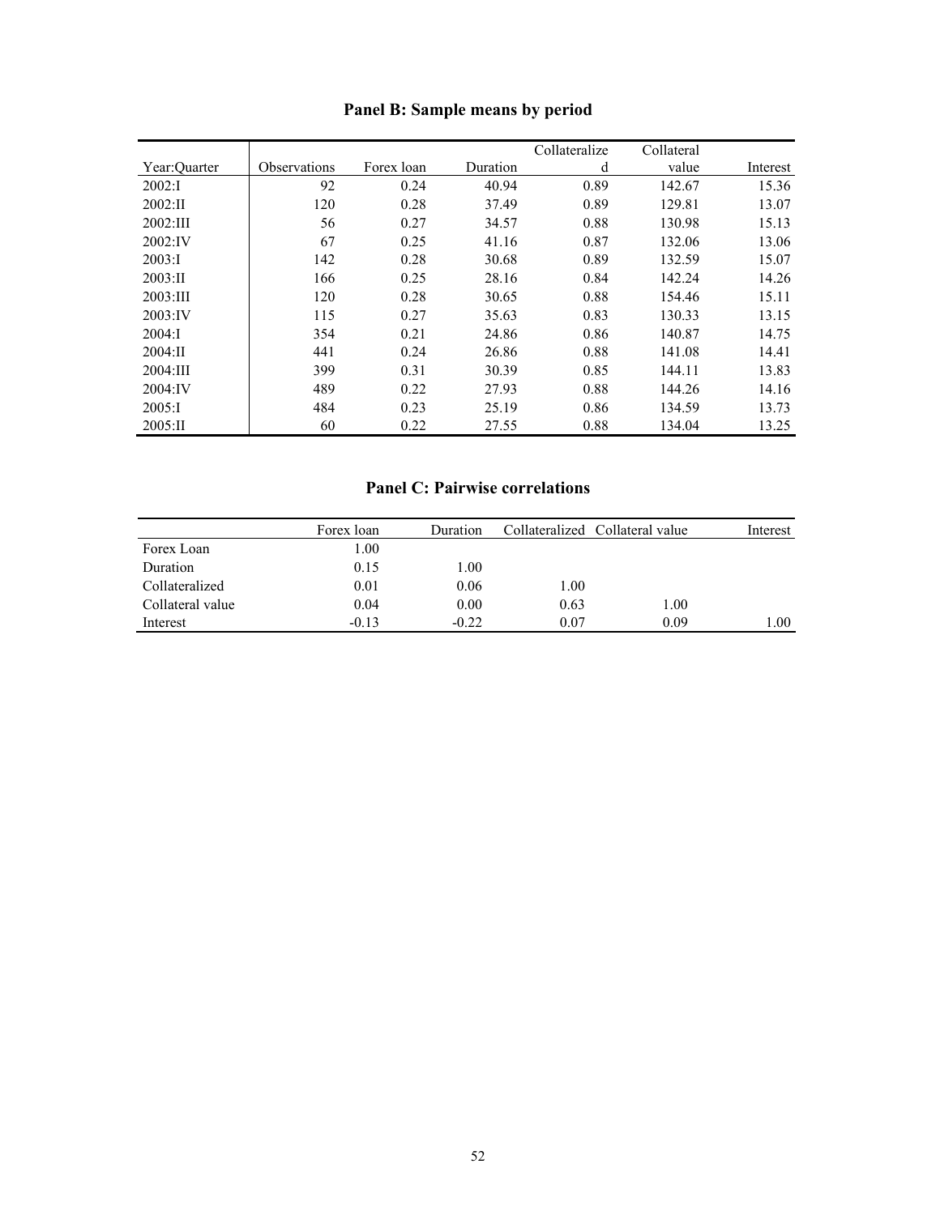## Panel B: Sample means by period

| Year:Quarter | Observations | Forex loan | Duration | Collateralized | Collateral value | Interest |
|---|---|---|---|---|---|---|
| 2002:I | 92 | 0.24 | 40.94 | 0.89 | 142.67 | 15.36 |
| 2002:II | 120 | 0.28 | 37.49 | 0.89 | 129.81 | 13.07 |
| 2002:III | 56 | 0.27 | 34.57 | 0.88 | 130.98 | 15.13 |
| 2002:IV | 67 | 0.25 | 41.16 | 0.87 | 132.06 | 13.06 |
| 2003:I | 142 | 0.28 | 30.68 | 0.89 | 132.59 | 15.07 |
| 2003:II | 166 | 0.25 | 28.16 | 0.84 | 142.24 | 14.26 |
| 2003:III | 120 | 0.28 | 30.65 | 0.88 | 154.46 | 15.11 |
| 2003:IV | 115 | 0.27 | 35.63 | 0.83 | 130.33 | 13.15 |
| 2004:I | 354 | 0.21 | 24.86 | 0.86 | 140.87 | 14.75 |
| 2004:II | 441 | 0.24 | 26.86 | 0.88 | 141.08 | 14.41 |
| 2004:III | 399 | 0.31 | 30.39 | 0.85 | 144.11 | 13.83 |
| 2004:IV | 489 | 0.22 | 27.93 | 0.88 | 144.26 | 14.16 |
| 2005:I | 484 | 0.23 | 25.19 | 0.86 | 134.59 | 13.73 |
| 2005:II | 60 | 0.22 | 27.55 | 0.88 | 134.04 | 13.25 |

## Panel C: Pairwise correlations

| | Forex loan | Duration | Collateralized | Collateral value | Interest |
|---|---|---|---|---|---|
| Forex Loan | 1.00 | | | | |
| Duration | 0.15 | 1.00 | | | |
| Collateralized | 0.01 | 0.06 | 1.00 | | |
| Collateral value | 0.04 | 0.00 | 0.63 | 1.00 | |
| Interest | -0.13 | -0.22 | 0.07 | 0.09 | 1.00 |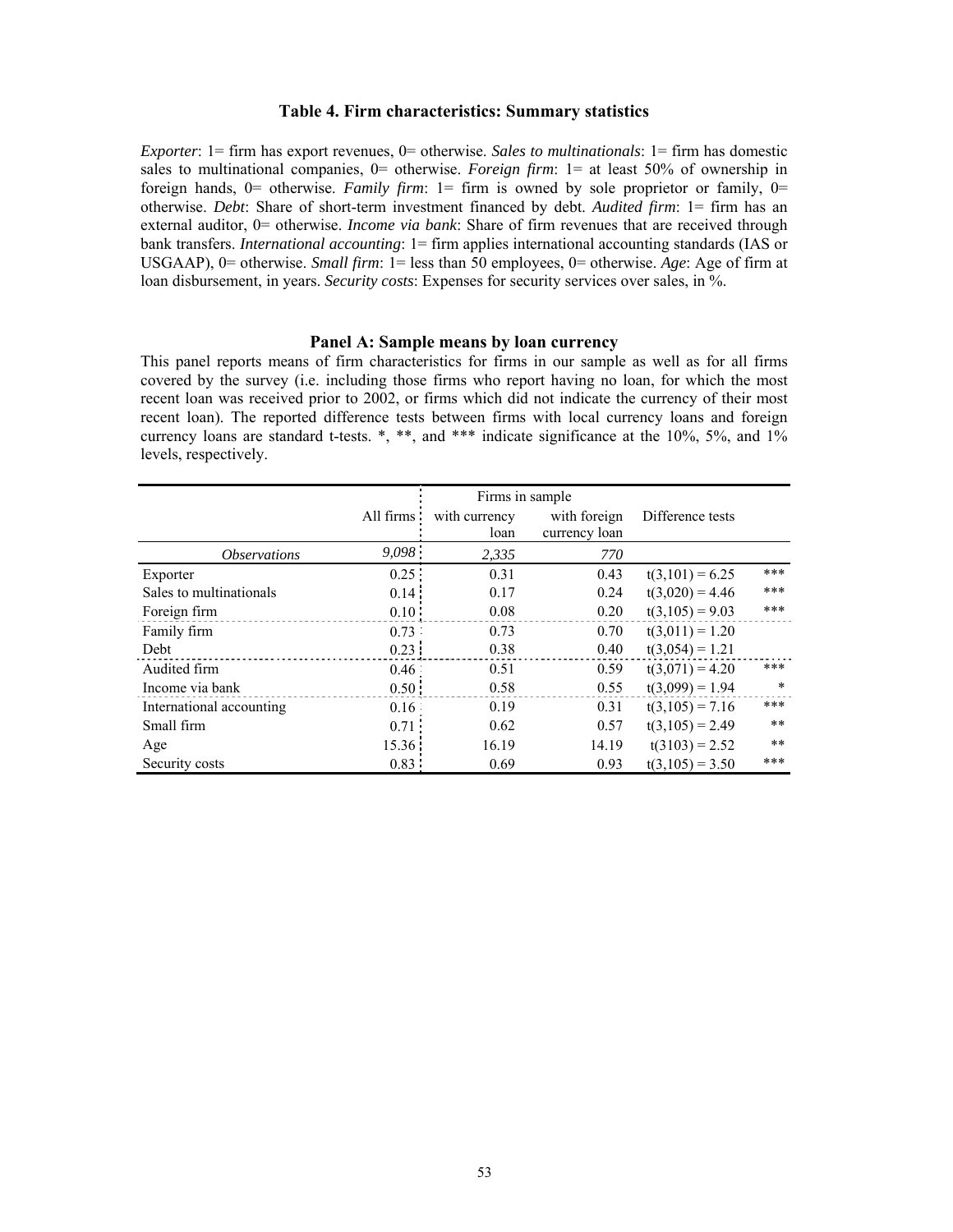### Table 4. Firm characteristics: Summary statistics

*Exporter*: 1= firm has export revenues, 0= otherwise. *Sales to multinationals*: 1= firm has domestic sales to multinational companies, 0= otherwise. *Foreign firm*: 1= at least 50% of ownership in foreign hands, 0= otherwise. *Family firm*: 1= firm is owned by sole proprietor or family, 0= otherwise. *Debt*: Share of short-term investment financed by debt. *Audited firm*: 1= firm has an external auditor, 0= otherwise. *Income via bank*: Share of firm revenues that are received through bank transfers. *International accounting*: 1= firm applies international accounting standards (IAS or USGAAP), 0= otherwise. *Small firm*: 1= less than 50 employees, 0= otherwise. *Age*: Age of firm at loan disbursement, in years. *Security costs*: Expenses for security services over sales, in %.

#### Panel A: Sample means by loan currency

This panel reports means of firm characteristics for firms in our sample as well as for all firms covered by the survey (i.e. including those firms who report having no loan, for which the most recent loan was received prior to 2002, or firms which did not indicate the currency of their most recent loan). The reported difference tests between firms with local currency loans and foreign currency loans are standard t-tests. *, **, and *** indicate significance at the 10%, 5%, and 1% levels, respectively.

| | All firms | Firms in sample | | Difference tests | |
|---|---|---|---|---|---|
| | | with currency loan | with foreign currency loan | | |
| *Observations* | *9,098* | *2,335* | *770* | | |
| Exporter | 0.25 | 0.31 | 0.43 | t(3,101) = 6.25 | *** |
| Sales to multinationals | 0.14 | 0.17 | 0.24 | t(3,020) = 4.46 | *** |
| Foreign firm | 0.10 | 0.08 | 0.20 | t(3,105) = 9.03 | *** |
| Family firm | 0.73 | 0.73 | 0.70 | t(3,011) = 1.20 | |
| Debt | 0.23 | 0.38 | 0.40 | t(3,054) = 1.21 | |
| Audited firm | 0.46 | 0.51 | 0.59 | t(3,071) = 4.20 | *** |
| Income via bank | 0.50 | 0.58 | 0.55 | t(3,099) = 1.94 | * |
| International accounting | 0.16 | 0.19 | 0.31 | t(3,105) = 7.16 | *** |
| Small firm | 0.71 | 0.62 | 0.57 | t(3,105) = 2.49 | ** |
| Age | 15.36 | 16.19 | 14.19 | t(3103) = 2.52 | ** |
| Security costs | 0.83 | 0.69 | 0.93 | t(3,105) = 3.50 | *** |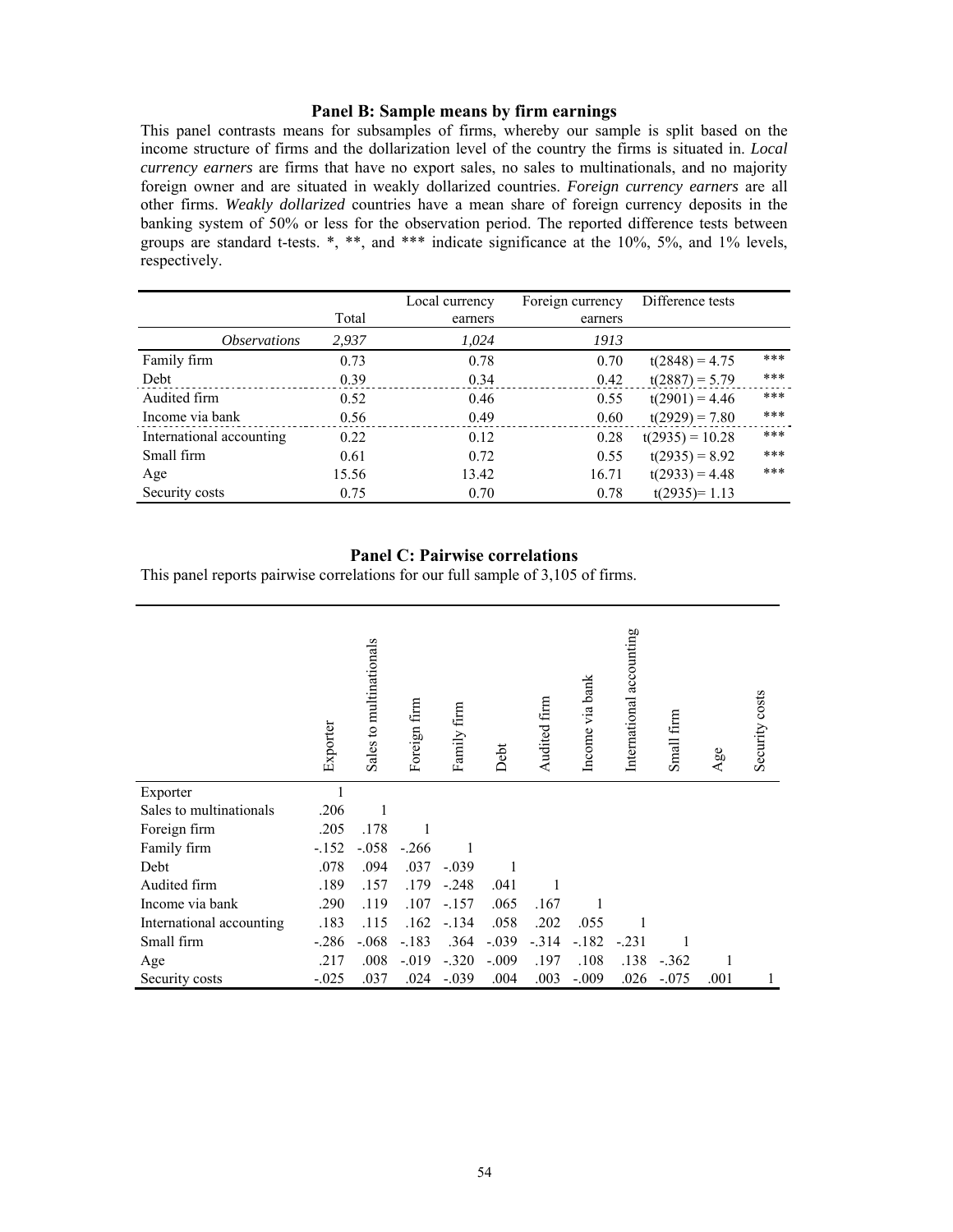### Panel B: Sample means by firm earnings

This panel contrasts means for subsamples of firms, whereby our sample is split based on the income structure of firms and the dollarization level of the country the firms is situated in. *Local currency earners* are firms that have no export sales, no sales to multinationals, and no majority foreign owner and are situated in weakly dollarized countries. *Foreign currency earners* are all other firms. *Weakly dollarized* countries have a mean share of foreign currency deposits in the banking system of 50% or less for the observation period. The reported difference tests between groups are standard t-tests. *, **, and *** indicate significance at the 10%, 5%, and 1% levels, respectively.

| | Total | Local currency earners | Foreign currency earners | Difference tests | |
|---|---|---|---|---|---|
| *Observations* | *2,937* | *1,024* | *1913* | | |
| Family firm | 0.73 | 0.78 | 0.70 | t(2848) = 4.75 | *** |
| Debt | 0.39 | 0.34 | 0.42 | t(2887) = 5.79 | *** |
| Audited firm | 0.52 | 0.46 | 0.55 | t(2901) = 4.46 | *** |
| Income via bank | 0.56 | 0.49 | 0.60 | t(2929) = 7.80 | *** |
| International accounting | 0.22 | 0.12 | 0.28 | t(2935) = 10.28 | *** |
| Small firm | 0.61 | 0.72 | 0.55 | t(2935) = 8.92 | *** |
| Age | 15.56 | 13.42 | 16.71 | t(2933) = 4.48 | *** |
| Security costs | 0.75 | 0.70 | 0.78 | t(2935)= 1.13 | |

### Panel C: Pairwise correlations

This panel reports pairwise correlations for our full sample of 3,105 of firms.

| | Exporter | Sales to multinationals | Foreign firm | Family firm | Debt | Audited firm | Income via bank | International accounting | Small firm | Age | Security costs |
|---|---|---|---|---|---|---|---|---|---|---|---|
| Exporter | 1 | | | | | | | | | | |
| Sales to multinationals | .206 | 1 | | | | | | | | | |
| Foreign firm | .205 | .178 | 1 | | | | | | | | |
| Family firm | -.152 | -.058 | -.266 | 1 | | | | | | | |
| Debt | .078 | .094 | .037 | -.039 | 1 | | | | | | |
| Audited firm | .189 | .157 | .179 | -.248 | .041 | 1 | | | | | |
| Income via bank | .290 | .119 | .107 | -.157 | .065 | .167 | 1 | | | | |
| International accounting | .183 | .115 | .162 | -.134 | .058 | .202 | .055 | 1 | | | |
| Small firm | -.286 | -.068 | -.183 | .364 | -.039 | -.314 | -.182 | -.231 | 1 | | |
| Age | .217 | .008 | -.019 | -.320 | -.009 | .197 | .108 | .138 | -.362 | 1 | |
| Security costs | -.025 | .037 | .024 | -.039 | .004 | .003 | -.009 | .026 | -.075 | .001 | 1 |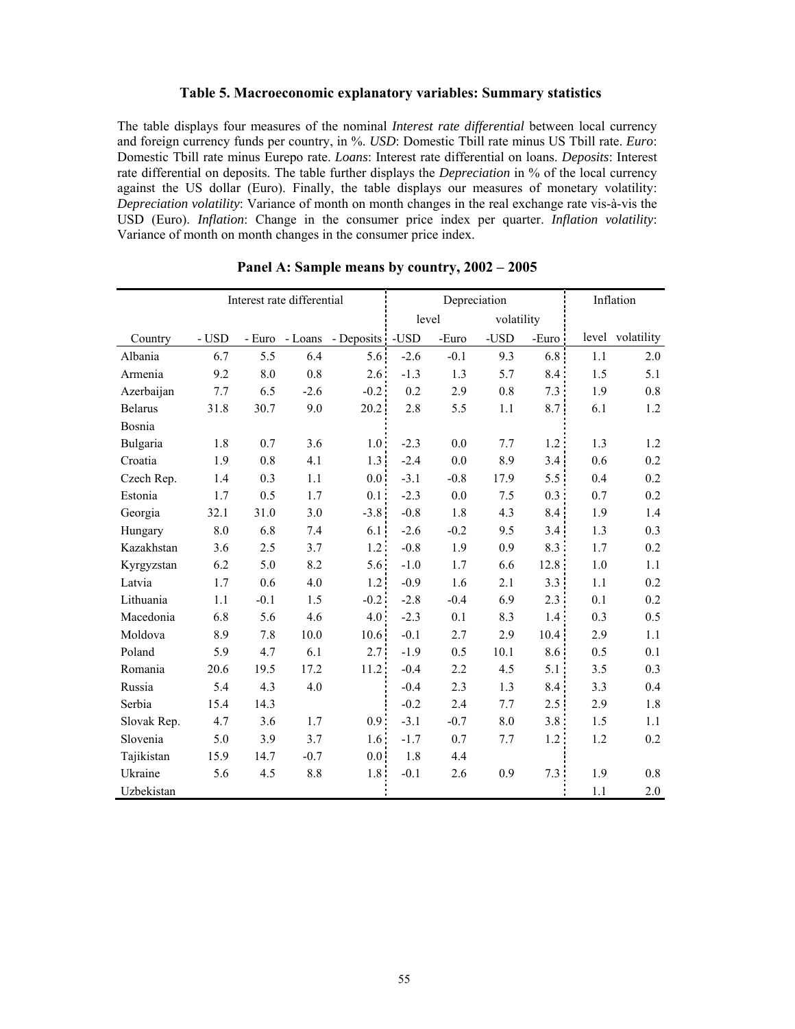### Table 5. Macroeconomic explanatory variables: Summary statistics

The table displays four measures of the nominal *Interest rate differential* between local currency and foreign currency funds per country, in %. *USD*: Domestic Tbill rate minus US Tbill rate. *Euro*: Domestic Tbill rate minus Eurepo rate. *Loans*: Interest rate differential on loans. *Deposits*: Interest rate differential on deposits. The table further displays the *Depreciation* in % of the local currency against the US dollar (Euro). Finally, the table displays our measures of monetary volatility: *Depreciation volatility*: Variance of month on month changes in the real exchange rate vis-à-vis the USD (Euro). *Inflation*: Change in the consumer price index per quarter. *Inflation volatility*: Variance of month on month changes in the consumer price index.

**Panel A: Sample means by country, 2002 – 2005**

| | Interest rate differential | | | | Depreciation | | | | Inflation | |
|---|---|---|---|---|---|---|---|---|---|---|
| | | | | | level | | volatility | | | |
| Country | - USD | - Euro | - Loans | - Deposits | -USD | -Euro | -USD | -Euro | level | volatility |
| Albania | 6.7 | 5.5 | 6.4 | 5.6 | -2.6 | -0.1 | 9.3 | 6.8 | 1.1 | 2.0 |
| Armenia | 9.2 | 8.0 | 0.8 | 2.6 | -1.3 | 1.3 | 5.7 | 8.4 | 1.5 | 5.1 |
| Azerbaijan | 7.7 | 6.5 | -2.6 | -0.2 | 0.2 | 2.9 | 0.8 | 7.3 | 1.9 | 0.8 |
| Belarus | 31.8 | 30.7 | 9.0 | 20.2 | 2.8 | 5.5 | 1.1 | 8.7 | 6.1 | 1.2 |
| Bosnia | | | | | | | | | | |
| Bulgaria | 1.8 | 0.7 | 3.6 | 1.0 | -2.3 | 0.0 | 7.7 | 1.2 | 1.3 | 1.2 |
| Croatia | 1.9 | 0.8 | 4.1 | 1.3 | -2.4 | 0.0 | 8.9 | 3.4 | 0.6 | 0.2 |
| Czech Rep. | 1.4 | 0.3 | 1.1 | 0.0 | -3.1 | -0.8 | 17.9 | 5.5 | 0.4 | 0.2 |
| Estonia | 1.7 | 0.5 | 1.7 | 0.1 | -2.3 | 0.0 | 7.5 | 0.3 | 0.7 | 0.2 |
| Georgia | 32.1 | 31.0 | 3.0 | -3.8 | -0.8 | 1.8 | 4.3 | 8.4 | 1.9 | 1.4 |
| Hungary | 8.0 | 6.8 | 7.4 | 6.1 | -2.6 | -0.2 | 9.5 | 3.4 | 1.3 | 0.3 |
| Kazakhstan | 3.6 | 2.5 | 3.7 | 1.2 | -0.8 | 1.9 | 0.9 | 8.3 | 1.7 | 0.2 |
| Kyrgyzstan | 6.2 | 5.0 | 8.2 | 5.6 | -1.0 | 1.7 | 6.6 | 12.8 | 1.0 | 1.1 |
| Latvia | 1.7 | 0.6 | 4.0 | 1.2 | -0.9 | 1.6 | 2.1 | 3.3 | 1.1 | 0.2 |
| Lithuania | 1.1 | -0.1 | 1.5 | -0.2 | -2.8 | -0.4 | 6.9 | 2.3 | 0.1 | 0.2 |
| Macedonia | 6.8 | 5.6 | 4.6 | 4.0 | -2.3 | 0.1 | 8.3 | 1.4 | 0.3 | 0.5 |
| Moldova | 8.9 | 7.8 | 10.0 | 10.6 | -0.1 | 2.7 | 2.9 | 10.4 | 2.9 | 1.1 |
| Poland | 5.9 | 4.7 | 6.1 | 2.7 | -1.9 | 0.5 | 10.1 | 8.6 | 0.5 | 0.1 |
| Romania | 20.6 | 19.5 | 17.2 | 11.2 | -0.4 | 2.2 | 4.5 | 5.1 | 3.5 | 0.3 |
| Russia | 5.4 | 4.3 | 4.0 | | -0.4 | 2.3 | 1.3 | 8.4 | 3.3 | 0.4 |
| Serbia | 15.4 | 14.3 | | | -0.2 | 2.4 | 7.7 | 2.5 | 2.9 | 1.8 |
| Slovak Rep. | 4.7 | 3.6 | 1.7 | 0.9 | -3.1 | -0.7 | 8.0 | 3.8 | 1.5 | 1.1 |
| Slovenia | 5.0 | 3.9 | 3.7 | 1.6 | -1.7 | 0.7 | 7.7 | 1.2 | 1.2 | 0.2 |
| Tajikistan | 15.9 | 14.7 | -0.7 | 0.0 | 1.8 | 4.4 | | | | |
| Ukraine | 5.6 | 4.5 | 8.8 | 1.8 | -0.1 | 2.6 | 0.9 | 7.3 | 1.9 | 0.8 |
| Uzbekistan | | | | | | | | | 1.1 | 2.0 |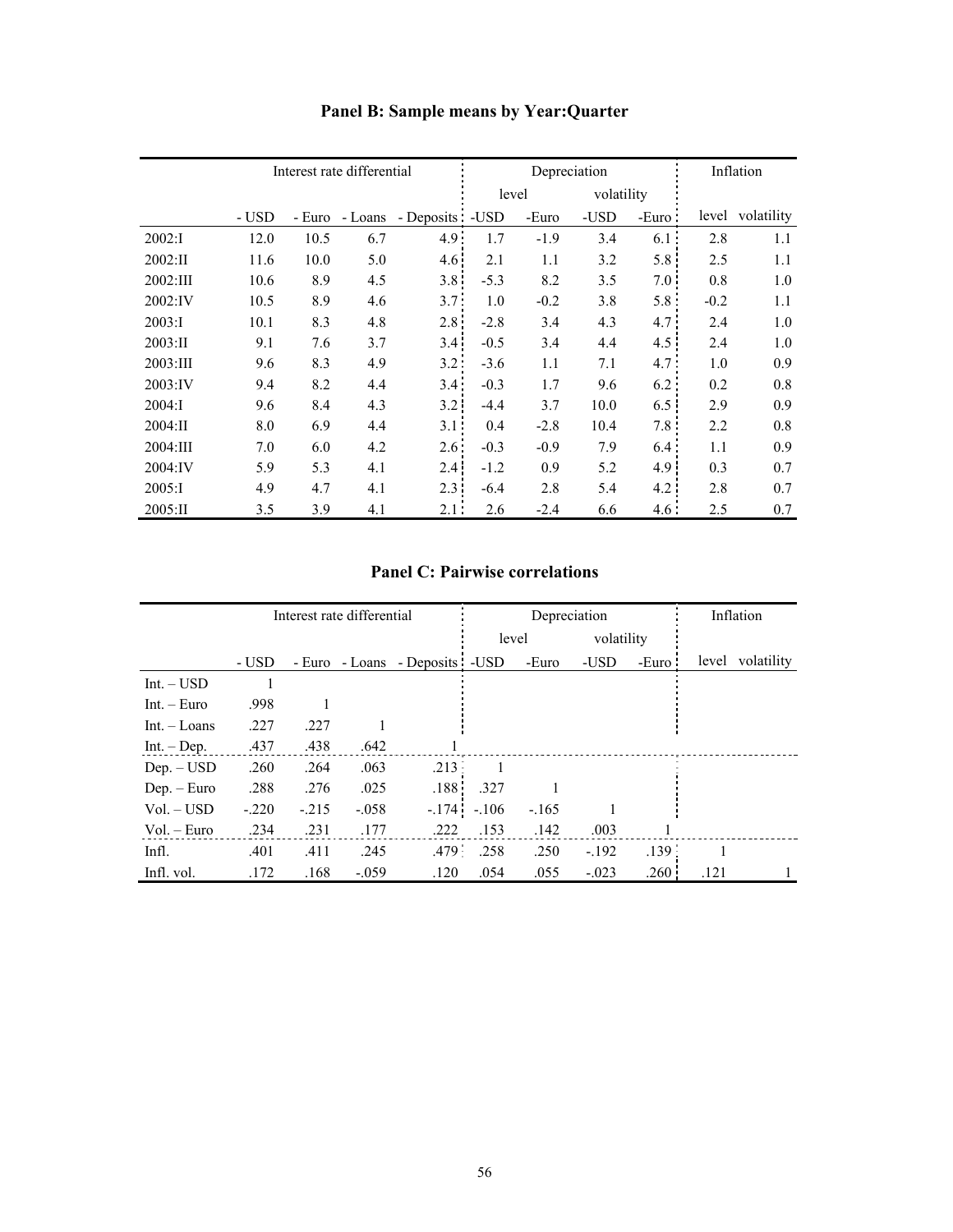## Panel B: Sample means by Year:Quarter

| | Interest rate differential | | | | Depreciation | | | | Inflation | |
|---|---|---|---|---|---|---|---|---|---|---|
| | | | | | level | | volatility | | | |
| | - USD | - Euro | - Loans | - Deposits | -USD | -Euro | -USD | -Euro | level | volatility |
| 2002:I | 12.0 | 10.5 | 6.7 | 4.9 | 1.7 | -1.9 | 3.4 | 6.1 | 2.8 | 1.1 |
| 2002:II | 11.6 | 10.0 | 5.0 | 4.6 | 2.1 | 1.1 | 3.2 | 5.8 | 2.5 | 1.1 |
| 2002:III | 10.6 | 8.9 | 4.5 | 3.8 | -5.3 | 8.2 | 3.5 | 7.0 | 0.8 | 1.0 |
| 2002:IV | 10.5 | 8.9 | 4.6 | 3.7 | 1.0 | -0.2 | 3.8 | 5.8 | -0.2 | 1.1 |
| 2003:I | 10.1 | 8.3 | 4.8 | 2.8 | -2.8 | 3.4 | 4.3 | 4.7 | 2.4 | 1.0 |
| 2003:II | 9.1 | 7.6 | 3.7 | 3.4 | -0.5 | 3.4 | 4.4 | 4.5 | 2.4 | 1.0 |
| 2003:III | 9.6 | 8.3 | 4.9 | 3.2 | -3.6 | 1.1 | 7.1 | 4.7 | 1.0 | 0.9 |
| 2003:IV | 9.4 | 8.2 | 4.4 | 3.4 | -0.3 | 1.7 | 9.6 | 6.2 | 0.2 | 0.8 |
| 2004:I | 9.6 | 8.4 | 4.3 | 3.2 | -4.4 | 3.7 | 10.0 | 6.5 | 2.9 | 0.9 |
| 2004:II | 8.0 | 6.9 | 4.4 | 3.1 | 0.4 | -2.8 | 10.4 | 7.8 | 2.2 | 0.8 |
| 2004:III | 7.0 | 6.0 | 4.2 | 2.6 | -0.3 | -0.9 | 7.9 | 6.4 | 1.1 | 0.9 |
| 2004:IV | 5.9 | 5.3 | 4.1 | 2.4 | -1.2 | 0.9 | 5.2 | 4.9 | 0.3 | 0.7 |
| 2005:I | 4.9 | 4.7 | 4.1 | 2.3 | -6.4 | 2.8 | 5.4 | 4.2 | 2.8 | 0.7 |
| 2005:II | 3.5 | 3.9 | 4.1 | 2.1 | 2.6 | -2.4 | 6.6 | 4.6 | 2.5 | 0.7 |

## Panel C: Pairwise correlations

| | Interest rate differential | | | | Depreciation | | | | Inflation | |
|---|---|---|---|---|---|---|---|---|---|---|
| | | | | | level | | volatility | | | |
| | - USD | - Euro | - Loans | - Deposits | -USD | -Euro | -USD | -Euro | level | volatility |
| Int. – USD | 1 | | | | | | | | | |
| Int. – Euro | .998 | 1 | | | | | | | | |
| Int. – Loans | .227 | .227 | 1 | | | | | | | |
| Int. – Dep. | .437 | .438 | .642 | 1 | | | | | | |
| Dep. – USD | .260 | .264 | .063 | .213 | 1 | | | | | |
| Dep. – Euro | .288 | .276 | .025 | .188 | .327 | 1 | | | | |
| Vol. – USD | -.220 | -.215 | -.058 | -.174 | -.106 | -.165 | 1 | | | |
| Vol. – Euro | .234 | .231 | .177 | .222 | .153 | .142 | .003 | 1 | | |
| Infl. | .401 | .411 | .245 | .479 | .258 | .250 | -.192 | .139 | 1 | |
| Infl. vol. | .172 | .168 | -.059 | .120 | .054 | .055 | -.023 | .260 | .121 | 1 |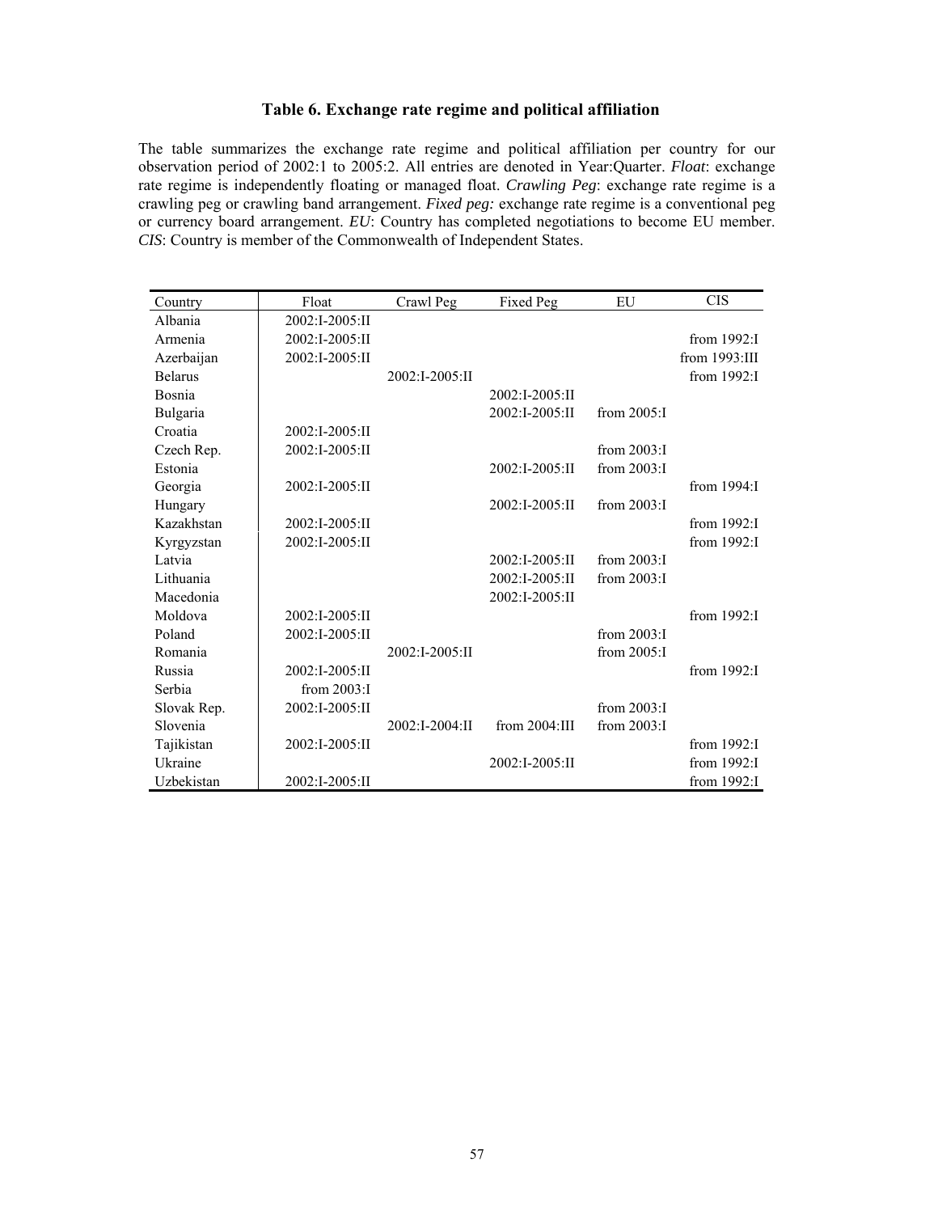## Table 6. Exchange rate regime and political affiliation

The table summarizes the exchange rate regime and political affiliation per country for our observation period of 2002:1 to 2005:2. All entries are denoted in Year:Quarter. *Float*: exchange rate regime is independently floating or managed float. *Crawling Peg*: exchange rate regime is a crawling peg or crawling band arrangement. *Fixed peg:* exchange rate regime is a conventional peg or currency board arrangement. *EU*: Country has completed negotiations to become EU member. *CIS*: Country is member of the Commonwealth of Independent States.

| Country | Float | Crawl Peg | Fixed Peg | EU | CIS |
|---|---|---|---|---|---|
| Albania | 2002:I-2005:II | | | | |
| Armenia | 2002:I-2005:II | | | | from 1992:I |
| Azerbaijan | 2002:I-2005:II | | | | from 1993:III |
| Belarus | | 2002:I-2005:II | | | from 1992:I |
| Bosnia | | | 2002:I-2005:II | | |
| Bulgaria | | | 2002:I-2005:II | from 2005:I | |
| Croatia | 2002:I-2005:II | | | | |
| Czech Rep. | 2002:I-2005:II | | | from 2003:I | |
| Estonia | | | 2002:I-2005:II | from 2003:I | |
| Georgia | 2002:I-2005:II | | | | from 1994:I |
| Hungary | | | 2002:I-2005:II | from 2003:I | |
| Kazakhstan | 2002:I-2005:II | | | | from 1992:I |
| Kyrgyzstan | 2002:I-2005:II | | | | from 1992:I |
| Latvia | | | 2002:I-2005:II | from 2003:I | |
| Lithuania | | | 2002:I-2005:II | from 2003:I | |
| Macedonia | | | 2002:I-2005:II | | |
| Moldova | 2002:I-2005:II | | | | from 1992:I |
| Poland | 2002:I-2005:II | | | from 2003:I | |
| Romania | | 2002:I-2005:II | | from 2005:I | |
| Russia | 2002:I-2005:II | | | | from 1992:I |
| Serbia | from 2003:I | | | | |
| Slovak Rep. | 2002:I-2005:II | | | from 2003:I | |
| Slovenia | | 2002:I-2004:II | from 2004:III | from 2003:I | |
| Tajikistan | 2002:I-2005:II | | | | from 1992:I |
| Ukraine | | | 2002:I-2005:II | | from 1992:I |
| Uzbekistan | 2002:I-2005:II | | | | from 1992:I |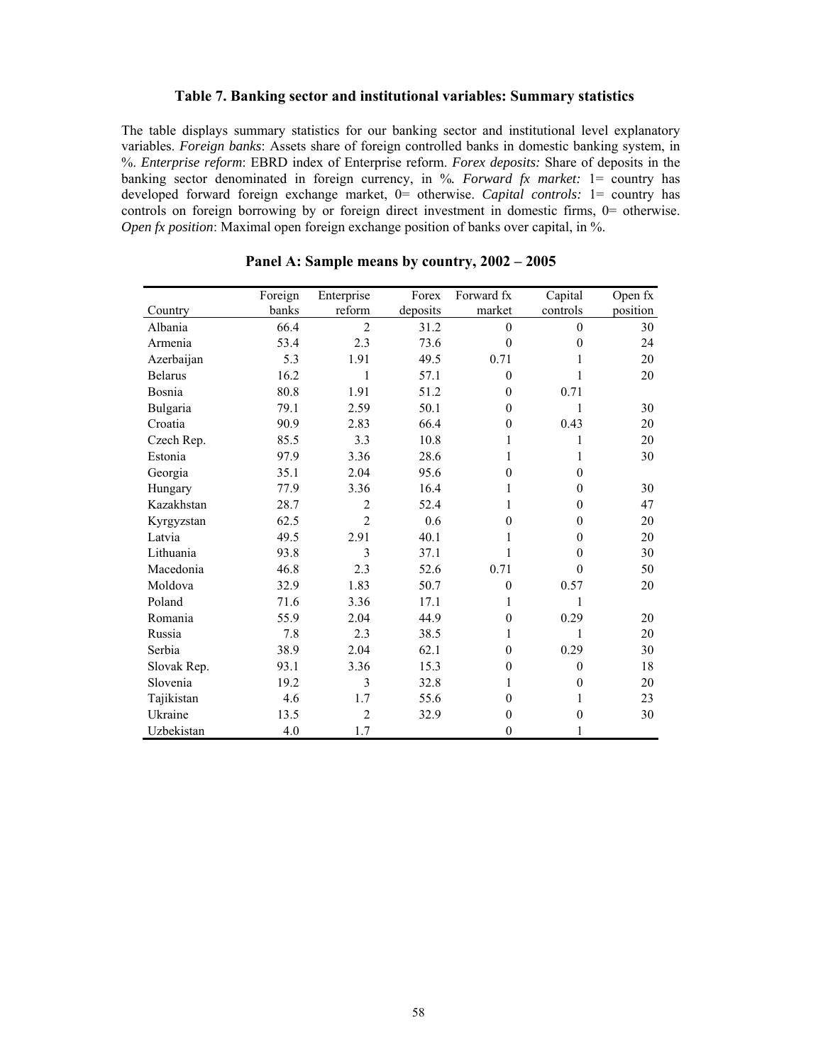### Table 7. Banking sector and institutional variables: Summary statistics

The table displays summary statistics for our banking sector and institutional level explanatory variables. *Foreign banks*: Assets share of foreign controlled banks in domestic banking system, in %. *Enterprise reform*: EBRD index of Enterprise reform. *Forex deposits:* Share of deposits in the banking sector denominated in foreign currency, in %. *Forward fx market:* 1= country has developed forward foreign exchange market, 0= otherwise. *Capital controls:* 1= country has controls on foreign borrowing by or foreign direct investment in domestic firms, 0= otherwise. *Open fx position*: Maximal open foreign exchange position of banks over capital, in %.

**Panel A: Sample means by country, 2002 – 2005**

| Country | Foreign banks | Enterprise reform | Forex deposits | Forward fx market | Capital controls | Open fx position |
|---|---|---|---|---|---|---|
| Albania | 66.4 | 2 | 31.2 | 0 | 0 | 30 |
| Armenia | 53.4 | 2.3 | 73.6 | 0 | 0 | 24 |
| Azerbaijan | 5.3 | 1.91 | 49.5 | 0.71 | 1 | 20 |
| Belarus | 16.2 | 1 | 57.1 | 0 | 1 | 20 |
| Bosnia | 80.8 | 1.91 | 51.2 | 0 | 0.71 | |
| Bulgaria | 79.1 | 2.59 | 50.1 | 0 | 1 | 30 |
| Croatia | 90.9 | 2.83 | 66.4 | 0 | 0.43 | 20 |
| Czech Rep. | 85.5 | 3.3 | 10.8 | 1 | 1 | 20 |
| Estonia | 97.9 | 3.36 | 28.6 | 1 | 1 | 30 |
| Georgia | 35.1 | 2.04 | 95.6 | 0 | 0 | |
| Hungary | 77.9 | 3.36 | 16.4 | 1 | 0 | 30 |
| Kazakhstan | 28.7 | 2 | 52.4 | 1 | 0 | 47 |
| Kyrgyzstan | 62.5 | 2 | 0.6 | 0 | 0 | 20 |
| Latvia | 49.5 | 2.91 | 40.1 | 1 | 0 | 20 |
| Lithuania | 93.8 | 3 | 37.1 | 1 | 0 | 30 |
| Macedonia | 46.8 | 2.3 | 52.6 | 0.71 | 0 | 50 |
| Moldova | 32.9 | 1.83 | 50.7 | 0 | 0.57 | 20 |
| Poland | 71.6 | 3.36 | 17.1 | 1 | 1 | |
| Romania | 55.9 | 2.04 | 44.9 | 0 | 0.29 | 20 |
| Russia | 7.8 | 2.3 | 38.5 | 1 | 1 | 20 |
| Serbia | 38.9 | 2.04 | 62.1 | 0 | 0.29 | 30 |
| Slovak Rep. | 93.1 | 3.36 | 15.3 | 0 | 0 | 18 |
| Slovenia | 19.2 | 3 | 32.8 | 1 | 0 | 20 |
| Tajikistan | 4.6 | 1.7 | 55.6 | 0 | 1 | 23 |
| Ukraine | 13.5 | 2 | 32.9 | 0 | 0 | 30 |
| Uzbekistan | 4.0 | 1.7 | | 0 | 1 | |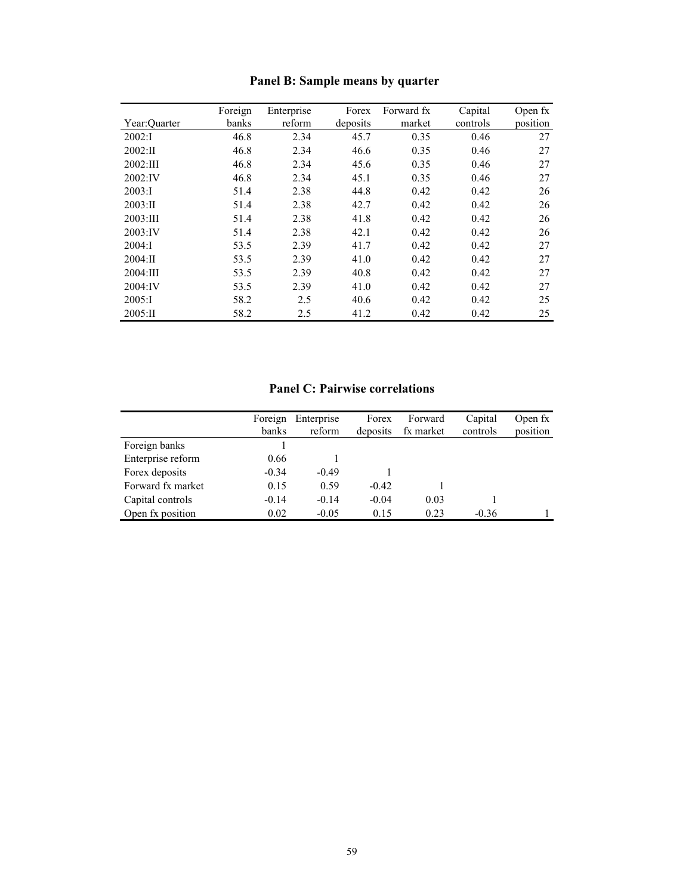## Panel B: Sample means by quarter

| Year:Quarter | Foreign banks | Enterprise reform | Forex deposits | Forward fx market | Capital controls | Open fx position |
|---|---|---|---|---|---|---|
| 2002:I | 46.8 | 2.34 | 45.7 | 0.35 | 0.46 | 27 |
| 2002:II | 46.8 | 2.34 | 46.6 | 0.35 | 0.46 | 27 |
| 2002:III | 46.8 | 2.34 | 45.6 | 0.35 | 0.46 | 27 |
| 2002:IV | 46.8 | 2.34 | 45.1 | 0.35 | 0.46 | 27 |
| 2003:I | 51.4 | 2.38 | 44.8 | 0.42 | 0.42 | 26 |
| 2003:II | 51.4 | 2.38 | 42.7 | 0.42 | 0.42 | 26 |
| 2003:III | 51.4 | 2.38 | 41.8 | 0.42 | 0.42 | 26 |
| 2003:IV | 51.4 | 2.38 | 42.1 | 0.42 | 0.42 | 26 |
| 2004:I | 53.5 | 2.39 | 41.7 | 0.42 | 0.42 | 27 |
| 2004:II | 53.5 | 2.39 | 41.0 | 0.42 | 0.42 | 27 |
| 2004:III | 53.5 | 2.39 | 40.8 | 0.42 | 0.42 | 27 |
| 2004:IV | 53.5 | 2.39 | 41.0 | 0.42 | 0.42 | 27 |
| 2005:I | 58.2 | 2.5 | 40.6 | 0.42 | 0.42 | 25 |
| 2005:II | 58.2 | 2.5 | 41.2 | 0.42 | 0.42 | 25 |

## Panel C: Pairwise correlations

| | Foreign banks | Enterprise reform | Forex deposits | Forward fx market | Capital controls | Open fx position |
|---|---|---|---|---|---|---|
| Foreign banks | 1 | | | | | |
| Enterprise reform | 0.66 | 1 | | | | |
| Forex deposits | -0.34 | -0.49 | 1 | | | |
| Forward fx market | 0.15 | 0.59 | -0.42 | 1 | | |
| Capital controls | -0.14 | -0.14 | -0.04 | 0.03 | 1 | |
| Open fx position | 0.02 | -0.05 | 0.15 | 0.23 | -0.36 | 1 |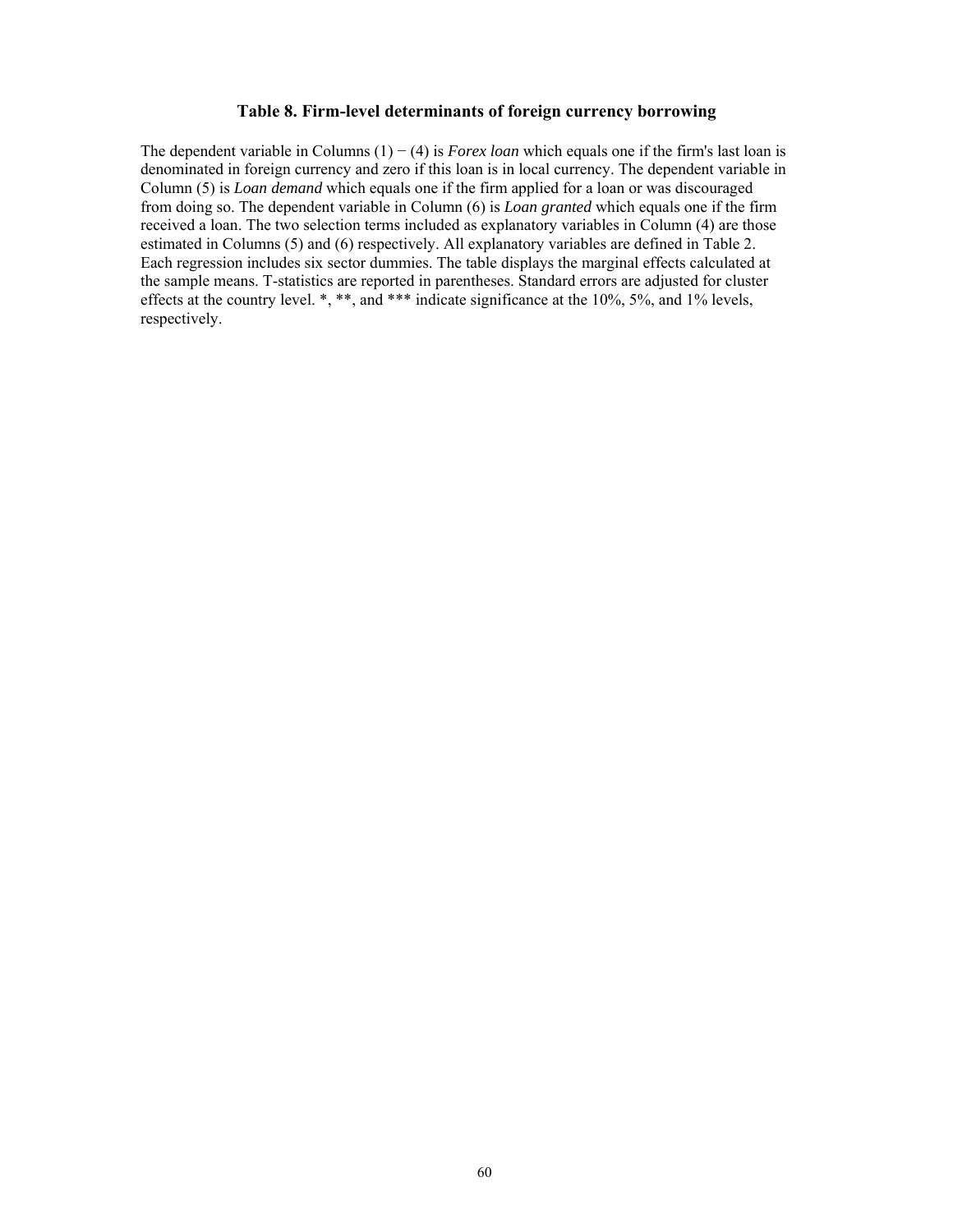### Table 8. Firm-level determinants of foreign currency borrowing

The dependent variable in Columns (1) − (4) is *Forex loan* which equals one if the firm's last loan is denominated in foreign currency and zero if this loan is in local currency. The dependent variable in Column (5) is *Loan demand* which equals one if the firm applied for a loan or was discouraged from doing so. The dependent variable in Column (6) is *Loan granted* which equals one if the firm received a loan. The two selection terms included as explanatory variables in Column (4) are those estimated in Columns (5) and (6) respectively. All explanatory variables are defined in Table 2. Each regression includes six sector dummies. The table displays the marginal effects calculated at the sample means. T-statistics are reported in parentheses. Standard errors are adjusted for cluster effects at the country level. *, **, and *** indicate significance at the 10%, 5%, and 1% levels, respectively.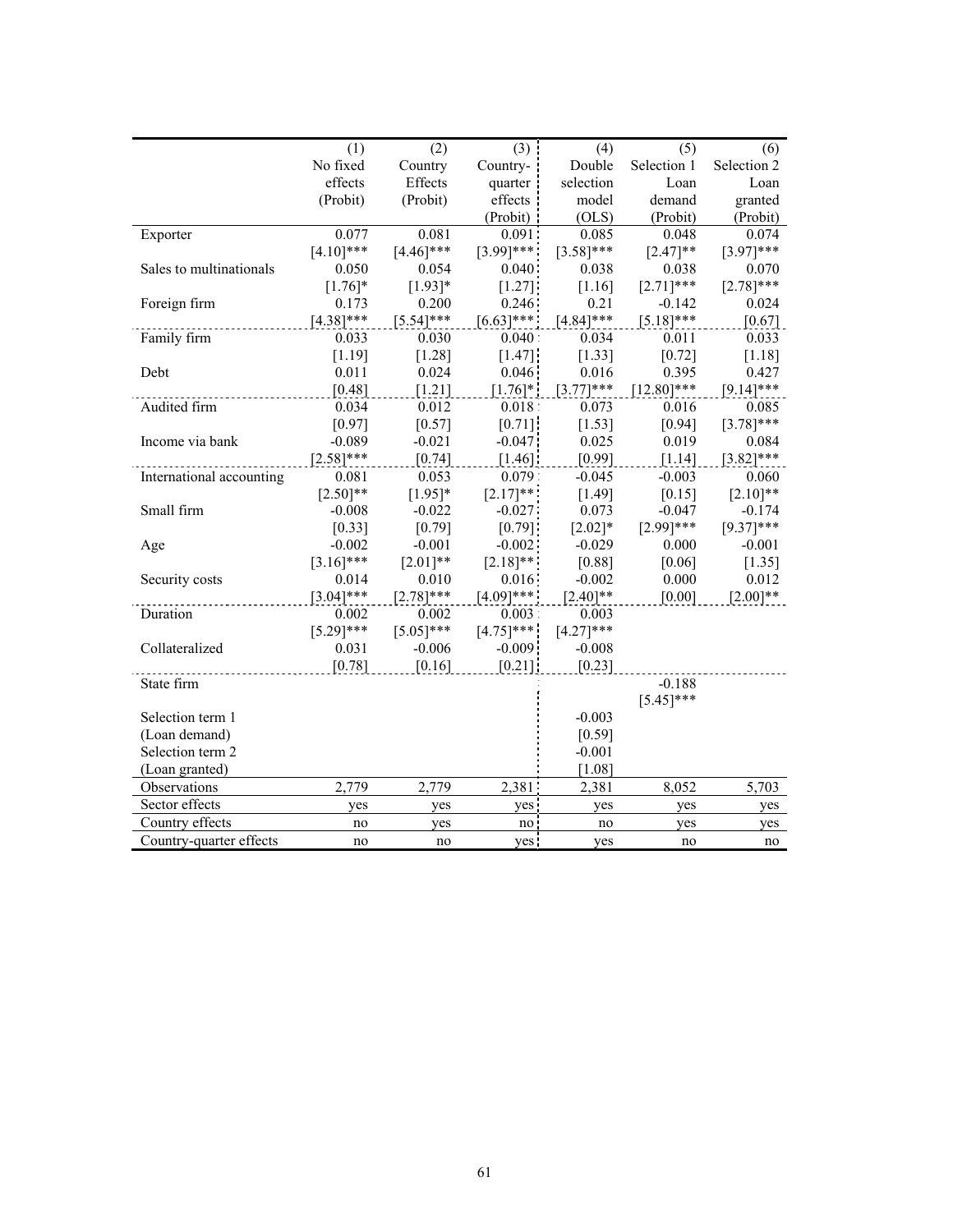| | (1) No fixed effects (Probit) | (2) Country Effects (Probit) | (3) Country-quarter effects (Probit) | (4) Double selection model (OLS) | (5) Selection 1 Loan demand (Probit) | (6) Selection 2 Loan granted (Probit) |
|---|---|---|---|---|---|---|
| Exporter | 0.077 | 0.081 | 0.091 | 0.085 | 0.048 | 0.074 |
| | [4.10]*** | [4.46]*** | [3.99]*** | [3.58]*** | [2.47]** | [3.97]*** |
| Sales to multinationals | 0.050 | 0.054 | 0.040 | 0.038 | 0.038 | 0.070 |
| | [1.76]* | [1.93]* | [1.27] | [1.16] | [2.71]*** | [2.78]*** |
| Foreign firm | 0.173 | 0.200 | 0.246 | 0.21 | -0.142 | 0.024 |
| | [4.38]*** | [5.54]*** | [6.63]*** | [4.84]*** | [5.18]*** | [0.67] |
| Family firm | 0.033 | 0.030 | 0.040 | 0.034 | 0.011 | 0.033 |
| | [1.19] | [1.28] | [1.47] | [1.33] | [0.72] | [1.18] |
| Debt | 0.011 | 0.024 | 0.046 | 0.016 | 0.395 | 0.427 |
| | [0.48] | [1.21] | [1.76]* | [3.77]*** | [12.80]*** | [9.14]*** |
| Audited firm | 0.034 | 0.012 | 0.018 | 0.073 | 0.016 | 0.085 |
| | [0.97] | [0.57] | [0.71] | [1.53] | [0.94] | [3.78]*** |
| Income via bank | -0.089 | -0.021 | -0.047 | 0.025 | 0.019 | 0.084 |
| | [2.58]*** | [0.74] | [1.46] | [0.99] | [1.14] | [3.82]*** |
| International accounting | 0.081 | 0.053 | 0.079 | -0.045 | -0.003 | 0.060 |
| | [2.50]** | [1.95]* | [2.17]** | [1.49] | [0.15] | [2.10]** |
| Small firm | -0.008 | -0.022 | -0.027 | 0.073 | -0.047 | -0.174 |
| | [0.33] | [0.79] | [0.79] | [2.02]* | [2.99]*** | [9.37]*** |
| Age | -0.002 | -0.001 | -0.002 | -0.029 | 0.000 | -0.001 |
| | [3.16]*** | [2.01]** | [2.18]** | [0.88] | [0.06] | [1.35] |
| Security costs | 0.014 | 0.010 | 0.016 | -0.002 | 0.000 | 0.012 |
| | [3.04]*** | [2.78]*** | [4.09]*** | [2.40]** | [0.00] | [2.00]** |
| Duration | 0.002 | 0.002 | 0.003 | 0.003 | | |
| | [5.29]*** | [5.05]*** | [4.75]*** | [4.27]*** | | |
| Collateralized | 0.031 | -0.006 | -0.009 | -0.008 | | |
| | [0.78] | [0.16] | [0.21] | [0.23] | | |
| State firm | | | | | -0.188 | |
| | | | | | [5.45]*** | |
| Selection term 1 | | | | -0.003 | | |
| (Loan demand) | | | | [0.59] | | |
| Selection term 2 | | | | -0.001 | | |
| (Loan granted) | | | | [1.08] | | |
| Observations | 2,779 | 2,779 | 2,381 | 2,381 | 8,052 | 5,703 |
| Sector effects | yes | yes | yes | yes | yes | yes |
| Country effects | no | yes | no | no | yes | yes |
| Country-quarter effects | no | no | yes | yes | no | no |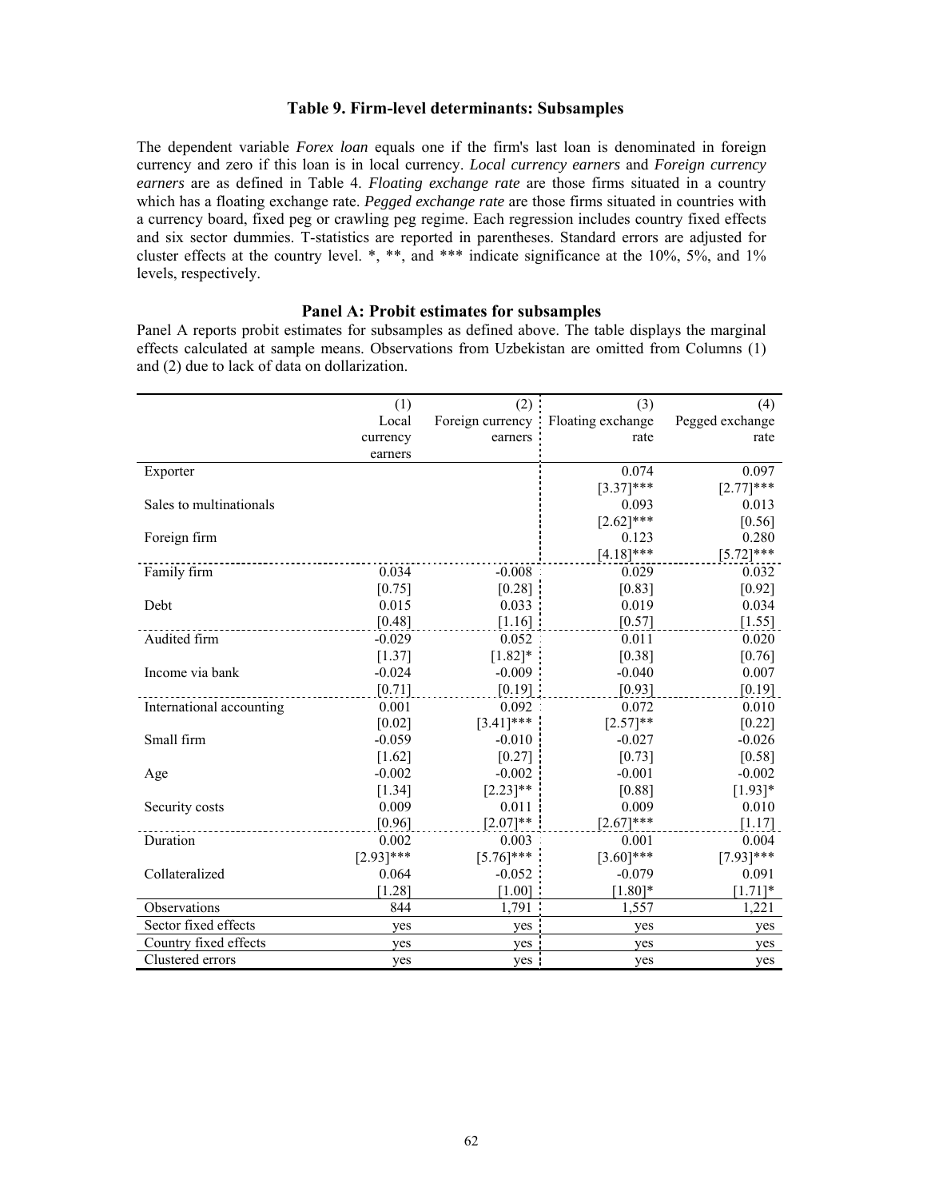### Table 9. Firm-level determinants: Subsamples

The dependent variable *Forex loan* equals one if the firm's last loan is denominated in foreign currency and zero if this loan is in local currency. *Local currency earners* and *Foreign currency earners* are as defined in Table 4. *Floating exchange rate* are those firms situated in a country which has a floating exchange rate. *Pegged exchange rate* are those firms situated in countries with a currency board, fixed peg or crawling peg regime. Each regression includes country fixed effects and six sector dummies. T-statistics are reported in parentheses. Standard errors are adjusted for cluster effects at the country level. *, **, and *** indicate significance at the 10%, 5%, and 1% levels, respectively.

#### Panel A: Probit estimates for subsamples

Panel A reports probit estimates for subsamples as defined above. The table displays the marginal effects calculated at sample means. Observations from Uzbekistan are omitted from Columns (1) and (2) due to lack of data on dollarization.

| | (1) Local currency earners | (2) Foreign currency earners | (3) Floating exchange rate | (4) Pegged exchange rate |
|---|---|---|---|---|
| Exporter | | | 0.074 | 0.097 |
| | | | [3.37]*** | [2.77]*** |
| Sales to multinationals | | | 0.093 | 0.013 |
| | | | [2.62]*** | [0.56] |
| Foreign firm | | | 0.123 | 0.280 |
| | | | [4.18]*** | [5.72]*** |
| Family firm | 0.034 | -0.008 | 0.029 | 0.032 |
| | [0.75] | [0.28] | [0.83] | [0.92] |
| Debt | 0.015 | 0.033 | 0.019 | 0.034 |
| | [0.48] | [1.16] | [0.57] | [1.55] |
| Audited firm | -0.029 | 0.052 | 0.011 | 0.020 |
| | [1.37] | [1.82]* | [0.38] | [0.76] |
| Income via bank | -0.024 | -0.009 | -0.040 | 0.007 |
| | [0.71] | [0.19] | [0.93] | [0.19] |
| International accounting | 0.001 | 0.092 | 0.072 | 0.010 |
| | [0.02] | [3.41]*** | [2.57]** | [0.22] |
| Small firm | -0.059 | -0.010 | -0.027 | -0.026 |
| | [1.62] | [0.27] | [0.73] | [0.58] |
| Age | -0.002 | -0.002 | -0.001 | -0.002 |
| | [1.34] | [2.23]** | [0.88] | [1.93]* |
| Security costs | 0.009 | 0.011 | 0.009 | 0.010 |
| | [0.96] | [2.07]** | [2.67]*** | [1.17] |
| Duration | 0.002 | 0.003 | 0.001 | 0.004 |
| | [2.93]*** | [5.76]*** | [3.60]*** | [7.93]*** |
| Collateralized | 0.064 | -0.052 | -0.079 | 0.091 |
| | [1.28] | [1.00] | [1.80]* | [1.71]* |
| Observations | 844 | 1,791 | 1,557 | 1,221 |
| Sector fixed effects | yes | yes | yes | yes |
| Country fixed effects | yes | yes | yes | yes |
| Clustered errors | yes | yes | yes | yes |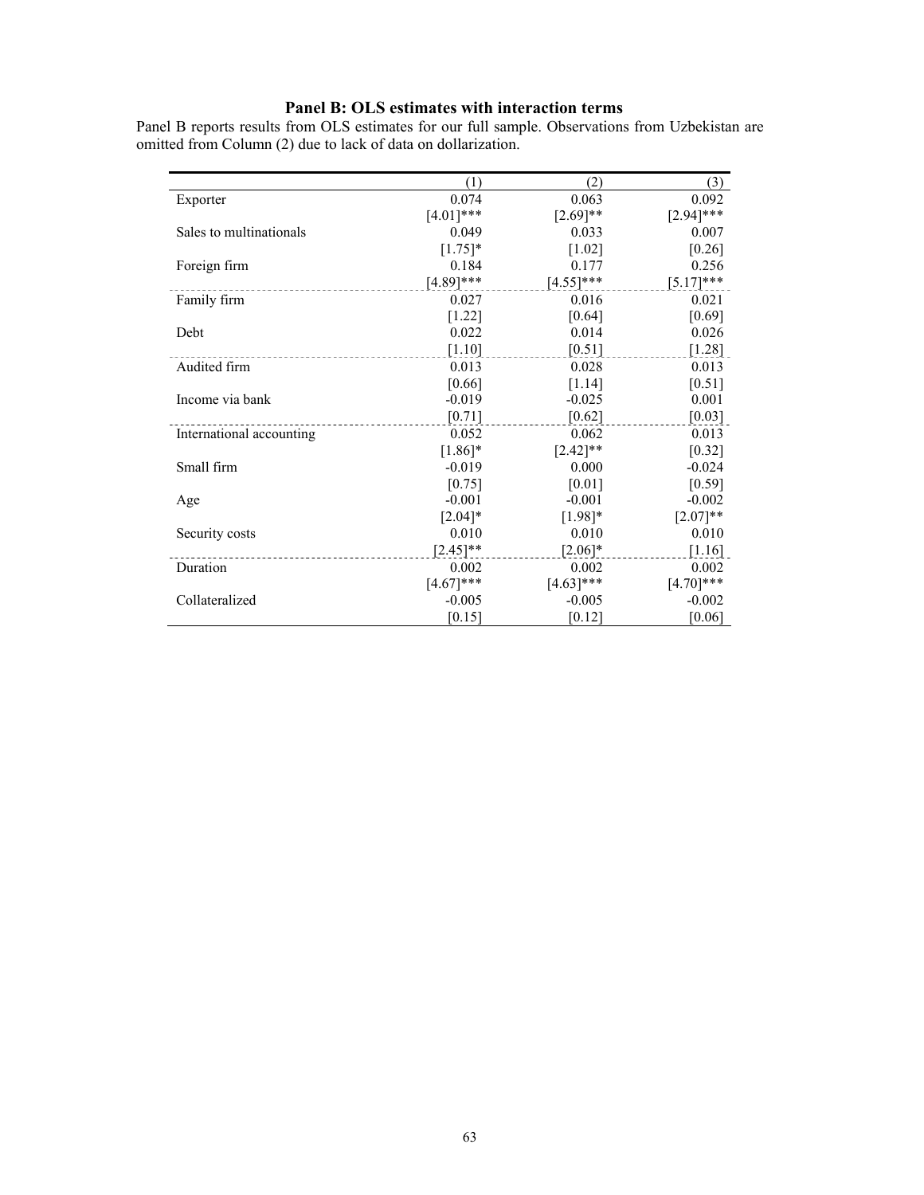### Panel B: OLS estimates with interaction terms

Panel B reports results from OLS estimates for our full sample. Observations from Uzbekistan are omitted from Column (2) due to lack of data on dollarization.

| | (1) | (2) | (3) |
|---|---|---|---|
| Exporter | 0.074 | 0.063 | 0.092 |
| | [4.01]*** | [2.69]** | [2.94]*** |
| Sales to multinationals | 0.049 | 0.033 | 0.007 |
| | [1.75]* | [1.02] | [0.26] |
| Foreign firm | 0.184 | 0.177 | 0.256 |
| | [4.89]*** | [4.55]*** | [5.17]*** |
| Family firm | 0.027 | 0.016 | 0.021 |
| | [1.22] | [0.64] | [0.69] |
| Debt | 0.022 | 0.014 | 0.026 |
| | [1.10] | [0.51] | [1.28] |
| Audited firm | 0.013 | 0.028 | 0.013 |
| | [0.66] | [1.14] | [0.51] |
| Income via bank | -0.019 | -0.025 | 0.001 |
| | [0.71] | [0.62] | [0.03] |
| International accounting | 0.052 | 0.062 | 0.013 |
| | [1.86]* | [2.42]** | [0.32] |
| Small firm | -0.019 | 0.000 | -0.024 |
| | [0.75] | [0.01] | [0.59] |
| Age | -0.001 | -0.001 | -0.002 |
| | [2.04]* | [1.98]* | [2.07]** |
| Security costs | 0.010 | 0.010 | 0.010 |
| | [2.45]** | [2.06]* | [1.16] |
| Duration | 0.002 | 0.002 | 0.002 |
| | [4.67]*** | [4.63]*** | [4.70]*** |
| Collateralized | -0.005 | -0.005 | -0.002 |
| | [0.15] | [0.12] | [0.06] |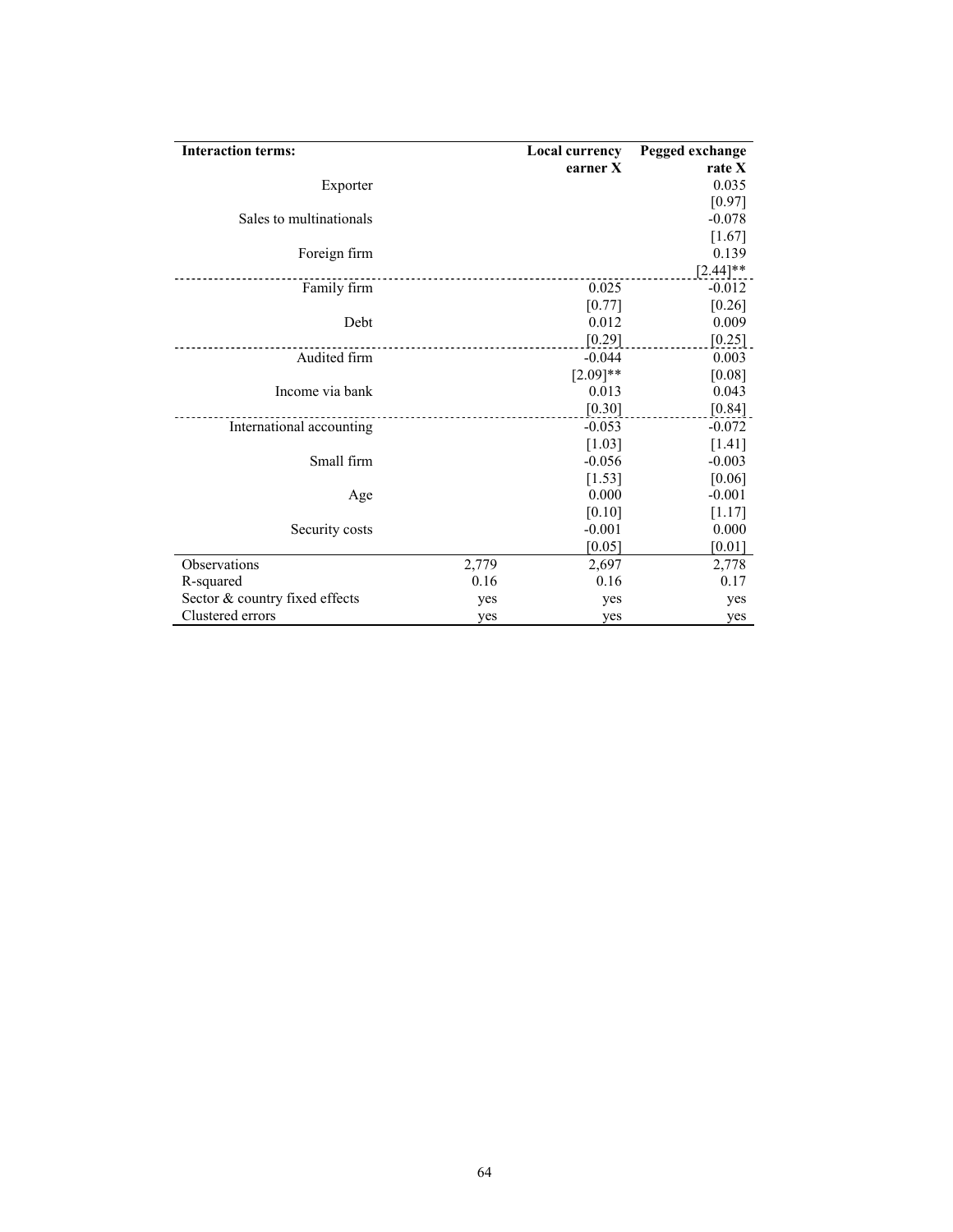| Interaction terms: | | Local currency earner X | Pegged exchange rate X |
|---|---|---|---|
| Exporter | | | 0.035 |
| | | | [0.97] |
| Sales to multinationals | | | -0.078 |
| | | | [1.67] |
| Foreign firm | | | 0.139 |
| | | | [2.44]** |
| Family firm | | 0.025 | -0.012 |
| | | [0.77] | [0.26] |
| Debt | | 0.012 | 0.009 |
| | | [0.29] | [0.25] |
| Audited firm | | -0.044 | 0.003 |
| | | [2.09]** | [0.08] |
| Income via bank | | 0.013 | 0.043 |
| | | [0.30] | [0.84] |
| International accounting | | -0.053 | -0.072 |
| | | [1.03] | [1.41] |
| Small firm | | -0.056 | -0.003 |
| | | [1.53] | [0.06] |
| Age | | 0.000 | -0.001 |
| | | [0.10] | [1.17] |
| Security costs | | -0.001 | 0.000 |
| | | [0.05] | [0.01] |
| Observations | 2,779 | 2,697 | 2,778 |
| R-squared | 0.16 | 0.16 | 0.17 |
| Sector & country fixed effects | yes | yes | yes |
| Clustered errors | yes | yes | yes |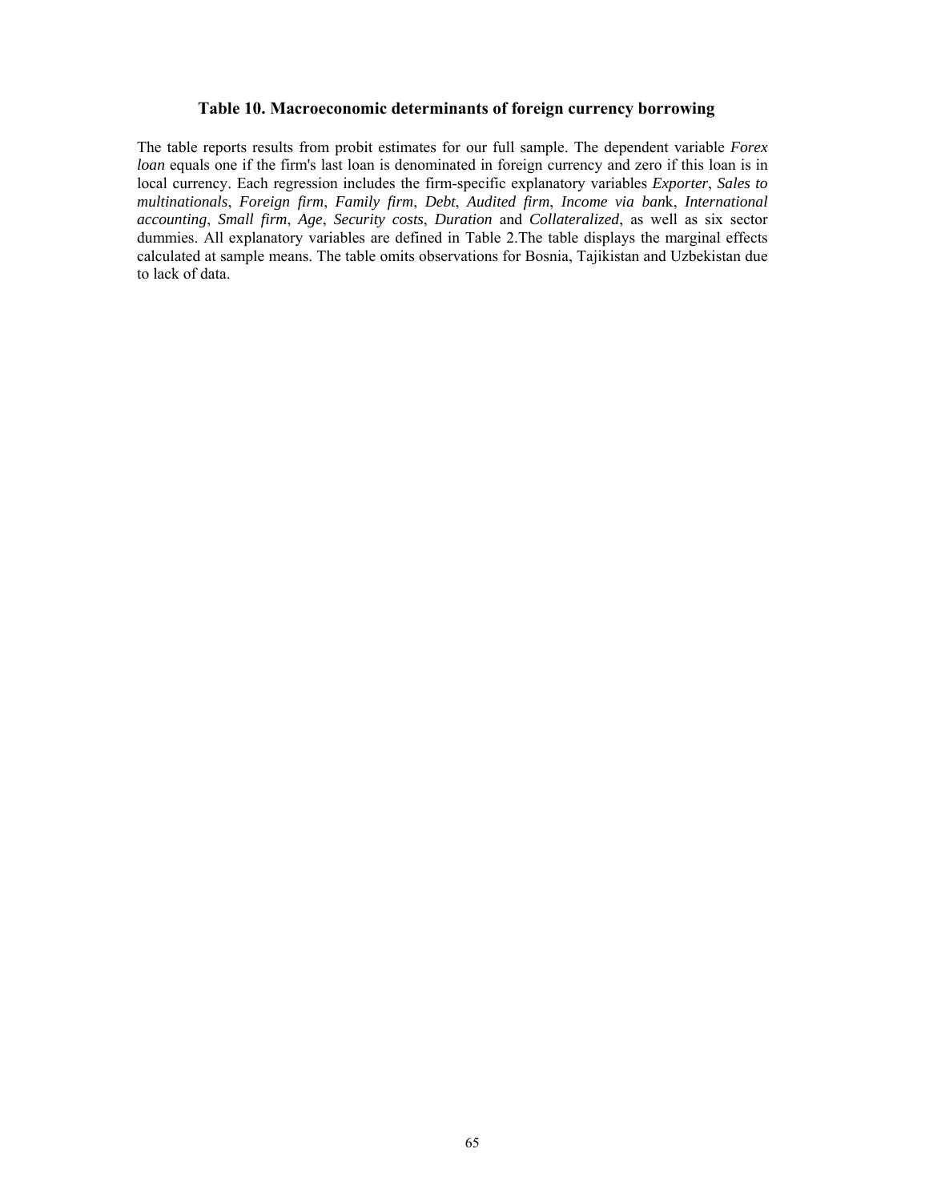### Table 10. Macroeconomic determinants of foreign currency borrowing

The table reports results from probit estimates for our full sample. The dependent variable *Forex loan* equals one if the firm's last loan is denominated in foreign currency and zero if this loan is in local currency. Each regression includes the firm-specific explanatory variables *Exporter*, *Sales to multinationals*, *Foreign firm*, *Family firm*, *Debt*, *Audited firm*, *Income via bank*, *International accounting*, *Small firm*, *Age*, *Security costs*, *Duration* and *Collateralized*, as well as six sector dummies. All explanatory variables are defined in Table 2.The table displays the marginal effects calculated at sample means. The table omits observations for Bosnia, Tajikistan and Uzbekistan due to lack of data.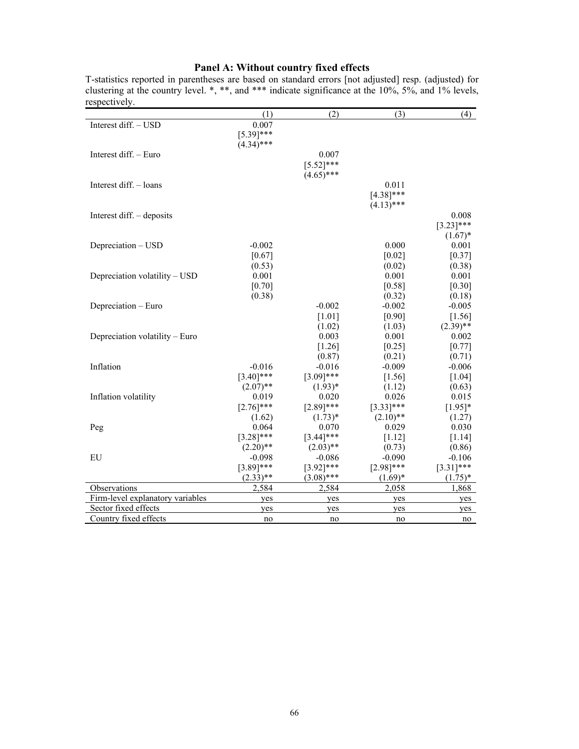### Panel A: Without country fixed effects

T-statistics reported in parentheses are based on standard errors [not adjusted] resp. (adjusted) for clustering at the country level. *, **, and *** indicate significance at the 10%, 5%, and 1% levels, respectively.

| | (1) | (2) | (3) | (4) |
|---|---|---|---|---|
| Interest diff. – USD | 0.007 | | | |
| | [5.39]*** | | | |
| | (4.34)*** | | | |
| Interest diff. – Euro | | 0.007 | | |
| | | [5.52]*** | | |
| | | (4.65)*** | | |
| Interest diff. – loans | | | 0.011 | |
| | | | [4.38]*** | |
| | | | (4.13)*** | |
| Interest diff. – deposits | | | | 0.008 |
| | | | | [3.23]*** |
| | | | | (1.67)* |
| Depreciation – USD | -0.002 | | 0.000 | 0.001 |
| | [0.67] | | [0.02] | [0.37] |
| | (0.53) | | (0.02) | (0.38) |
| Depreciation volatility – USD | 0.001 | | 0.001 | 0.001 |
| | [0.70] | | [0.58] | [0.30] |
| | (0.38) | | (0.32) | (0.18) |
| Depreciation – Euro | | -0.002 | -0.002 | -0.005 |
| | | [1.01] | [0.90] | [1.56] |
| | | (1.02) | (1.03) | (2.39)** |
| Depreciation volatility – Euro | | 0.003 | 0.001 | 0.002 |
| | | [1.26] | [0.25] | [0.77] |
| | | (0.87) | (0.21) | (0.71) |
| Inflation | -0.016 | -0.016 | -0.009 | -0.006 |
| | [3.40]*** | [3.09]*** | [1.56] | [1.04] |
| | (2.07)** | (1.93)* | (1.12) | (0.63) |
| Inflation volatility | 0.019 | 0.020 | 0.026 | 0.015 |
| | [2.76]*** | [2.89]*** | [3.33]*** | [1.95]* |
| | (1.62) | (1.73)* | (2.10)** | (1.27) |
| Peg | 0.064 | 0.070 | 0.029 | 0.030 |
| | [3.28]*** | [3.44]*** | [1.12] | [1.14] |
| | (2.20)** | (2.03)** | (0.73) | (0.86) |
| EU | -0.098 | -0.086 | -0.090 | -0.106 |
| | [3.89]*** | [3.92]*** | [2.98]*** | [3.31]*** |
| | (2.33)** | (3.08)*** | (1.69)* | (1.75)* |
| Observations | 2,584 | 2,584 | 2,058 | 1,868 |
| Firm-level explanatory variables | yes | yes | yes | yes |
| Sector fixed effects | yes | yes | yes | yes |
| Country fixed effects | no | no | no | no |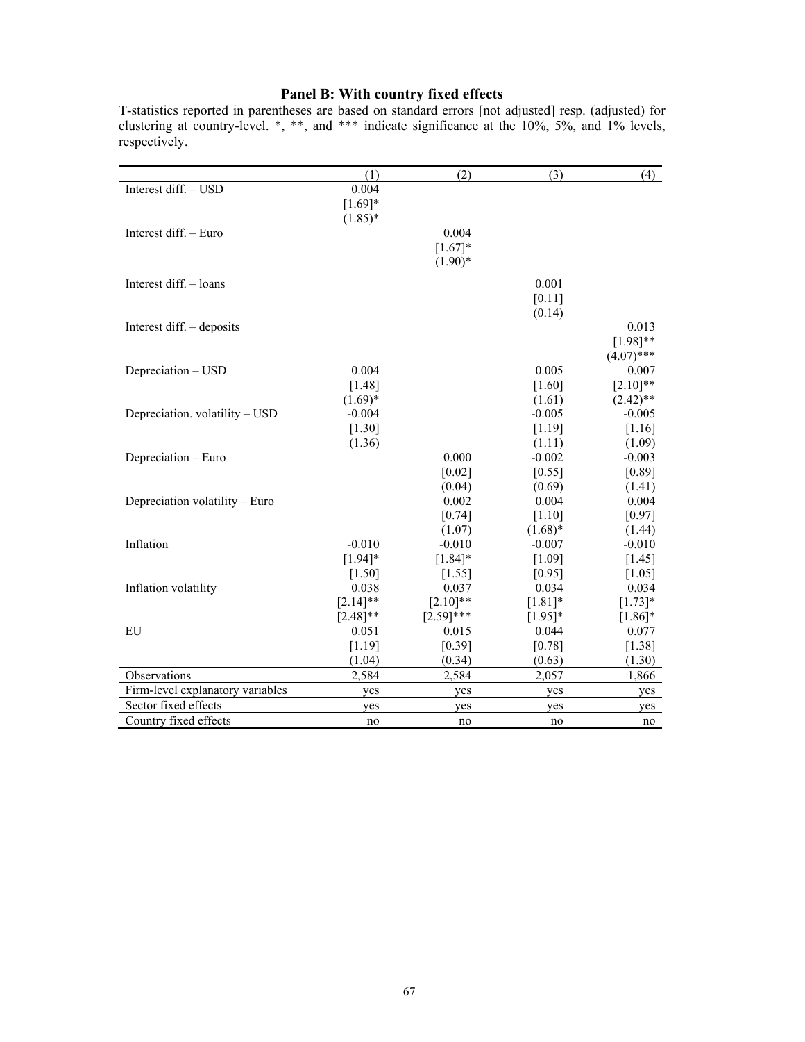## Panel B: With country fixed effects

T-statistics reported in parentheses are based on standard errors [not adjusted] resp. (adjusted) for clustering at country-level. *, **, and *** indicate significance at the 10%, 5%, and 1% levels, respectively.

| | (1) | (2) | (3) | (4) |
|---|---|---|---|---|
| Interest diff. – USD | 0.004 | | | |
| | [1.69]* | | | |
| | (1.85)* | | | |
| Interest diff. – Euro | | 0.004 | | |
| | | [1.67]* | | |
| | | (1.90)* | | |
| Interest diff. – loans | | | 0.001 | |
| | | | [0.11] | |
| | | | (0.14) | |
| Interest diff. – deposits | | | | 0.013 |
| | | | | [1.98]** |
| | | | | (4.07)*** |
| Depreciation – USD | 0.004 | | 0.005 | 0.007 |
| | [1.48] | | [1.60] | [2.10]** |
| | (1.69)* | | (1.61) | (2.42)** |
| Depreciation. volatility – USD | -0.004 | | -0.005 | -0.005 |
| | [1.30] | | [1.19] | [1.16] |
| | (1.36) | | (1.11) | (1.09) |
| Depreciation – Euro | | 0.000 | -0.002 | -0.003 |
| | | [0.02] | [0.55] | [0.89] |
| | | (0.04) | (0.69) | (1.41) |
| Depreciation volatility – Euro | | 0.002 | 0.004 | 0.004 |
| | | [0.74] | [1.10] | [0.97] |
| | | (1.07) | (1.68)* | (1.44) |
| Inflation | -0.010 | -0.010 | -0.007 | -0.010 |
| | [1.94]* | [1.84]* | [1.09] | [1.45] |
| | [1.50] | [1.55] | [0.95] | [1.05] |
| Inflation volatility | 0.038 | 0.037 | 0.034 | 0.034 |
| | [2.14]** | [2.10]** | [1.81]* | [1.73]* |
| | [2.48]** | [2.59]*** | [1.95]* | [1.86]* |
| EU | 0.051 | 0.015 | 0.044 | 0.077 |
| | [1.19] | [0.39] | [0.78] | [1.38] |
| | (1.04) | (0.34) | (0.63) | (1.30) |
| Observations | 2,584 | 2,584 | 2,057 | 1,866 |
| Firm-level explanatory variables | yes | yes | yes | yes |
| Sector fixed effects | yes | yes | yes | yes |
| Country fixed effects | no | no | no | no |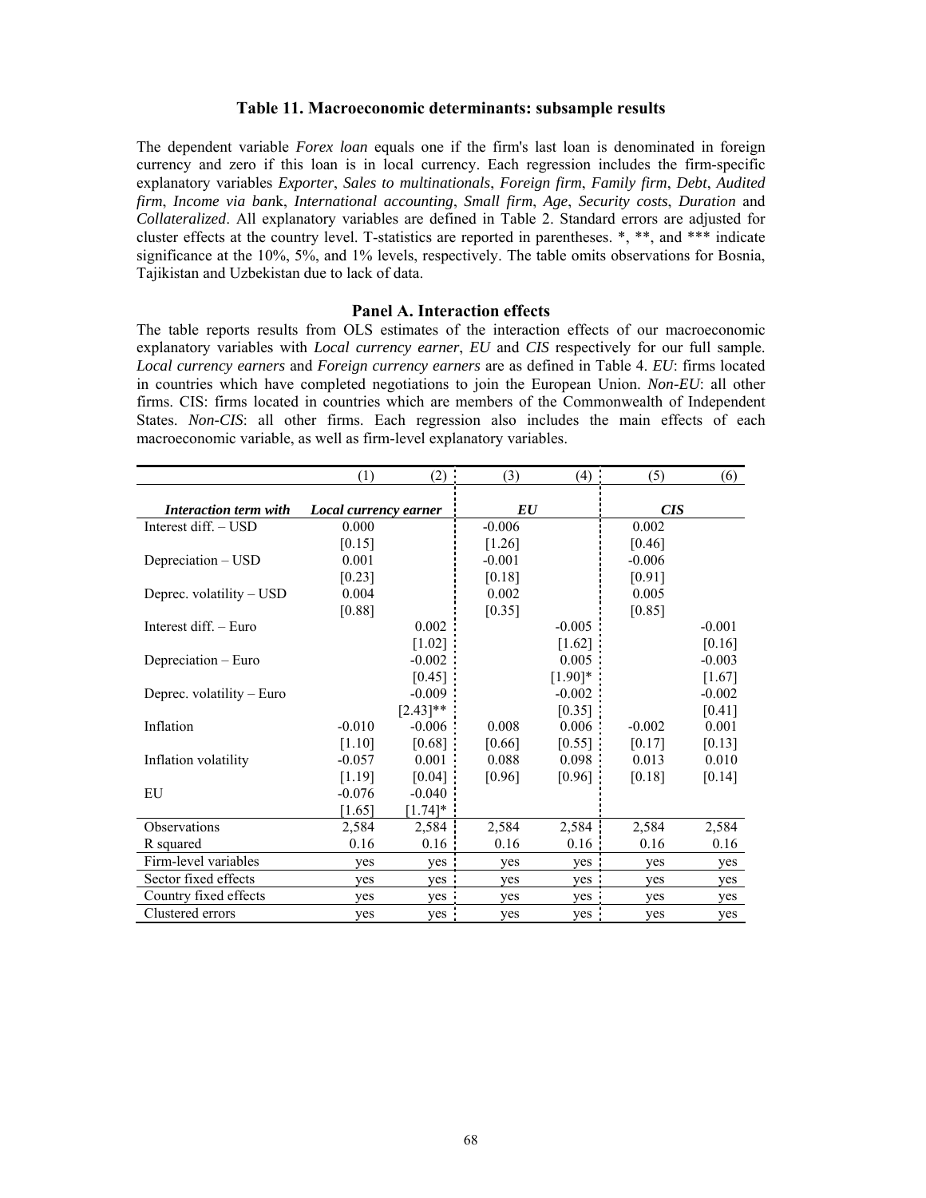### Table 11. Macroeconomic determinants: subsample results

The dependent variable *Forex loan* equals one if the firm's last loan is denominated in foreign currency and zero if this loan is in local currency. Each regression includes the firm-specific explanatory variables *Exporter*, *Sales to multinationals*, *Foreign firm*, *Family firm*, *Debt*, *Audited firm*, *Income via bank*, *International accounting*, *Small firm*, *Age*, *Security costs*, *Duration* and *Collateralized*. All explanatory variables are defined in Table 2. Standard errors are adjusted for cluster effects at the country level. T-statistics are reported in parentheses. *, **, and *** indicate significance at the 10%, 5%, and 1% levels, respectively. The table omits observations for Bosnia, Tajikistan and Uzbekistan due to lack of data.

#### Panel A. Interaction effects

The table reports results from OLS estimates of the interaction effects of our macroeconomic explanatory variables with *Local currency earner*, *EU* and *CIS* respectively for our full sample. *Local currency earners* and *Foreign currency earners* are as defined in Table 4. *EU*: firms located in countries which have completed negotiations to join the European Union. *Non-EU*: all other firms. CIS: firms located in countries which are members of the Commonwealth of Independent States. *Non-CIS*: all other firms. Each regression also includes the main effects of each macroeconomic variable, as well as firm-level explanatory variables.

| | (1) | (2) | (3) | (4) | (5) | (6) |
|---|---|---|---|---|---|---|
| ***Interaction term with*** | ***Local currency earner*** | | ***EU*** | | ***CIS*** | |
| Interest diff. – USD | 0.000 | | -0.006 | | 0.002 | |
| | [0.15] | | [1.26] | | [0.46] | |
| Depreciation – USD | 0.001 | | -0.001 | | -0.006 | |
| | [0.23] | | [0.18] | | [0.91] | |
| Deprec. volatility – USD | 0.004 | | 0.002 | | 0.005 | |
| | [0.88] | | [0.35] | | [0.85] | |
| Interest diff. – Euro | | 0.002 | | -0.005 | | -0.001 |
| | | [1.02] | | [1.62] | | [0.16] |
| Depreciation – Euro | | -0.002 | | 0.005 | | -0.003 |
| | | [0.45] | | [1.90]* | | [1.67] |
| Deprec. volatility – Euro | | -0.009 | | -0.002 | | -0.002 |
| | | [2.43]** | | [0.35] | | [0.41] |
| Inflation | -0.010 | -0.006 | 0.008 | 0.006 | -0.002 | 0.001 |
| | [1.10] | [0.68] | [0.66] | [0.55] | [0.17] | [0.13] |
| Inflation volatility | -0.057 | 0.001 | 0.088 | 0.098 | 0.013 | 0.010 |
| | [1.19] | [0.04] | [0.96] | [0.96] | [0.18] | [0.14] |
| EU | -0.076 | -0.040 | | | | |
| | [1.65] | [1.74]* | | | | |
| Observations | 2,584 | 2,584 | 2,584 | 2,584 | 2,584 | 2,584 |
| R squared | 0.16 | 0.16 | 0.16 | 0.16 | 0.16 | 0.16 |
| Firm-level variables | yes | yes | yes | yes | yes | yes |
| Sector fixed effects | yes | yes | yes | yes | yes | yes |
| Country fixed effects | yes | yes | yes | yes | yes | yes |
| Clustered errors | yes | yes | yes | yes | yes | yes |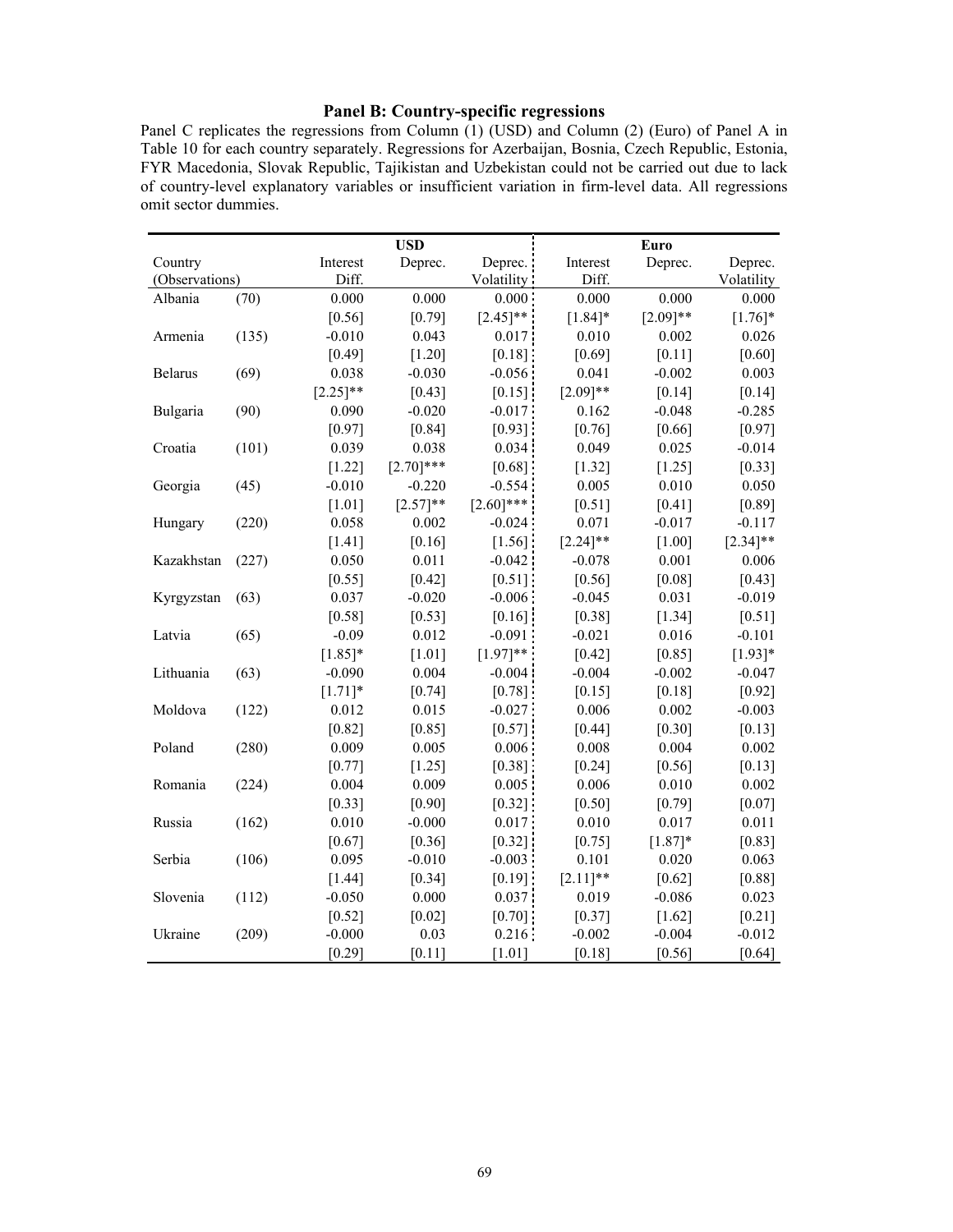### Panel B: Country-specific regressions

Panel C replicates the regressions from Column (1) (USD) and Column (2) (Euro) of Panel A in Table 10 for each country separately. Regressions for Azerbaijan, Bosnia, Czech Republic, Estonia, FYR Macedonia, Slovak Republic, Tajikistan and Uzbekistan could not be carried out due to lack of country-level explanatory variables or insufficient variation in firm-level data. All regressions omit sector dummies.

| | | USD | | | Euro | | |
|---|---|---|---|---|---|---|---|
| Country | | Interest | Deprec. | Deprec. | Interest | Deprec. | Deprec. |
| (Observations) | | Diff. | | Volatility | Diff. | | Volatility |
| Albania | (70) | 0.000 | 0.000 | 0.000 | 0.000 | 0.000 | 0.000 |
| | | [0.56] | [0.79] | [2.45]** | [1.84]* | [2.09]** | [1.76]* |
| Armenia | (135) | -0.010 | 0.043 | 0.017 | 0.010 | 0.002 | 0.026 |
| | | [0.49] | [1.20] | [0.18] | [0.69] | [0.11] | [0.60] |
| Belarus | (69) | 0.038 | -0.030 | -0.056 | 0.041 | -0.002 | 0.003 |
| | | [2.25]** | [0.43] | [0.15] | [2.09]** | [0.14] | [0.14] |
| Bulgaria | (90) | 0.090 | -0.020 | -0.017 | 0.162 | -0.048 | -0.285 |
| | | [0.97] | [0.84] | [0.93] | [0.76] | [0.66] | [0.97] |
| Croatia | (101) | 0.039 | 0.038 | 0.034 | 0.049 | 0.025 | -0.014 |
| | | [1.22] | [2.70]*** | [0.68] | [1.32] | [1.25] | [0.33] |
| Georgia | (45) | -0.010 | -0.220 | -0.554 | 0.005 | 0.010 | 0.050 |
| | | [1.01] | [2.57]** | [2.60]*** | [0.51] | [0.41] | [0.89] |
| Hungary | (220) | 0.058 | 0.002 | -0.024 | 0.071 | -0.017 | -0.117 |
| | | [1.41] | [0.16] | [1.56] | [2.24]** | [1.00] | [2.34]** |
| Kazakhstan | (227) | 0.050 | 0.011 | -0.042 | -0.078 | 0.001 | 0.006 |
| | | [0.55] | [0.42] | [0.51] | [0.56] | [0.08] | [0.43] |
| Kyrgyzstan | (63) | 0.037 | -0.020 | -0.006 | -0.045 | 0.031 | -0.019 |
| | | [0.58] | [0.53] | [0.16] | [0.38] | [1.34] | [0.51] |
| Latvia | (65) | -0.09 | 0.012 | -0.091 | -0.021 | 0.016 | -0.101 |
| | | [1.85]* | [1.01] | [1.97]** | [0.42] | [0.85] | [1.93]* |
| Lithuania | (63) | -0.090 | 0.004 | -0.004 | -0.004 | -0.002 | -0.047 |
| | | [1.71]* | [0.74] | [0.78] | [0.15] | [0.18] | [0.92] |
| Moldova | (122) | 0.012 | 0.015 | -0.027 | 0.006 | 0.002 | -0.003 |
| | | [0.82] | [0.85] | [0.57] | [0.44] | [0.30] | [0.13] |
| Poland | (280) | 0.009 | 0.005 | 0.006 | 0.008 | 0.004 | 0.002 |
| | | [0.77] | [1.25] | [0.38] | [0.24] | [0.56] | [0.13] |
| Romania | (224) | 0.004 | 0.009 | 0.005 | 0.006 | 0.010 | 0.002 |
| | | [0.33] | [0.90] | [0.32] | [0.50] | [0.79] | [0.07] |
| Russia | (162) | 0.010 | -0.000 | 0.017 | 0.010 | 0.017 | 0.011 |
| | | [0.67] | [0.36] | [0.32] | [0.75] | [1.87]* | [0.83] |
| Serbia | (106) | 0.095 | -0.010 | -0.003 | 0.101 | 0.020 | 0.063 |
| | | [1.44] | [0.34] | [0.19] | [2.11]** | [0.62] | [0.88] |
| Slovenia | (112) | -0.050 | 0.000 | 0.037 | 0.019 | -0.086 | 0.023 |
| | | [0.52] | [0.02] | [0.70] | [0.37] | [1.62] | [0.21] |
| Ukraine | (209) | -0.000 | 0.03 | 0.216 | -0.002 | -0.004 | -0.012 |
| | | [0.29] | [0.11] | [1.01] | [0.18] | [0.56] | [0.64] |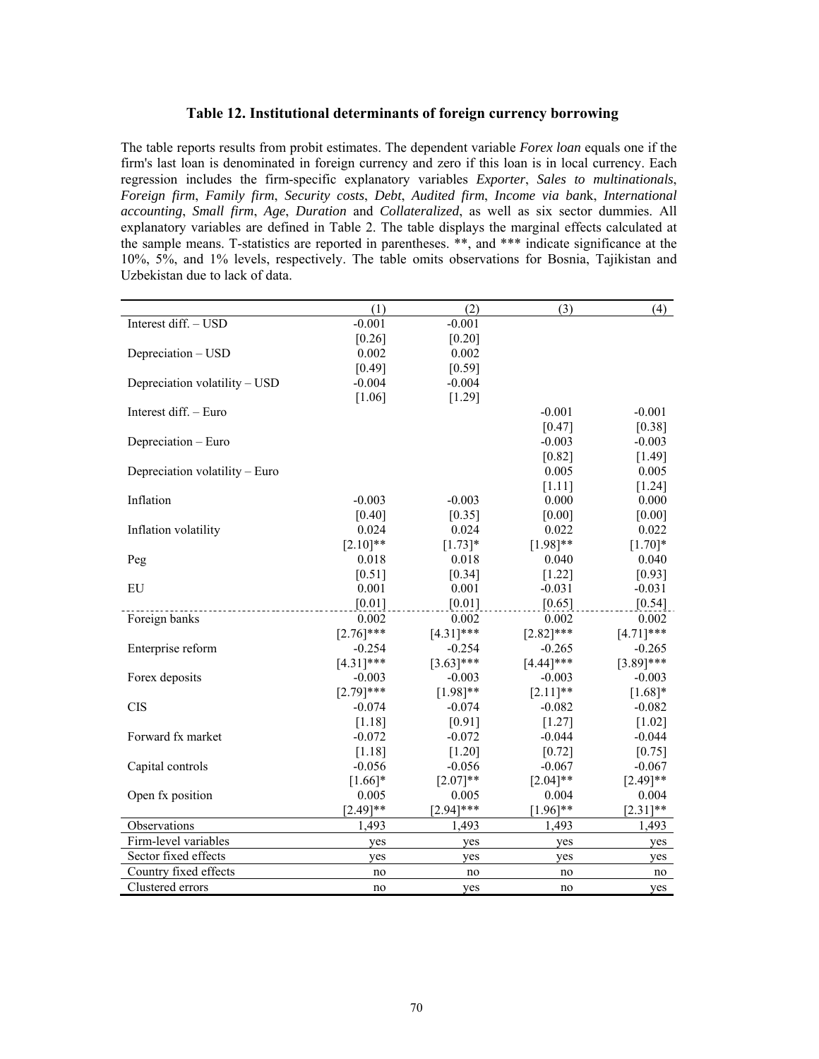## Table 12. Institutional determinants of foreign currency borrowing

The table reports results from probit estimates. The dependent variable *Forex loan* equals one if the firm's last loan is denominated in foreign currency and zero if this loan is in local currency. Each regression includes the firm-specific explanatory variables *Exporter*, *Sales to multinationals*, *Foreign firm*, *Family firm*, *Security costs*, *Debt*, *Audited firm*, *Income via ban*k, *International accounting*, *Small firm*, *Age*, *Duration* and *Collateralized*, as well as six sector dummies. All explanatory variables are defined in Table 2. The table displays the marginal effects calculated at the sample means. T-statistics are reported in parentheses. **, and *** indicate significance at the 10%, 5%, and 1% levels, respectively. The table omits observations for Bosnia, Tajikistan and Uzbekistan due to lack of data.

| | (1) | (2) | (3) | (4) |
|---|---|---|---|---|
| Interest diff. – USD | -0.001 | -0.001 | | |
| | [0.26] | [0.20] | | |
| Depreciation – USD | 0.002 | 0.002 | | |
| | [0.49] | [0.59] | | |
| Depreciation volatility – USD | -0.004 | -0.004 | | |
| | [1.06] | [1.29] | | |
| Interest diff. – Euro | | | -0.001 | -0.001 |
| | | | [0.47] | [0.38] |
| Depreciation – Euro | | | -0.003 | -0.003 |
| | | | [0.82] | [1.49] |
| Depreciation volatility – Euro | | | 0.005 | 0.005 |
| | | | [1.11] | [1.24] |
| Inflation | -0.003 | -0.003 | 0.000 | 0.000 |
| | [0.40] | [0.35] | [0.00] | [0.00] |
| Inflation volatility | 0.024 | 0.024 | 0.022 | 0.022 |
| | [2.10]** | [1.73]* | [1.98]** | [1.70]* |
| Peg | 0.018 | 0.018 | 0.040 | 0.040 |
| | [0.51] | [0.34] | [1.22] | [0.93] |
| EU | 0.001 | 0.001 | -0.031 | -0.031 |
| | [0.01] | [0.01] | [0.65] | [0.54] |
| Foreign banks | 0.002 | 0.002 | 0.002 | 0.002 |
| | [2.76]*** | [4.31]*** | [2.82]*** | [4.71]*** |
| Enterprise reform | -0.254 | -0.254 | -0.265 | -0.265 |
| | [4.31]*** | [3.63]*** | [4.44]*** | [3.89]*** |
| Forex deposits | -0.003 | -0.003 | -0.003 | -0.003 |
| | [2.79]*** | [1.98]** | [2.11]** | [1.68]* |
| CIS | -0.074 | -0.074 | -0.082 | -0.082 |
| | [1.18] | [0.91] | [1.27] | [1.02] |
| Forward fx market | -0.072 | -0.072 | -0.044 | -0.044 |
| | [1.18] | [1.20] | [0.72] | [0.75] |
| Capital controls | -0.056 | -0.056 | -0.067 | -0.067 |
| | [1.66]* | [2.07]** | [2.04]** | [2.49]** |
| Open fx position | 0.005 | 0.005 | 0.004 | 0.004 |
| | [2.49]** | [2.94]*** | [1.96]** | [2.31]** |
| Observations | 1,493 | 1,493 | 1,493 | 1,493 |
| Firm-level variables | yes | yes | yes | yes |
| Sector fixed effects | yes | yes | yes | yes |
| Country fixed effects | no | no | no | no |
| Clustered errors | no | yes | no | yes |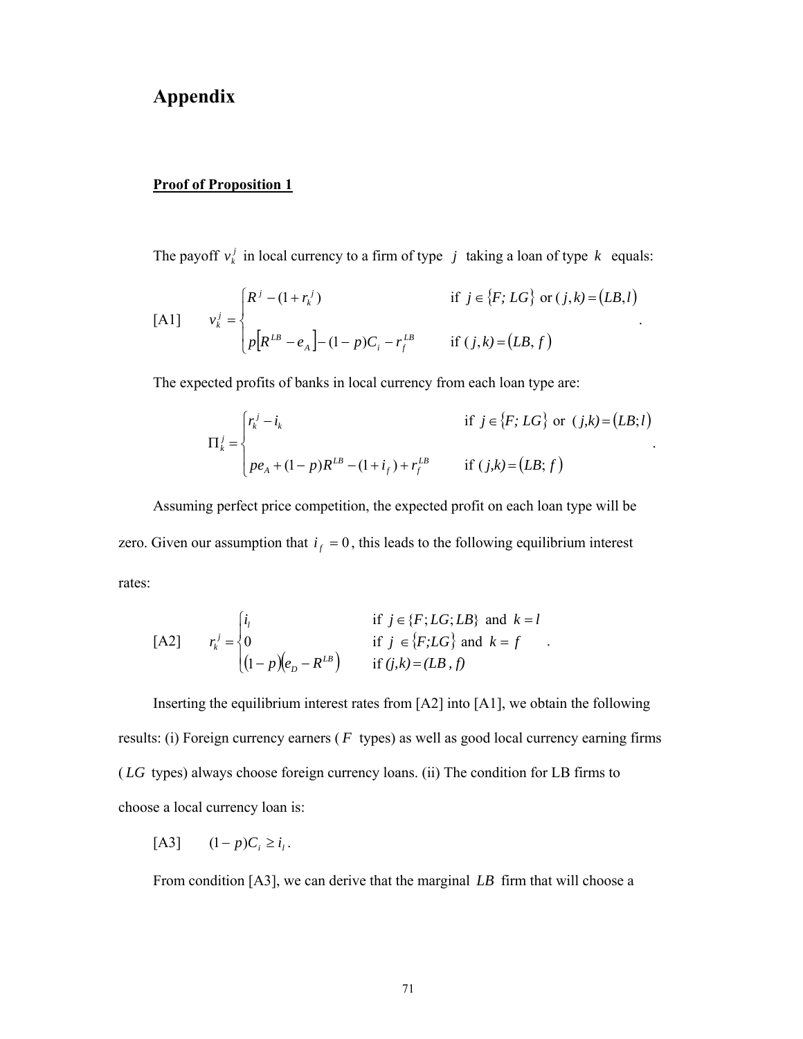# Appendix

**Proof of Proposition 1**

The payoff $v_k^j$ in local currency to a firm of type $j$ taking a loan of type $k$ equals:

$$
\text{[A1]} \qquad v_k^j = \begin{cases} R^j - (1 + r_k^j) & \text{if } j \in \{F;\, LG\} \text{ or } (j,k) = (LB, l) \\ \\ p\left[R^{LB} - e_A\right] - (1-p)C_i - r_f^{LB} & \text{if } (j,k) = (LB, f) \end{cases}.
$$

The expected profits of banks in local currency from each loan type are:

$$
\Pi_k^j = \begin{cases} r_k^j - i_k & \text{if } j \in \{F;\, LG\} \text{ or } (j,k) = (LB; l) \\ \\ pe_A + (1-p)R^{LB} - (1 + i_f) + r_f^{LB} & \text{if } (j,k) = (LB;\, f) \end{cases}.
$$

Assuming perfect price competition, the expected profit on each loan type will be zero. Given our assumption that $i_f = 0$, this leads to the following equilibrium interest rates:

$$
\text{[A2]} \qquad r_k^j = \begin{cases} i_l & \text{if } j \in \{F; LG; LB\} \text{ and } k = l \\ 0 & \text{if } j \in \{F; LG\} \text{ and } k = f \\ (1-p)(e_D - R^{LB}) & \text{if } (j,k) = (LB,\, f) \end{cases}.
$$

Inserting the equilibrium interest rates from [A2] into [A1], we obtain the following results: (i) Foreign currency earners ($F$ types) as well as good local currency earning firms ($LG$ types) always choose foreign currency loans. (ii) The condition for LB firms to choose a local currency loan is:

$$
\text{[A3]} \qquad (1-p)C_i \geq i_l .
$$

From condition [A3], we can derive that the marginal $LB$ firm that will choose a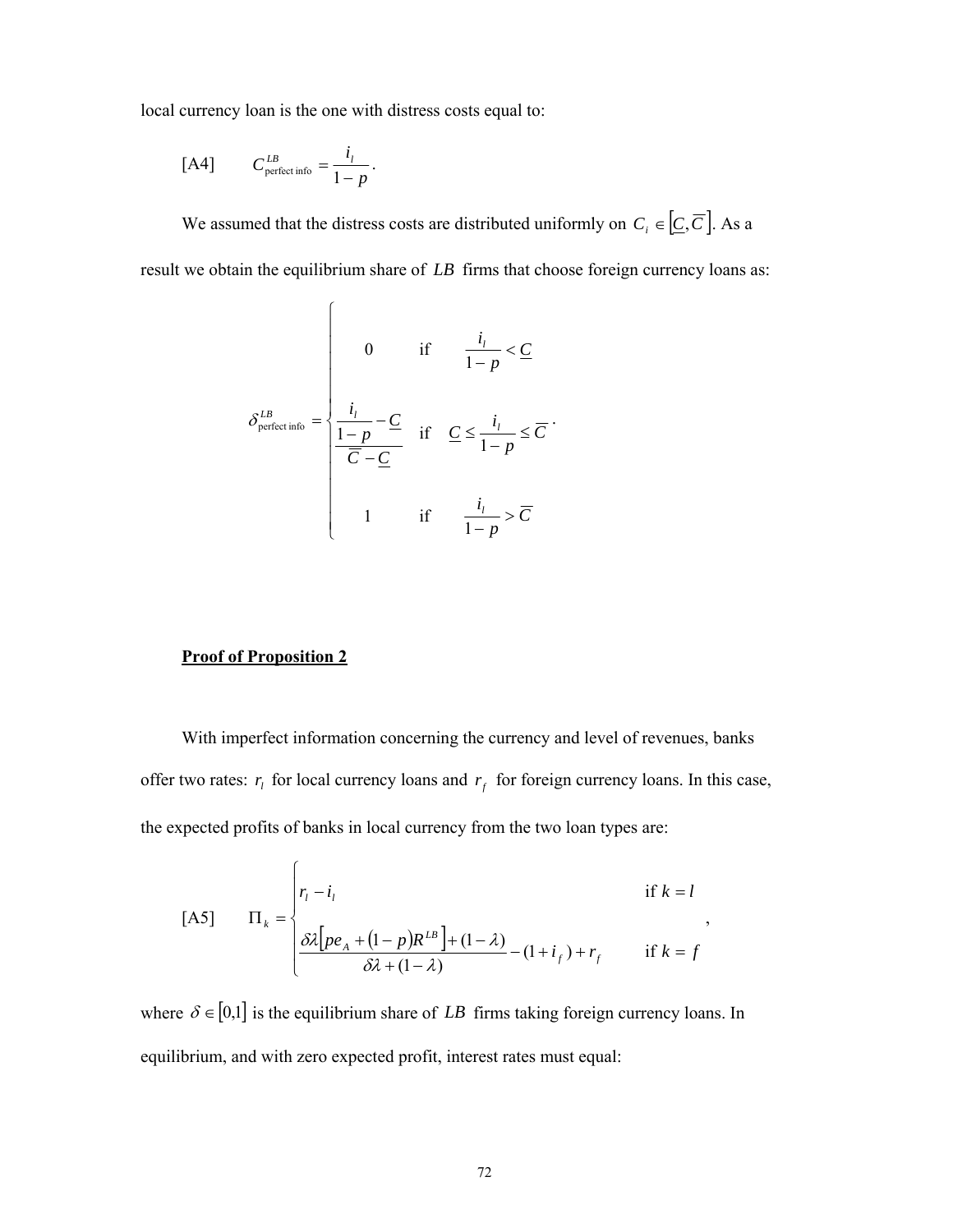local currency loan is the one with distress costs equal to:

$$\text{[A4]} \qquad C^{LB}_{\text{perfect info}} = \frac{i_l}{1-p}.$$

We assumed that the distress costs are distributed uniformly on $C_i \in [\underline{C}, \overline{C}]$. As a result we obtain the equilibrium share of $LB$ firms that choose foreign currency loans as:

$$\delta^{LB}_{\text{perfect info}} = \begin{cases} 0 & \text{if} \quad \dfrac{i_l}{1-p} < \underline{C} \\[2ex] \dfrac{\dfrac{i_l}{1-p} - \underline{C}}{\overline{C} - \underline{C}} & \text{if} \quad \underline{C} \leq \dfrac{i_l}{1-p} \leq \overline{C} \\[2ex] 1 & \text{if} \quad \dfrac{i_l}{1-p} > \overline{C} \end{cases}.$$

**Proof of Proposition 2**

With imperfect information concerning the currency and level of revenues, banks offer two rates: $r_l$ for local currency loans and $r_f$ for foreign currency loans. In this case, the expected profits of banks in local currency from the two loan types are:

$$\text{[A5]} \qquad \Pi_k = \begin{cases} r_l - i_l & \text{if } k = l \\[2ex] \dfrac{\delta\lambda\left[pe_A + (1-p)R^{LB}\right] + (1-\lambda)}{\delta\lambda + (1-\lambda)} - (1+i_f) + r_f & \text{if } k = f \end{cases},$$

where $\delta \in [0,1]$ is the equilibrium share of $LB$ firms taking foreign currency loans. In equilibrium, and with zero expected profit, interest rates must equal: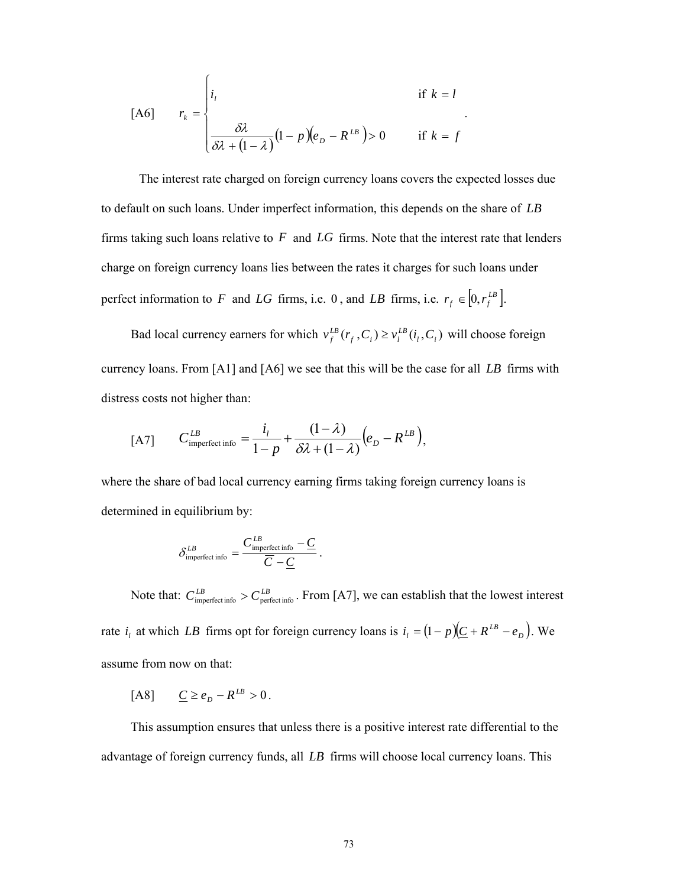$$[A6] \qquad r_k = \begin{cases} i_l & \text{if } k = l \\ \dfrac{\delta\lambda}{\delta\lambda + (1-\lambda)}(1-p)\left(e_D - R^{LB}\right) > 0 & \text{if } k = f \end{cases}.$$

The interest rate charged on foreign currency loans covers the expected losses due to default on such loans. Under imperfect information, this depends on the share of $LB$ firms taking such loans relative to $F$ and $LG$ firms. Note that the interest rate that lenders charge on foreign currency loans lies between the rates it charges for such loans under perfect information to $F$ and $LG$ firms, i.e. $0$, and $LB$ firms, i.e. $r_f \in \left[0, r_f^{LB}\right]$.

Bad local currency earners for which $v_f^{LB}(r_f, C_i) \geq v_l^{LB}(i_l, C_i)$ will choose foreign currency loans. From [A1] and [A6] we see that this will be the case for all $LB$ firms with distress costs not higher than:

$$[A7] \qquad C^{LB}_{\text{imperfect info}} = \frac{i_l}{1-p} + \frac{(1-\lambda)}{\delta\lambda + (1-\lambda)}\left(e_D - R^{LB}\right),$$

where the share of bad local currency earning firms taking foreign currency loans is determined in equilibrium by:

$$\delta^{LB}_{\text{imperfect info}} = \frac{C^{LB}_{\text{imperfect info}} - \underline{C}}{\overline{C} - \underline{C}}.$$

Note that: $C^{LB}_{\text{imperfect info}} > C^{LB}_{\text{perfect info}}$. From [A7], we can establish that the lowest interest rate $i_l$ at which $LB$ firms opt for foreign currency loans is $i_l = (1-p)\left(\underline{C} + R^{LB} - e_D\right)$. We assume from now on that:

$$[A8] \qquad \underline{C} \geq e_D - R^{LB} > 0.$$

This assumption ensures that unless there is a positive interest rate differential to the advantage of foreign currency funds, all $LB$ firms will choose local currency loans. This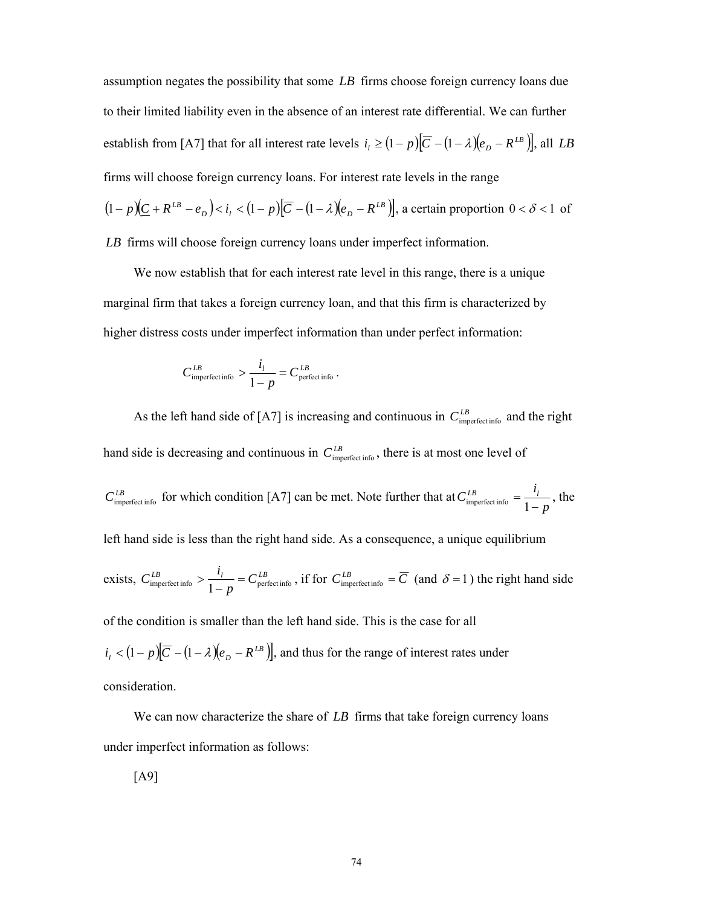assumption negates the possibility that some $LB$ firms choose foreign currency loans due to their limited liability even in the absence of an interest rate differential. We can further establish from [A7] that for all interest rate levels $i_l \geq (1-p)\left[\overline{C} - (1-\lambda)\left(e_D - R^{LB}\right)\right]$, all $LB$ firms will choose foreign currency loans. For interest rate levels in the range $(1-p)\left(\underline{C} + R^{LB} - e_D\right) < i_l < (1-p)\left[\overline{C} - (1-\lambda)\left(e_D - R^{LB}\right)\right]$, a certain proportion $0 < \delta < 1$ of $LB$ firms will choose foreign currency loans under imperfect information.

We now establish that for each interest rate level in this range, there is a unique marginal firm that takes a foreign currency loan, and that this firm is characterized by higher distress costs under imperfect information than under perfect information:

$$C^{LB}_{\text{imperfect info}} > \frac{i_l}{1-p} = C^{LB}_{\text{perfect info}}.$$

As the left hand side of [A7] is increasing and continuous in $C^{LB}_{\text{imperfect info}}$ and the right hand side is decreasing and continuous in $C^{LB}_{\text{imperfect info}}$, there is at most one level of $C^{LB}_{\text{imperfect info}}$ for which condition [A7] can be met. Note further that at $C^{LB}_{\text{imperfect info}} = \dfrac{i_l}{1-p}$, the left hand side is less than the right hand side. As a consequence, a unique equilibrium exists, $C^{LB}_{\text{imperfect info}} > \dfrac{i_l}{1-p} = C^{LB}_{\text{perfect info}}$, if for $C^{LB}_{\text{imperfect info}} = \overline{C}$ (and $\delta = 1$) the right hand side of the condition is smaller than the left hand side. This is the case for all $i_l < (1-p)\left[\overline{C} - (1-\lambda)\left(e_D - R^{LB}\right)\right]$, and thus for the range of interest rates under consideration.

We can now characterize the share of $LB$ firms that take foreign currency loans under imperfect information as follows:

[A9]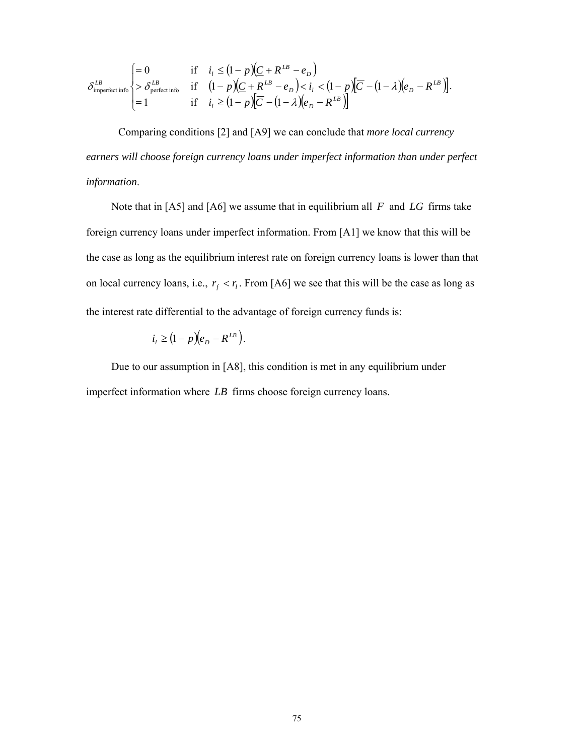$$\delta^{LB}_{\text{imperfect info}} \begin{cases} = 0 & \text{if} \quad i_l \le (1-p)\left(\underline{C} + R^{LB} - e_D\right) \\ > \delta^{LB}_{\text{perfect info}} & \text{if} \quad (1-p)\left(\underline{C} + R^{LB} - e_D\right) < i_l < (1-p)\left[\overline{C} - (1-\lambda)\left(e_D - R^{LB}\right)\right]. \\ = 1 & \text{if} \quad i_l \ge (1-p)\left[\overline{C} - (1-\lambda)\left(e_D - R^{LB}\right)\right] \end{cases}$$

Comparing conditions [2] and [A9] we can conclude that *more local currency earners will choose foreign currency loans under imperfect information than under perfect information*.

Note that in [A5] and [A6] we assume that in equilibrium all $F$ and $LG$ firms take foreign currency loans under imperfect information. From [A1] we know that this will be the case as long as the equilibrium interest rate on foreign currency loans is lower than that on local currency loans, i.e., $r_f < r_l$. From [A6] we see that this will be the case as long as the interest rate differential to the advantage of foreign currency funds is:

$$i_l \ge (1-p)\left(e_D - R^{LB}\right).$$

Due to our assumption in [A8], this condition is met in any equilibrium under imperfect information where $LB$ firms choose foreign currency loans.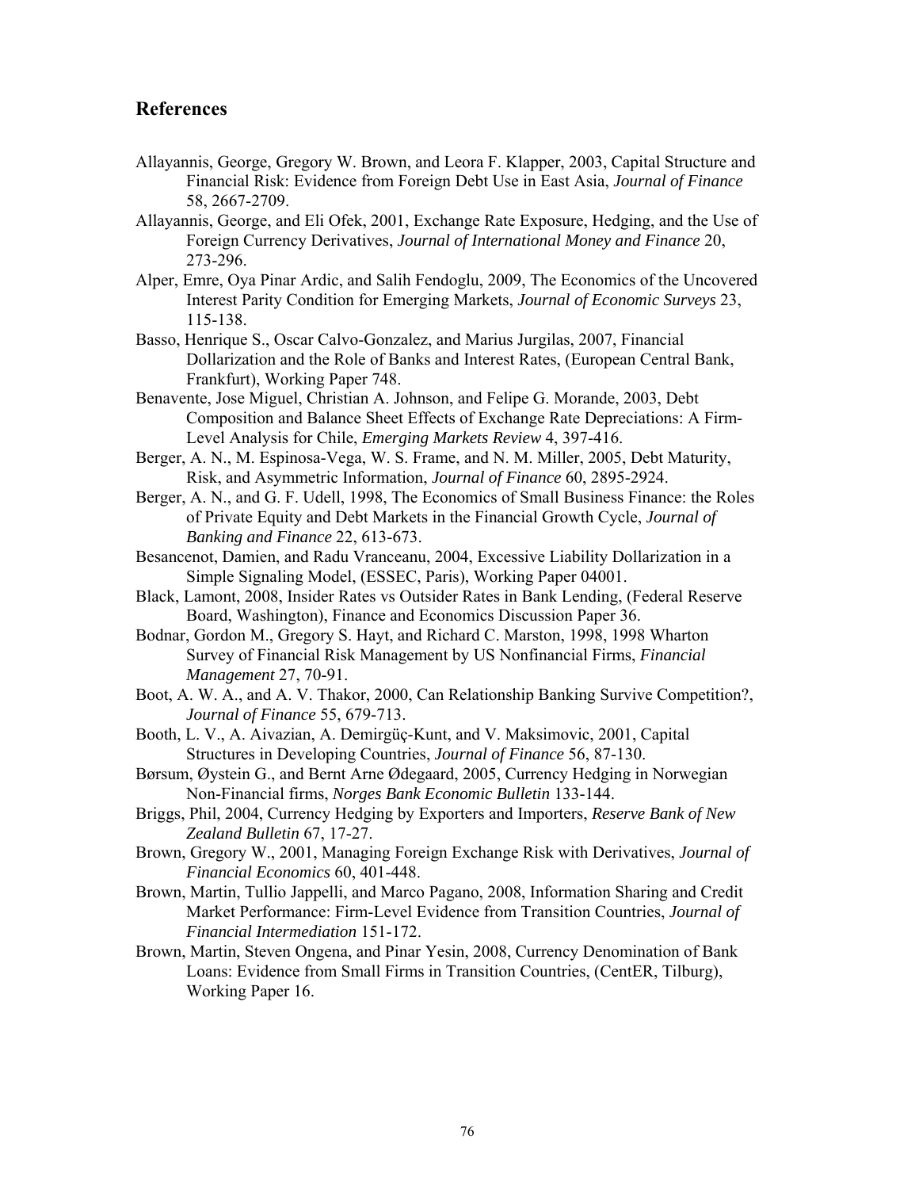## References

Allayannis, George, Gregory W. Brown, and Leora F. Klapper, 2003, Capital Structure and Financial Risk: Evidence from Foreign Debt Use in East Asia, *Journal of Finance* 58, 2667-2709.

Allayannis, George, and Eli Ofek, 2001, Exchange Rate Exposure, Hedging, and the Use of Foreign Currency Derivatives, *Journal of International Money and Finance* 20, 273-296.

Alper, Emre, Oya Pinar Ardic, and Salih Fendoglu, 2009, The Economics of the Uncovered Interest Parity Condition for Emerging Markets, *Journal of Economic Surveys* 23, 115-138.

Basso, Henrique S., Oscar Calvo-Gonzalez, and Marius Jurgilas, 2007, Financial Dollarization and the Role of Banks and Interest Rates, (European Central Bank, Frankfurt), Working Paper 748.

Benavente, Jose Miguel, Christian A. Johnson, and Felipe G. Morande, 2003, Debt Composition and Balance Sheet Effects of Exchange Rate Depreciations: A Firm-Level Analysis for Chile, *Emerging Markets Review* 4, 397-416.

Berger, A. N., M. Espinosa-Vega, W. S. Frame, and N. M. Miller, 2005, Debt Maturity, Risk, and Asymmetric Information, *Journal of Finance* 60, 2895-2924.

Berger, A. N., and G. F. Udell, 1998, The Economics of Small Business Finance: the Roles of Private Equity and Debt Markets in the Financial Growth Cycle, *Journal of Banking and Finance* 22, 613-673.

Besancenot, Damien, and Radu Vranceanu, 2004, Excessive Liability Dollarization in a Simple Signaling Model, (ESSEC, Paris), Working Paper 04001.

Black, Lamont, 2008, Insider Rates vs Outsider Rates in Bank Lending, (Federal Reserve Board, Washington), Finance and Economics Discussion Paper 36.

Bodnar, Gordon M., Gregory S. Hayt, and Richard C. Marston, 1998, 1998 Wharton Survey of Financial Risk Management by US Nonfinancial Firms, *Financial Management* 27, 70-91.

Boot, A. W. A., and A. V. Thakor, 2000, Can Relationship Banking Survive Competition?, *Journal of Finance* 55, 679-713.

Booth, L. V., A. Aivazian, A. Demirgüç-Kunt, and V. Maksimovic, 2001, Capital Structures in Developing Countries, *Journal of Finance* 56, 87-130.

Børsum, Øystein G., and Bernt Arne Ødegaard, 2005, Currency Hedging in Norwegian Non-Financial firms, *Norges Bank Economic Bulletin* 133-144.

Briggs, Phil, 2004, Currency Hedging by Exporters and Importers, *Reserve Bank of New Zealand Bulletin* 67, 17-27.

Brown, Gregory W., 2001, Managing Foreign Exchange Risk with Derivatives, *Journal of Financial Economics* 60, 401-448.

Brown, Martin, Tullio Jappelli, and Marco Pagano, 2008, Information Sharing and Credit Market Performance: Firm-Level Evidence from Transition Countries, *Journal of Financial Intermediation* 151-172.

Brown, Martin, Steven Ongena, and Pinar Yesin, 2008, Currency Denomination of Bank Loans: Evidence from Small Firms in Transition Countries, (CentER, Tilburg), Working Paper 16.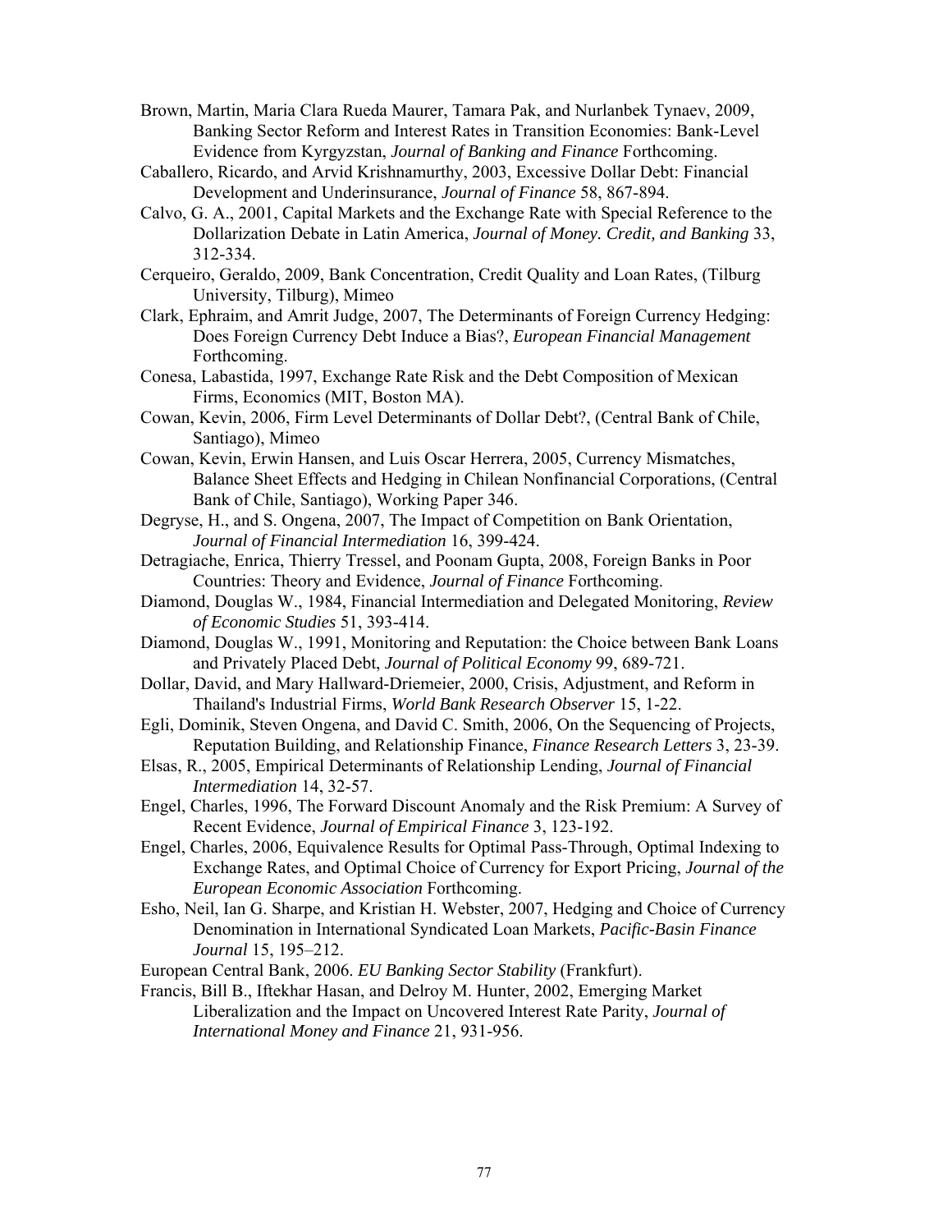Brown, Martin, Maria Clara Rueda Maurer, Tamara Pak, and Nurlanbek Tynaev, 2009, Banking Sector Reform and Interest Rates in Transition Economies: Bank-Level Evidence from Kyrgyzstan, *Journal of Banking and Finance* Forthcoming.

Caballero, Ricardo, and Arvid Krishnamurthy, 2003, Excessive Dollar Debt: Financial Development and Underinsurance, *Journal of Finance* 58, 867-894.

Calvo, G. A., 2001, Capital Markets and the Exchange Rate with Special Reference to the Dollarization Debate in Latin America, *Journal of Money. Credit, and Banking* 33, 312-334.

Cerqueiro, Geraldo, 2009, Bank Concentration, Credit Quality and Loan Rates, (Tilburg University, Tilburg), Mimeo

Clark, Ephraim, and Amrit Judge, 2007, The Determinants of Foreign Currency Hedging: Does Foreign Currency Debt Induce a Bias?, *European Financial Management* Forthcoming.

Conesa, Labastida, 1997, Exchange Rate Risk and the Debt Composition of Mexican Firms, Economics (MIT, Boston MA).

Cowan, Kevin, 2006, Firm Level Determinants of Dollar Debt?, (Central Bank of Chile, Santiago), Mimeo

Cowan, Kevin, Erwin Hansen, and Luis Oscar Herrera, 2005, Currency Mismatches, Balance Sheet Effects and Hedging in Chilean Nonfinancial Corporations, (Central Bank of Chile, Santiago), Working Paper 346.

Degryse, H., and S. Ongena, 2007, The Impact of Competition on Bank Orientation, *Journal of Financial Intermediation* 16, 399-424.

Detragiache, Enrica, Thierry Tressel, and Poonam Gupta, 2008, Foreign Banks in Poor Countries: Theory and Evidence, *Journal of Finance* Forthcoming.

Diamond, Douglas W., 1984, Financial Intermediation and Delegated Monitoring, *Review of Economic Studies* 51, 393-414.

Diamond, Douglas W., 1991, Monitoring and Reputation: the Choice between Bank Loans and Privately Placed Debt, *Journal of Political Economy* 99, 689-721.

Dollar, David, and Mary Hallward-Driemeier, 2000, Crisis, Adjustment, and Reform in Thailand's Industrial Firms, *World Bank Research Observer* 15, 1-22.

Egli, Dominik, Steven Ongena, and David C. Smith, 2006, On the Sequencing of Projects, Reputation Building, and Relationship Finance, *Finance Research Letters* 3, 23-39.

Elsas, R., 2005, Empirical Determinants of Relationship Lending, *Journal of Financial Intermediation* 14, 32-57.

Engel, Charles, 1996, The Forward Discount Anomaly and the Risk Premium: A Survey of Recent Evidence, *Journal of Empirical Finance* 3, 123-192.

Engel, Charles, 2006, Equivalence Results for Optimal Pass-Through, Optimal Indexing to Exchange Rates, and Optimal Choice of Currency for Export Pricing, *Journal of the European Economic Association* Forthcoming.

Esho, Neil, Ian G. Sharpe, and Kristian H. Webster, 2007, Hedging and Choice of Currency Denomination in International Syndicated Loan Markets, *Pacific-Basin Finance Journal* 15, 195–212.

European Central Bank, 2006. *EU Banking Sector Stability* (Frankfurt).

Francis, Bill B., Iftekhar Hasan, and Delroy M. Hunter, 2002, Emerging Market Liberalization and the Impact on Uncovered Interest Rate Parity, *Journal of International Money and Finance* 21, 931-956.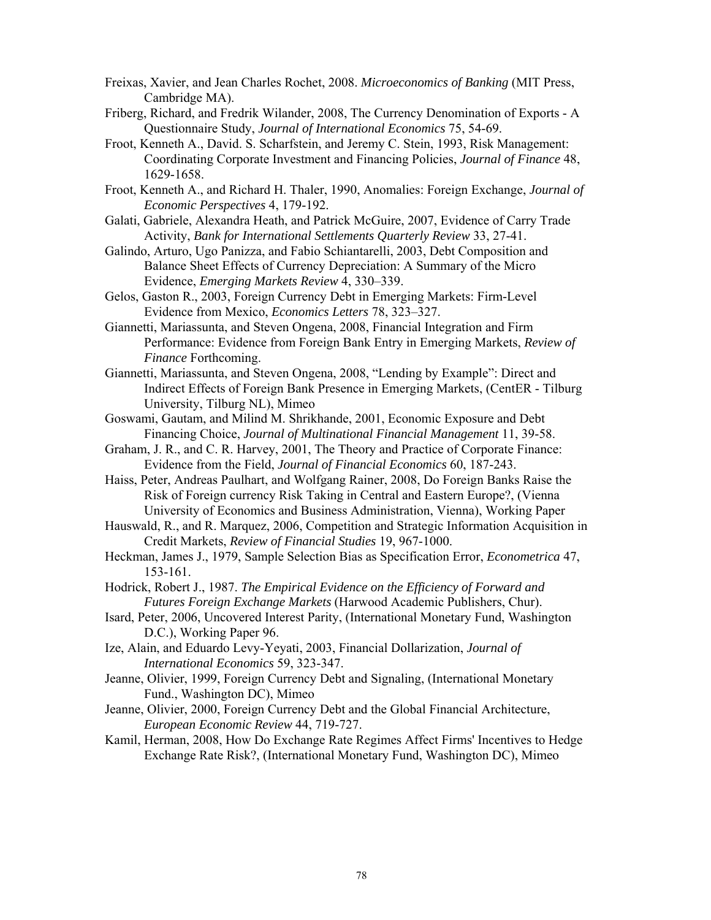Freixas, Xavier, and Jean Charles Rochet, 2008. *Microeconomics of Banking* (MIT Press, Cambridge MA).

Friberg, Richard, and Fredrik Wilander, 2008, The Currency Denomination of Exports - A Questionnaire Study, *Journal of International Economics* 75, 54-69.

Froot, Kenneth A., David. S. Scharfstein, and Jeremy C. Stein, 1993, Risk Management: Coordinating Corporate Investment and Financing Policies, *Journal of Finance* 48, 1629-1658.

Froot, Kenneth A., and Richard H. Thaler, 1990, Anomalies: Foreign Exchange, *Journal of Economic Perspectives* 4, 179-192.

Galati, Gabriele, Alexandra Heath, and Patrick McGuire, 2007, Evidence of Carry Trade Activity, *Bank for International Settlements Quarterly Review* 33, 27-41.

Galindo, Arturo, Ugo Panizza, and Fabio Schiantarelli, 2003, Debt Composition and Balance Sheet Effects of Currency Depreciation: A Summary of the Micro Evidence, *Emerging Markets Review* 4, 330–339.

Gelos, Gaston R., 2003, Foreign Currency Debt in Emerging Markets: Firm-Level Evidence from Mexico, *Economics Letters* 78, 323–327.

Giannetti, Mariassunta, and Steven Ongena, 2008, Financial Integration and Firm Performance: Evidence from Foreign Bank Entry in Emerging Markets, *Review of Finance* Forthcoming.

Giannetti, Mariassunta, and Steven Ongena, 2008, "Lending by Example": Direct and Indirect Effects of Foreign Bank Presence in Emerging Markets, (CentER - Tilburg University, Tilburg NL), Mimeo

Goswami, Gautam, and Milind M. Shrikhande, 2001, Economic Exposure and Debt Financing Choice, *Journal of Multinational Financial Management* 11, 39-58.

Graham, J. R., and C. R. Harvey, 2001, The Theory and Practice of Corporate Finance: Evidence from the Field, *Journal of Financial Economics* 60, 187-243.

Haiss, Peter, Andreas Paulhart, and Wolfgang Rainer, 2008, Do Foreign Banks Raise the Risk of Foreign currency Risk Taking in Central and Eastern Europe?, (Vienna University of Economics and Business Administration, Vienna), Working Paper

Hauswald, R., and R. Marquez, 2006, Competition and Strategic Information Acquisition in Credit Markets, *Review of Financial Studies* 19, 967-1000.

Heckman, James J., 1979, Sample Selection Bias as Specification Error, *Econometrica* 47, 153-161.

Hodrick, Robert J., 1987. *The Empirical Evidence on the Efficiency of Forward and Futures Foreign Exchange Markets* (Harwood Academic Publishers, Chur).

Isard, Peter, 2006, Uncovered Interest Parity, (International Monetary Fund, Washington D.C.), Working Paper 96.

Ize, Alain, and Eduardo Levy-Yeyati, 2003, Financial Dollarization, *Journal of International Economics* 59, 323-347.

Jeanne, Olivier, 1999, Foreign Currency Debt and Signaling, (International Monetary Fund., Washington DC), Mimeo

Jeanne, Olivier, 2000, Foreign Currency Debt and the Global Financial Architecture, *European Economic Review* 44, 719-727.

Kamil, Herman, 2008, How Do Exchange Rate Regimes Affect Firms' Incentives to Hedge Exchange Rate Risk?, (International Monetary Fund, Washington DC), Mimeo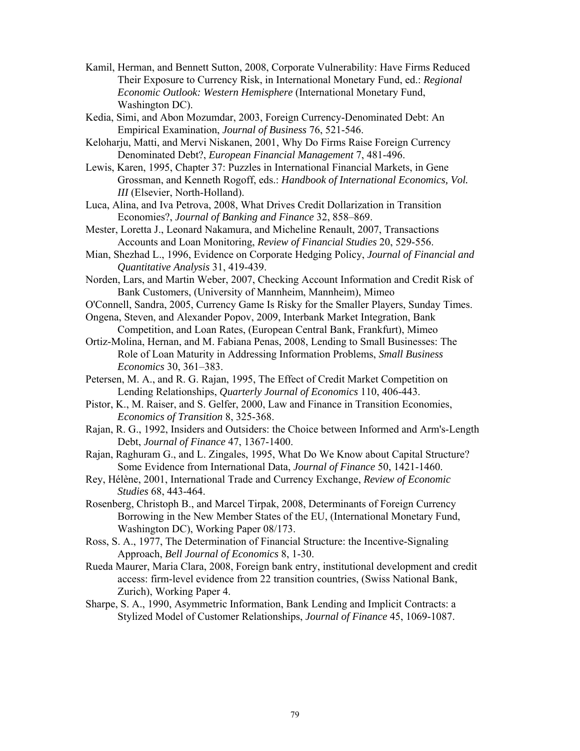Kamil, Herman, and Bennett Sutton, 2008, Corporate Vulnerability: Have Firms Reduced Their Exposure to Currency Risk, in International Monetary Fund, ed.: *Regional Economic Outlook: Western Hemisphere* (International Monetary Fund, Washington DC).

Kedia, Simi, and Abon Mozumdar, 2003, Foreign Currency-Denominated Debt: An Empirical Examination, *Journal of Business* 76, 521-546.

Keloharju, Matti, and Mervi Niskanen, 2001, Why Do Firms Raise Foreign Currency Denominated Debt?, *European Financial Management* 7, 481-496.

Lewis, Karen, 1995, Chapter 37: Puzzles in International Financial Markets, in Gene Grossman, and Kenneth Rogoff, eds.: *Handbook of International Economics, Vol. III* (Elsevier, North-Holland).

Luca, Alina, and Iva Petrova, 2008, What Drives Credit Dollarization in Transition Economies?, *Journal of Banking and Finance* 32, 858–869.

Mester, Loretta J., Leonard Nakamura, and Micheline Renault, 2007, Transactions Accounts and Loan Monitoring, *Review of Financial Studies* 20, 529-556.

Mian, Shezhad L., 1996, Evidence on Corporate Hedging Policy, *Journal of Financial and Quantitative Analysis* 31, 419-439.

Norden, Lars, and Martin Weber, 2007, Checking Account Information and Credit Risk of Bank Customers, (University of Mannheim, Mannheim), Mimeo

O'Connell, Sandra, 2005, Currency Game Is Risky for the Smaller Players, Sunday Times.

Ongena, Steven, and Alexander Popov, 2009, Interbank Market Integration, Bank Competition, and Loan Rates, (European Central Bank, Frankfurt), Mimeo

Ortiz-Molina, Hernan, and M. Fabiana Penas, 2008, Lending to Small Businesses: The Role of Loan Maturity in Addressing Information Problems, *Small Business Economics* 30, 361–383.

Petersen, M. A., and R. G. Rajan, 1995, The Effect of Credit Market Competition on Lending Relationships, *Quarterly Journal of Economics* 110, 406-443.

Pistor, K., M. Raiser, and S. Gelfer, 2000, Law and Finance in Transition Economies, *Economics of Transition* 8, 325-368.

Rajan, R. G., 1992, Insiders and Outsiders: the Choice between Informed and Arm's-Length Debt, *Journal of Finance* 47, 1367-1400.

Rajan, Raghuram G., and L. Zingales, 1995, What Do We Know about Capital Structure? Some Evidence from International Data, *Journal of Finance* 50, 1421-1460.

Rey, Hélène, 2001, International Trade and Currency Exchange, *Review of Economic Studies* 68, 443-464.

Rosenberg, Christoph B., and Marcel Tirpak, 2008, Determinants of Foreign Currency Borrowing in the New Member States of the EU, (International Monetary Fund, Washington DC), Working Paper 08/173.

Ross, S. A., 1977, The Determination of Financial Structure: the Incentive-Signaling Approach, *Bell Journal of Economics* 8, 1-30.

Rueda Maurer, Maria Clara, 2008, Foreign bank entry, institutional development and credit access: firm-level evidence from 22 transition countries, (Swiss National Bank, Zurich), Working Paper 4.

Sharpe, S. A., 1990, Asymmetric Information, Bank Lending and Implicit Contracts: a Stylized Model of Customer Relationships, *Journal of Finance* 45, 1069-1087.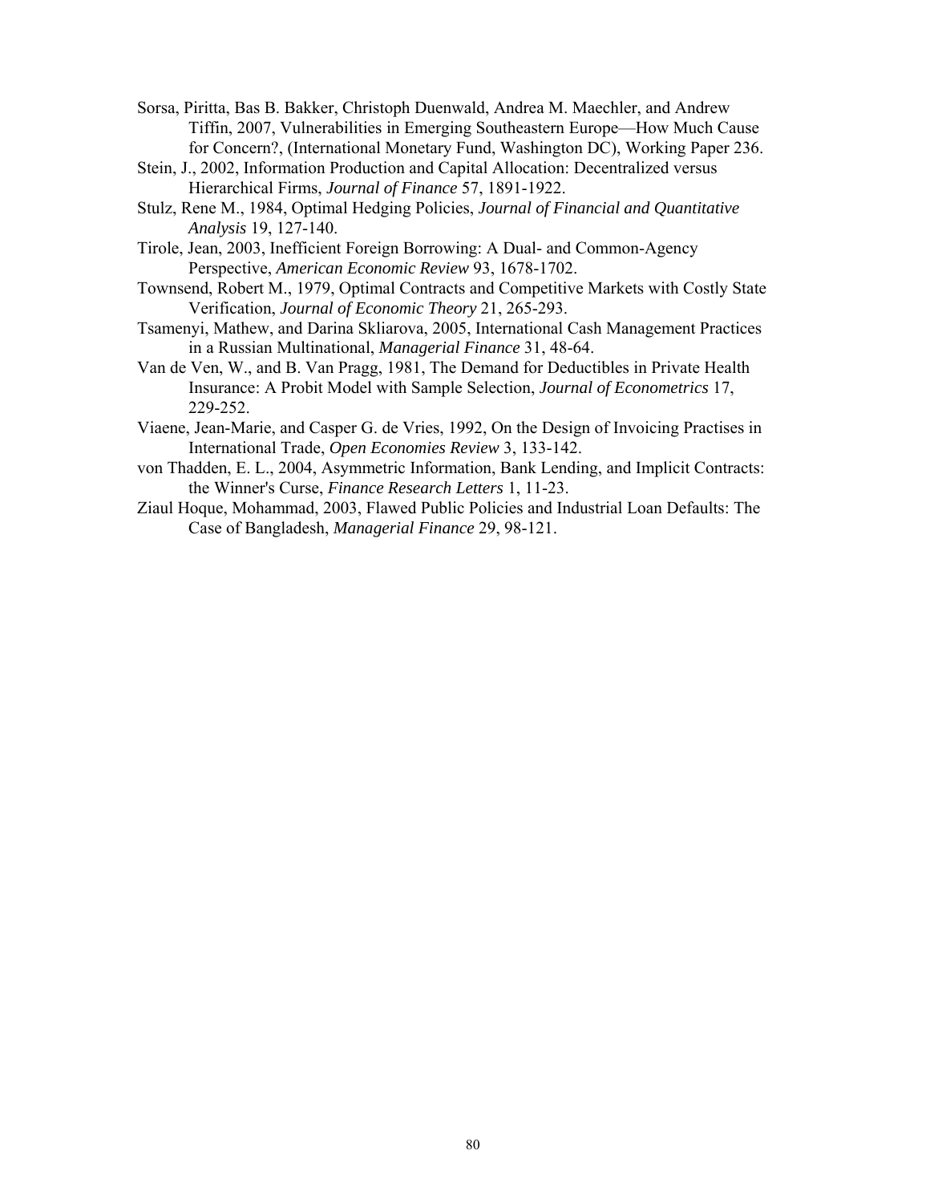Sorsa, Piritta, Bas B. Bakker, Christoph Duenwald, Andrea M. Maechler, and Andrew Tiffin, 2007, Vulnerabilities in Emerging Southeastern Europe—How Much Cause for Concern?, (International Monetary Fund, Washington DC), Working Paper 236.

Stein, J., 2002, Information Production and Capital Allocation: Decentralized versus Hierarchical Firms, *Journal of Finance* 57, 1891-1922.

Stulz, Rene M., 1984, Optimal Hedging Policies, *Journal of Financial and Quantitative Analysis* 19, 127-140.

Tirole, Jean, 2003, Inefficient Foreign Borrowing: A Dual- and Common-Agency Perspective, *American Economic Review* 93, 1678-1702.

Townsend, Robert M., 1979, Optimal Contracts and Competitive Markets with Costly State Verification, *Journal of Economic Theory* 21, 265-293.

Tsamenyi, Mathew, and Darina Skliarova, 2005, International Cash Management Practices in a Russian Multinational, *Managerial Finance* 31, 48-64.

Van de Ven, W., and B. Van Pragg, 1981, The Demand for Deductibles in Private Health Insurance: A Probit Model with Sample Selection, *Journal of Econometrics* 17, 229-252.

Viaene, Jean-Marie, and Casper G. de Vries, 1992, On the Design of Invoicing Practises in International Trade, *Open Economies Review* 3, 133-142.

von Thadden, E. L., 2004, Asymmetric Information, Bank Lending, and Implicit Contracts: the Winner's Curse, *Finance Research Letters* 1, 11-23.

Ziaul Hoque, Mohammad, 2003, Flawed Public Policies and Industrial Loan Defaults: The Case of Bangladesh, *Managerial Finance* 29, 98-121.